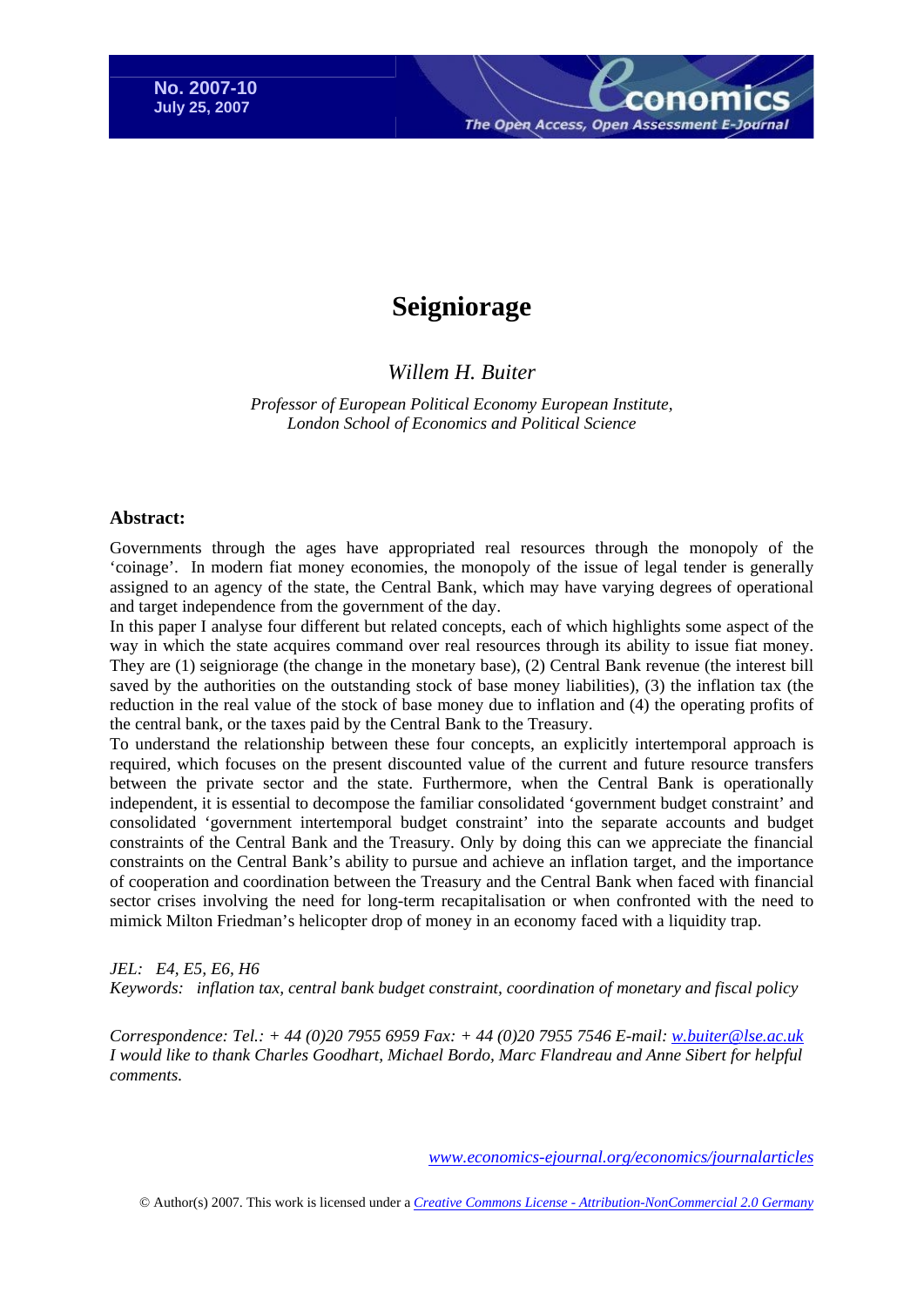No. 2007-10
July 25, 2007

# Seigniorage

*Willem H. Buiter*

*Professor of European Political Economy European Institute, London School of Economics and Political Science*

## Abstract:

Governments through the ages have appropriated real resources through the monopoly of the 'coinage'. In modern fiat money economies, the monopoly of the issue of legal tender is generally assigned to an agency of the state, the Central Bank, which may have varying degrees of operational and target independence from the government of the day.

In this paper I analyse four different but related concepts, each of which highlights some aspect of the way in which the state acquires command over real resources through its ability to issue fiat money. They are (1) seigniorage (the change in the monetary base), (2) Central Bank revenue (the interest bill saved by the authorities on the outstanding stock of base money liabilities), (3) the inflation tax (the reduction in the real value of the stock of base money due to inflation and (4) the operating profits of the central bank, or the taxes paid by the Central Bank to the Treasury.

To understand the relationship between these four concepts, an explicitly intertemporal approach is required, which focuses on the present discounted value of the current and future resource transfers between the private sector and the state. Furthermore, when the Central Bank is operationally independent, it is essential to decompose the familiar consolidated 'government budget constraint' and consolidated 'government intertemporal budget constraint' into the separate accounts and budget constraints of the Central Bank and the Treasury. Only by doing this can we appreciate the financial constraints on the Central Bank's ability to pursue and achieve an inflation target, and the importance of cooperation and coordination between the Treasury and the Central Bank when faced with financial sector crises involving the need for long-term recapitalisation or when confronted with the need to mimick Milton Friedman's helicopter drop of money in an economy faced with a liquidity trap.

*JEL: E4, E5, E6, H6*
*Keywords: inflation tax, central bank budget constraint, coordination of monetary and fiscal policy*

*Correspondence: Tel.: + 44 (0)20 7955 6959 Fax: + 44 (0)20 7955 7546 E-mail: w.buiter@lse.ac.uk*
*I would like to thank Charles Goodhart, Michael Bordo, Marc Flandreau and Anne Sibert for helpful comments.*

www.economics-ejournal.org/economics/journalarticles

© Author(s) 2007. This work is licensed under a *Creative Commons License - Attribution-NonCommercial 2.0 Germany*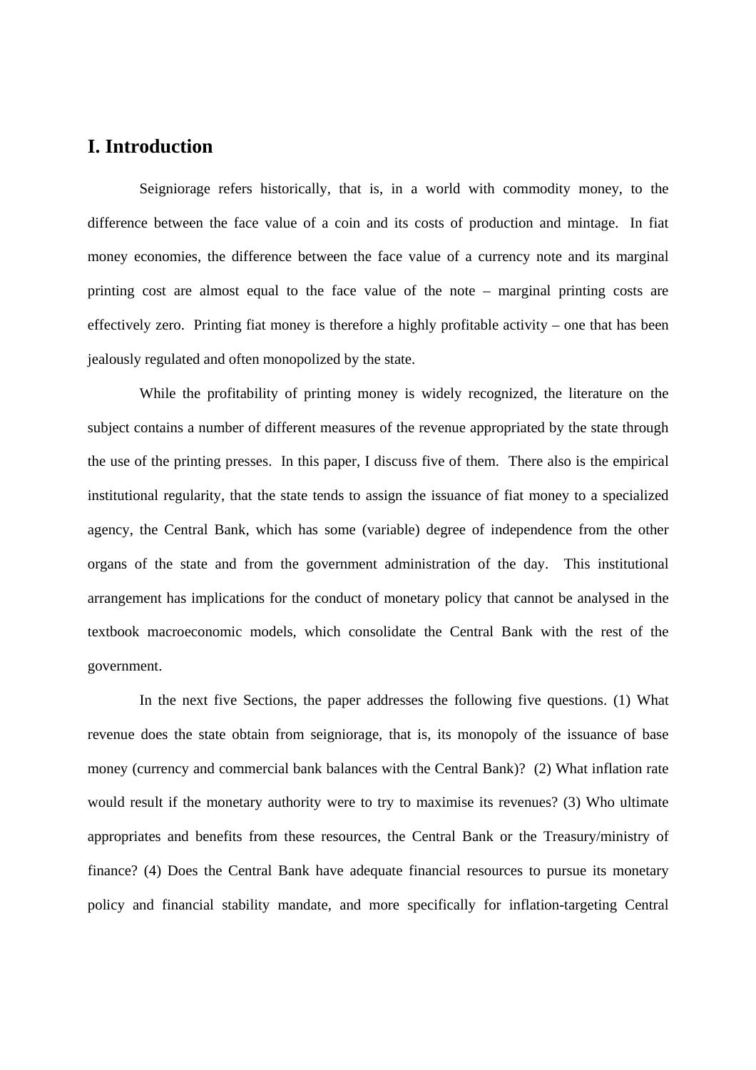## I. Introduction

Seigniorage refers historically, that is, in a world with commodity money, to the difference between the face value of a coin and its costs of production and mintage. In fiat money economies, the difference between the face value of a currency note and its marginal printing cost are almost equal to the face value of the note – marginal printing costs are effectively zero. Printing fiat money is therefore a highly profitable activity – one that has been jealously regulated and often monopolized by the state.

While the profitability of printing money is widely recognized, the literature on the subject contains a number of different measures of the revenue appropriated by the state through the use of the printing presses. In this paper, I discuss five of them. There also is the empirical institutional regularity, that the state tends to assign the issuance of fiat money to a specialized agency, the Central Bank, which has some (variable) degree of independence from the other organs of the state and from the government administration of the day. This institutional arrangement has implications for the conduct of monetary policy that cannot be analysed in the textbook macroeconomic models, which consolidate the Central Bank with the rest of the government.

In the next five Sections, the paper addresses the following five questions. (1) What revenue does the state obtain from seigniorage, that is, its monopoly of the issuance of base money (currency and commercial bank balances with the Central Bank)? (2) What inflation rate would result if the monetary authority were to try to maximise its revenues? (3) Who ultimate appropriates and benefits from these resources, the Central Bank or the Treasury/ministry of finance? (4) Does the Central Bank have adequate financial resources to pursue its monetary policy and financial stability mandate, and more specifically for inflation-targeting Central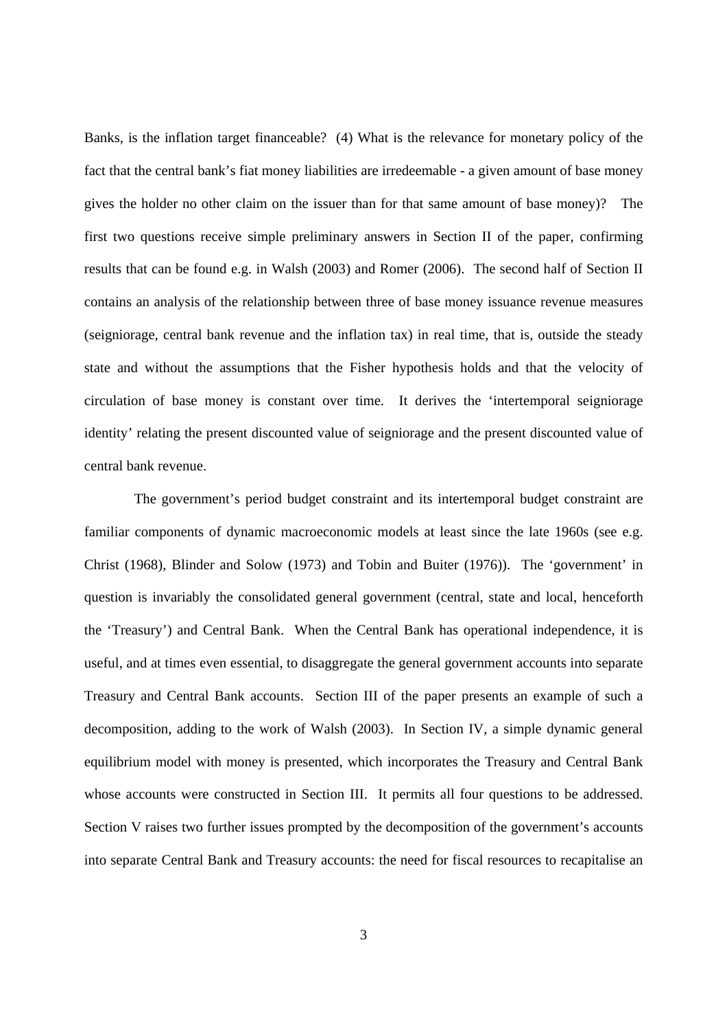Banks, is the inflation target financeable? (4) What is the relevance for monetary policy of the fact that the central bank's fiat money liabilities are irredeemable - a given amount of base money gives the holder no other claim on the issuer than for that same amount of base money)? The first two questions receive simple preliminary answers in Section II of the paper, confirming results that can be found e.g. in Walsh (2003) and Romer (2006). The second half of Section II contains an analysis of the relationship between three of base money issuance revenue measures (seigniorage, central bank revenue and the inflation tax) in real time, that is, outside the steady state and without the assumptions that the Fisher hypothesis holds and that the velocity of circulation of base money is constant over time. It derives the 'intertemporal seigniorage identity' relating the present discounted value of seigniorage and the present discounted value of central bank revenue.

The government's period budget constraint and its intertemporal budget constraint are familiar components of dynamic macroeconomic models at least since the late 1960s (see e.g. Christ (1968), Blinder and Solow (1973) and Tobin and Buiter (1976)). The 'government' in question is invariably the consolidated general government (central, state and local, henceforth the 'Treasury') and Central Bank. When the Central Bank has operational independence, it is useful, and at times even essential, to disaggregate the general government accounts into separate Treasury and Central Bank accounts. Section III of the paper presents an example of such a decomposition, adding to the work of Walsh (2003). In Section IV, a simple dynamic general equilibrium model with money is presented, which incorporates the Treasury and Central Bank whose accounts were constructed in Section III. It permits all four questions to be addressed. Section V raises two further issues prompted by the decomposition of the government's accounts into separate Central Bank and Treasury accounts: the need for fiscal resources to recapitalise an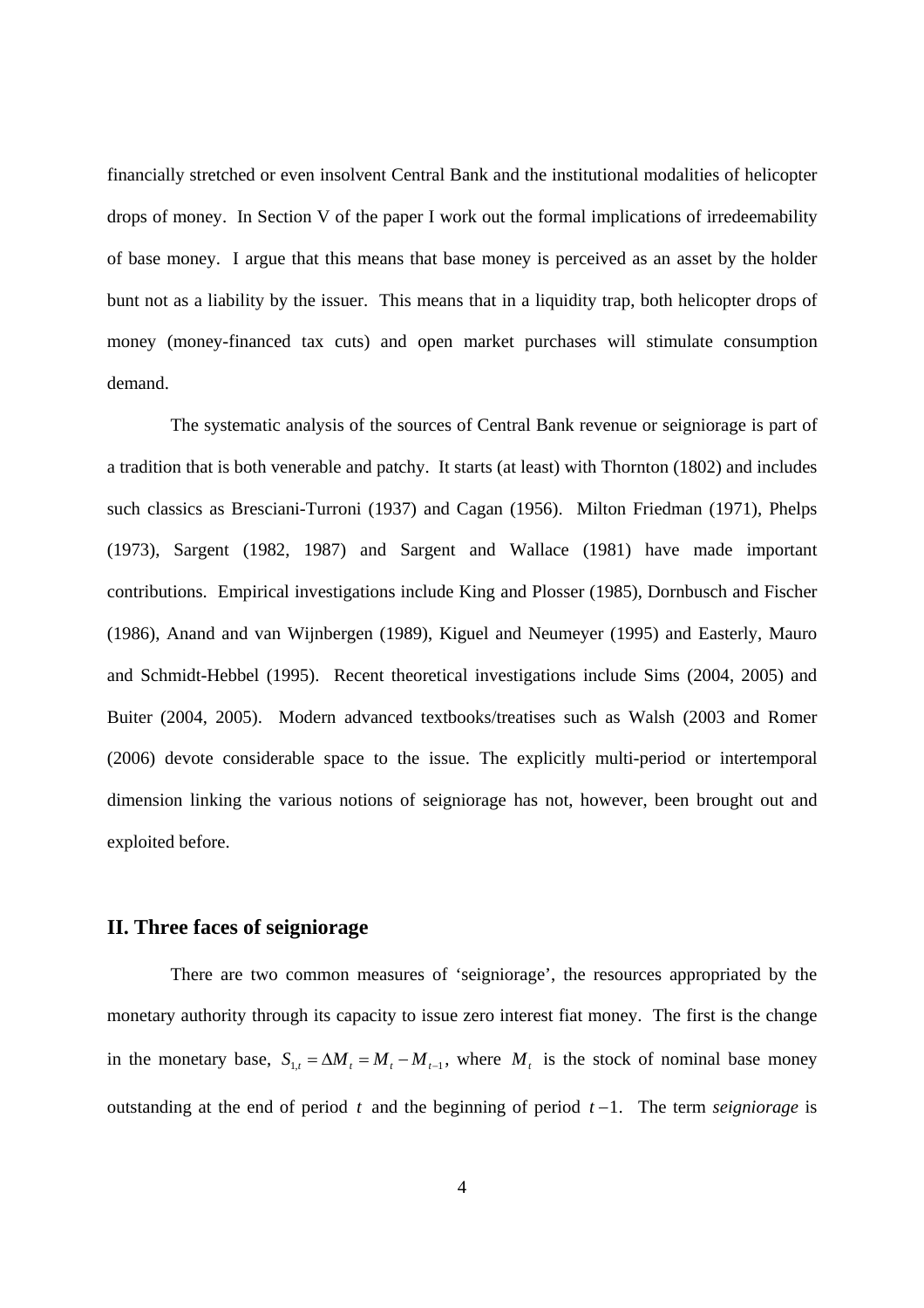financially stretched or even insolvent Central Bank and the institutional modalities of helicopter drops of money. In Section V of the paper I work out the formal implications of irredeemability of base money. I argue that this means that base money is perceived as an asset by the holder bunt not as a liability by the issuer. This means that in a liquidity trap, both helicopter drops of money (money-financed tax cuts) and open market purchases will stimulate consumption demand.

The systematic analysis of the sources of Central Bank revenue or seigniorage is part of a tradition that is both venerable and patchy. It starts (at least) with Thornton (1802) and includes such classics as Bresciani-Turroni (1937) and Cagan (1956). Milton Friedman (1971), Phelps (1973), Sargent (1982, 1987) and Sargent and Wallace (1981) have made important contributions. Empirical investigations include King and Plosser (1985), Dornbusch and Fischer (1986), Anand and van Wijnbergen (1989), Kiguel and Neumeyer (1995) and Easterly, Mauro and Schmidt-Hebbel (1995). Recent theoretical investigations include Sims (2004, 2005) and Buiter (2004, 2005). Modern advanced textbooks/treatises such as Walsh (2003 and Romer (2006) devote considerable space to the issue. The explicitly multi-period or intertemporal dimension linking the various notions of seigniorage has not, however, been brought out and exploited before.

## II. Three faces of seigniorage

There are two common measures of 'seigniorage', the resources appropriated by the monetary authority through its capacity to issue zero interest fiat money. The first is the change in the monetary base, $S_{1,t} = \Delta M_t = M_t - M_{t-1}$, where $M_t$ is the stock of nominal base money outstanding at the end of period $t$ and the beginning of period $t-1$. The term *seigniorage* is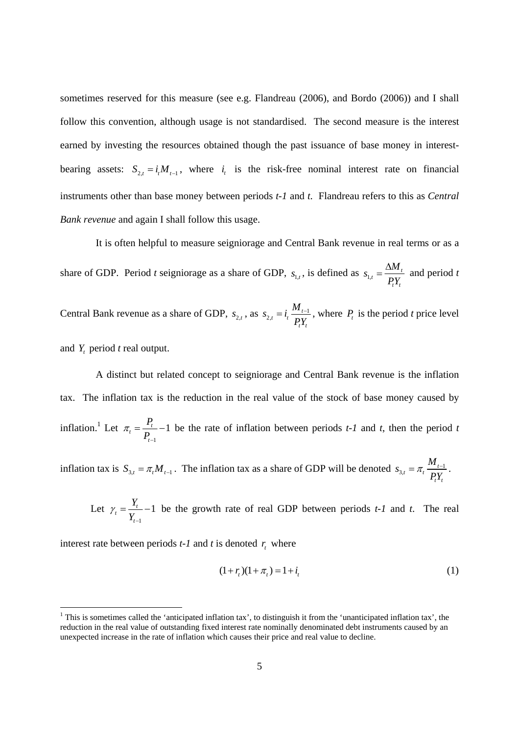sometimes reserved for this measure (see e.g. Flandreau (2006), and Bordo (2006)) and I shall follow this convention, although usage is not standardised. The second measure is the interest earned by investing the resources obtained though the past issuance of base money in interest-bearing assets: $S_{2,t} = i_t M_{t-1}$, where $i_t$ is the risk-free nominal interest rate on financial instruments other than base money between periods *t-1* and *t*. Flandreau refers to this as *Central Bank revenue* and again I shall follow this usage.

It is often helpful to measure seigniorage and Central Bank revenue in real terms or as a share of GDP. Period *t* seigniorage as a share of GDP, $s_{1,t}$, is defined as $s_{1,t} = \frac{\Delta M_t}{P_t Y_t}$ and period *t* Central Bank revenue as a share of GDP, $s_{2,t}$, as $s_{2,t} = i_t \frac{M_{t-1}}{P_t Y_t}$, where $P_t$ is the period *t* price level and $Y_t$ period *t* real output.

A distinct but related concept to seigniorage and Central Bank revenue is the inflation tax. The inflation tax is the reduction in the real value of the stock of base money caused by inflation.[1] Let $\pi_t = \frac{P_t}{P_{t-1}} - 1$ be the rate of inflation between periods *t-1* and *t*, then the period *t* inflation tax is $S_{3,t} = \pi_t M_{t-1}$. The inflation tax as a share of GDP will be denoted $s_{3,t} = \pi_t \frac{M_{t-1}}{P_t Y_t}$.

Let $\gamma_t = \frac{Y_t}{Y_{t-1}} - 1$ be the growth rate of real GDP between periods *t-1* and *t*. The real interest rate between periods *t-1* and *t* is denoted $r_t$ where

$$(1 + r_t)(1 + \pi_t) = 1 + i_t \tag{1}$$

[1] This is sometimes called the 'anticipated inflation tax', to distinguish it from the 'unanticipated inflation tax', the reduction in the real value of outstanding fixed interest rate nominally denominated debt instruments caused by an unexpected increase in the rate of inflation which causes their price and real value to decline.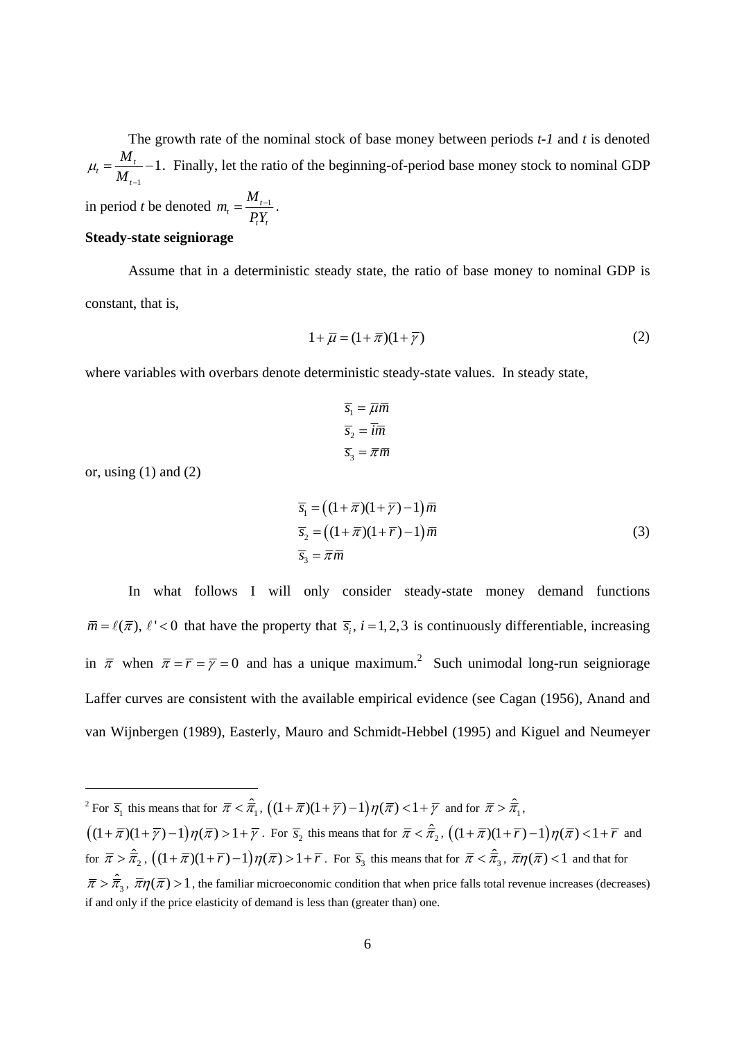The growth rate of the nominal stock of base money between periods *t-1* and *t* is denoted $\mu_t = \frac{M_t}{M_{t-1}} - 1$. Finally, let the ratio of the beginning-of-period base money stock to nominal GDP in period *t* be denoted $m_t = \frac{M_{t-1}}{P_t Y_t}$.

**Steady-state seigniorage**

Assume that in a deterministic steady state, the ratio of base money to nominal GDP is constant, that is,

$$1 + \bar{\mu} = (1 + \bar{\pi})(1 + \bar{\gamma}) \tag{2}$$

where variables with overbars denote deterministic steady-state values. In steady state,

$$\begin{aligned} \bar{s}_1 &= \bar{\mu}\bar{m} \\ \bar{s}_2 &= \bar{i}\bar{m} \\ \bar{s}_3 &= \bar{\pi}\bar{m} \end{aligned}$$

or, using (1) and (2)

$$\begin{aligned} \bar{s}_1 &= \left((1+\bar{\pi})(1+\bar{\gamma}) - 1\right)\bar{m} \\ \bar{s}_2 &= \left((1+\bar{\pi})(1+\bar{r}) - 1\right)\bar{m} \\ \bar{s}_3 &= \bar{\pi}\bar{m} \end{aligned} \tag{3}$$

In what follows I will only consider steady-state money demand functions $\bar{m} = \ell(\bar{\pi}),\ \ell' < 0$ that have the property that $\bar{s}_i,\ i = 1,2,3$ is continuously differentiable, increasing in $\bar{\pi}$ when $\bar{\pi} = \bar{r} = \bar{\gamma} = 0$ and has a unique maximum.[2] Such unimodal long-run seigniorage Laffer curves are consistent with the available empirical evidence (see Cagan (1956), Anand and van Wijnbergen (1989), Easterly, Mauro and Schmidt-Hebbel (1995) and Kiguel and Neumeyer

---

[2] For $\bar{s}_1$ this means that for $\bar{\pi} < \hat{\bar{\pi}}_1$, $\left((1+\bar{\pi})(1+\bar{\gamma}) - 1\right)\eta(\bar{\pi}) < 1 + \bar{\gamma}$ and for $\bar{\pi} > \hat{\bar{\pi}}_1$, $\left((1+\bar{\pi})(1+\bar{\gamma}) - 1\right)\eta(\bar{\pi}) > 1 + \bar{\gamma}$. For $\bar{s}_2$ this means that for $\bar{\pi} < \hat{\bar{\pi}}_2$, $\left((1+\bar{\pi})(1+\bar{r}) - 1\right)\eta(\bar{\pi}) < 1 + \bar{r}$ and for $\bar{\pi} > \hat{\bar{\pi}}_2$, $\left((1+\bar{\pi})(1+\bar{r}) - 1\right)\eta(\bar{\pi}) > 1 + \bar{r}$. For $\bar{s}_3$ this means that for $\bar{\pi} < \hat{\bar{\pi}}_3$, $\bar{\pi}\eta(\bar{\pi}) < 1$ and that for $\bar{\pi} > \hat{\bar{\pi}}_3$, $\bar{\pi}\eta(\bar{\pi}) > 1$, the familiar microeconomic condition that when price falls total revenue increases (decreases) if and only if the price elasticity of demand is less than (greater than) one.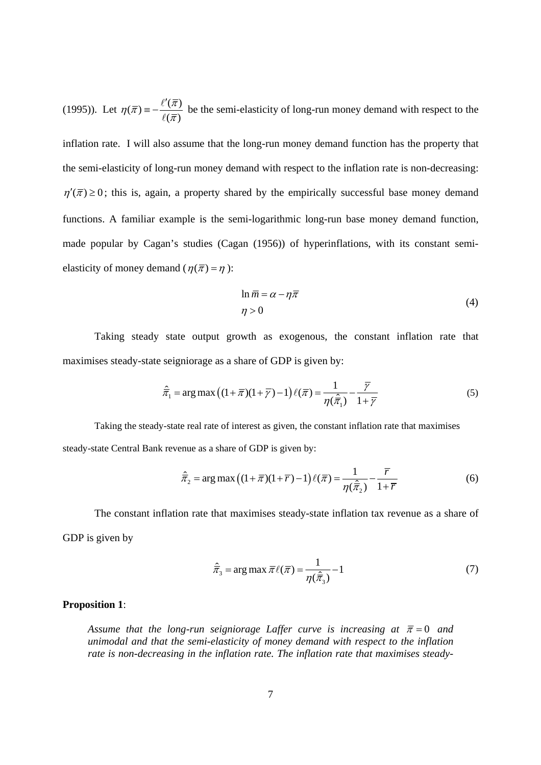(1995)). Let $\eta(\bar{\pi}) \equiv -\frac{\ell'(\bar{\pi})}{\ell(\bar{\pi})}$ be the semi-elasticity of long-run money demand with respect to the inflation rate. I will also assume that the long-run money demand function has the property that the semi-elasticity of long-run money demand with respect to the inflation rate is non-decreasing: $\eta'(\bar{\pi}) \geq 0$; this is, again, a property shared by the empirically successful base money demand functions. A familiar example is the semi-logarithmic long-run base money demand function, made popular by Cagan's studies (Cagan (1956)) of hyperinflations, with its constant semi-elasticity of money demand ($\eta(\bar{\pi}) = \eta$):

$$\begin{aligned} \ln \bar{m} &= \alpha - \eta\bar{\pi} \\ \eta &> 0 \end{aligned} \tag{4}$$

Taking steady state output growth as exogenous, the constant inflation rate that maximises steady-state seigniorage as a share of GDP is given by:

$$\hat{\bar{\pi}}_1 = \arg\max \left((1+\bar{\pi})(1+\bar{\gamma})-1\right)\ell(\bar{\pi}) = \frac{1}{\eta(\hat{\bar{\pi}}_1)} - \frac{\bar{\gamma}}{1+\bar{\gamma}} \tag{5}$$

Taking the steady-state real rate of interest as given, the constant inflation rate that maximises steady-state Central Bank revenue as a share of GDP is given by:

$$\hat{\bar{\pi}}_2 = \arg\max \left((1+\bar{\pi})(1+\bar{r})-1\right)\ell(\bar{\pi}) = \frac{1}{\eta(\hat{\bar{\pi}}_2)} - \frac{\bar{r}}{1+\bar{r}} \tag{6}$$

The constant inflation rate that maximises steady-state inflation tax revenue as a share of GDP is given by

$$\hat{\bar{\pi}}_3 = \arg\max \bar{\pi}\ell(\bar{\pi}) = \frac{1}{\eta(\hat{\bar{\pi}}_3)} - 1 \tag{7}$$

**Proposition 1**:

*Assume that the long-run seigniorage Laffer curve is increasing at $\bar{\pi} = 0$ and unimodal and that the semi-elasticity of money demand with respect to the inflation rate is non-decreasing in the inflation rate. The inflation rate that maximises steady-*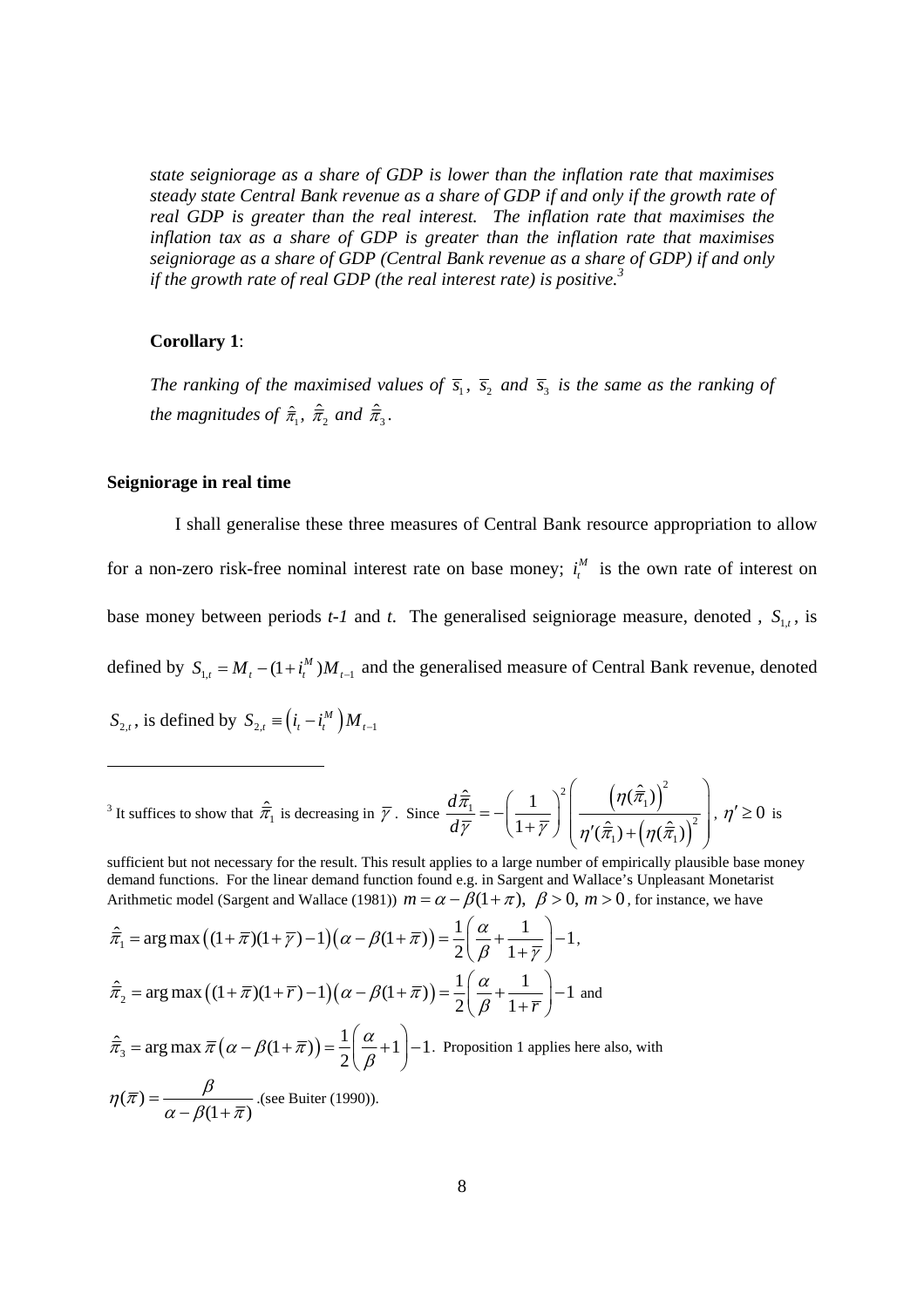*state seigniorage as a share of GDP is lower than the inflation rate that maximises steady state Central Bank revenue as a share of GDP if and only if the growth rate of real GDP is greater than the real interest. The inflation rate that maximises the inflation tax as a share of GDP is greater than the inflation rate that maximises seigniorage as a share of GDP (Central Bank revenue as a share of GDP) if and only if the growth rate of real GDP (the real interest rate) is positive.*[3]

**Corollary 1**:

*The ranking of the maximised values of $\overline{s}_1$, $\overline{s}_2$ and $\overline{s}_3$ is the same as the ranking of the magnitudes of $\hat{\overline{\pi}}_1$, $\hat{\overline{\pi}}_2$ and $\hat{\overline{\pi}}_3$.*

### Seigniorage in real time

I shall generalise these three measures of Central Bank resource appropriation to allow for a non-zero risk-free nominal interest rate on base money; $i_t^M$ is the own rate of interest on base money between periods *t-1* and *t*. The generalised seigniorage measure, denoted , $S_{1,t}$, is defined by $S_{1,t} = M_t - (1+i_t^M)M_{t-1}$ and the generalised measure of Central Bank revenue, denoted $S_{2,t}$, is defined by $S_{2,t} \equiv \left(i_t - i_t^M\right)M_{t-1}$

---

[3] It suffices to show that $\hat{\overline{\pi}}_1$ is decreasing in $\overline{\gamma}$. Since $\dfrac{d\hat{\overline{\pi}}_1}{d\overline{\gamma}} = -\left(\dfrac{1}{1+\overline{\gamma}}\right)^2\left(\dfrac{\left(\eta(\hat{\overline{\pi}}_1)\right)^2}{\eta'(\hat{\overline{\pi}}_1)+\left(\eta(\hat{\overline{\pi}}_1)\right)^2}\right)$, $\eta' \geq 0$ is sufficient but not necessary for the result. This result applies to a large number of empirically plausible base money demand functions. For the linear demand function found e.g. in Sargent and Wallace's Unpleasant Monetarist Arithmetic model (Sargent and Wallace (1981)) $m = \alpha - \beta(1+\pi),\ \beta > 0,\ m > 0$, for instance, we have

$$\hat{\overline{\pi}}_1 = \arg\max\left((1+\overline{\pi})(1+\overline{\gamma})-1\right)\left(\alpha-\beta(1+\overline{\pi})\right) = \frac{1}{2}\left(\frac{\alpha}{\beta}+\frac{1}{1+\overline{\gamma}}\right)-1,$$

$$\hat{\overline{\pi}}_2 = \arg\max\left((1+\overline{\pi})(1+\overline{r})-1\right)\left(\alpha-\beta(1+\overline{\pi})\right) = \frac{1}{2}\left(\frac{\alpha}{\beta}+\frac{1}{1+\overline{r}}\right)-1 \text{ and}$$

$$\hat{\overline{\pi}}_3 = \arg\max \overline{\pi}\left(\alpha-\beta(1+\overline{\pi})\right) = \frac{1}{2}\left(\frac{\alpha}{\beta}+1\right)-1.$$ Proposition 1 applies here also, with

$$\eta(\overline{\pi}) = \frac{\beta}{\alpha-\beta(1+\overline{\pi})}$$ .(see Buiter (1990)).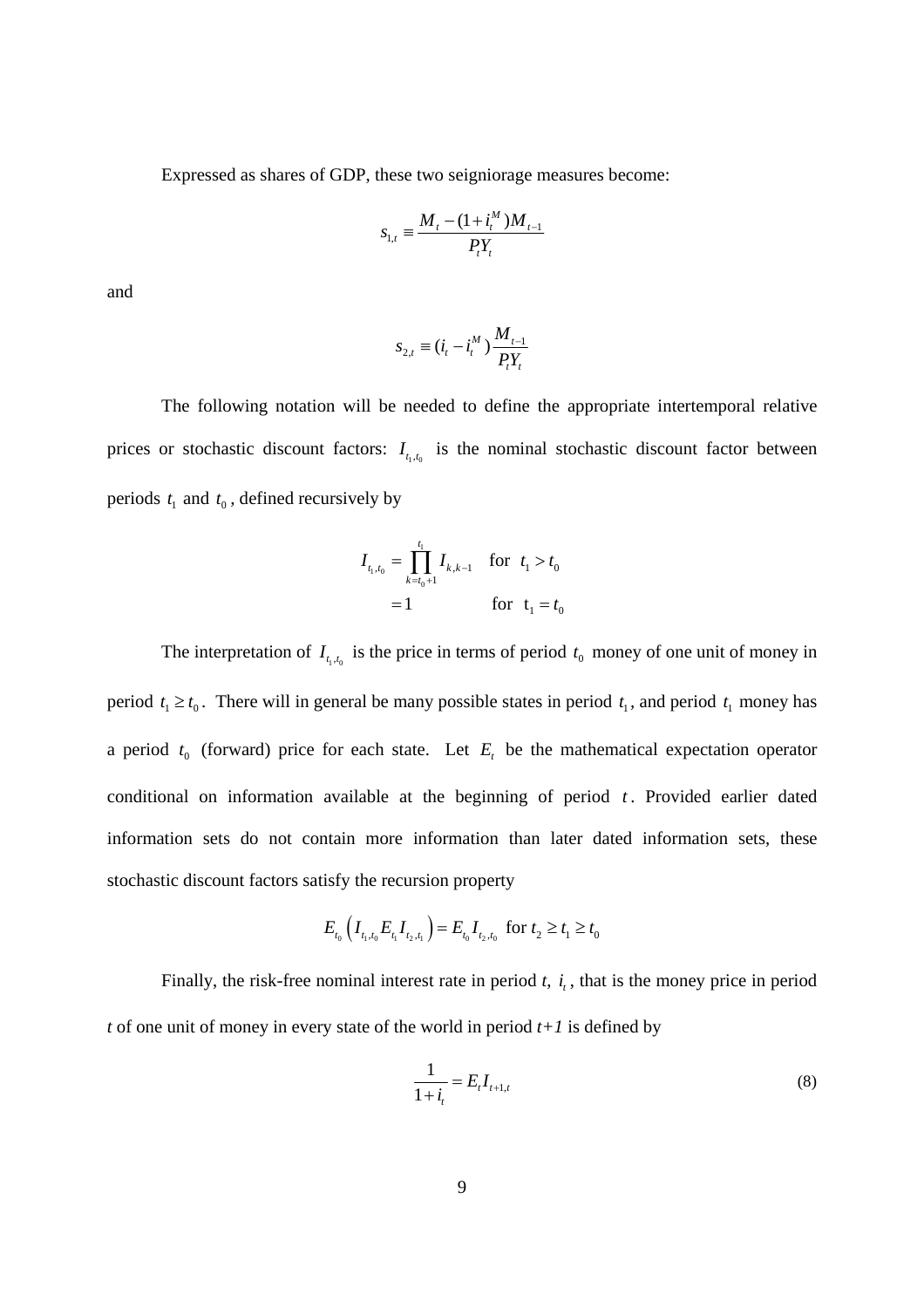Expressed as shares of GDP, these two seigniorage measures become:

$$s_{1,t} \equiv \frac{M_t - (1+i_t^M)M_{t-1}}{P_t Y_t}$$

and

$$s_{2,t} \equiv (i_t - i_t^M)\frac{M_{t-1}}{P_t Y_t}$$

The following notation will be needed to define the appropriate intertemporal relative prices or stochastic discount factors: $I_{t_1,t_0}$ is the nominal stochastic discount factor between periods $t_1$ and $t_0$, defined recursively by

$$\begin{aligned} I_{t_1,t_0} &= \prod_{k=t_0+1}^{t_1} I_{k,k-1} \quad \text{for } \; t_1 > t_0 \\ &= 1 \qquad\qquad\quad\;\; \text{for } \; \mathrm{t}_1 = t_0 \end{aligned}$$

The interpretation of $I_{t_1,t_0}$ is the price in terms of period $t_0$ money of one unit of money in period $t_1 \geq t_0$. There will in general be many possible states in period $t_1$, and period $t_1$ money has a period $t_0$ (forward) price for each state. Let $E_t$ be the mathematical expectation operator conditional on information available at the beginning of period $t$. Provided earlier dated information sets do not contain more information than later dated information sets, these stochastic discount factors satisfy the recursion property

$$E_{t_0}\left(I_{t_1,t_0} E_{t_1} I_{t_2,t_1}\right) = E_{t_0} I_{t_2,t_0} \;\text{ for } t_2 \geq t_1 \geq t_0$$

Finally, the risk-free nominal interest rate in period *t*, $i_t$, that is the money price in period *t* of one unit of money in every state of the world in period *t+1* is defined by

$$\frac{1}{1+i_t} = E_t I_{t+1,t} \tag{8}$$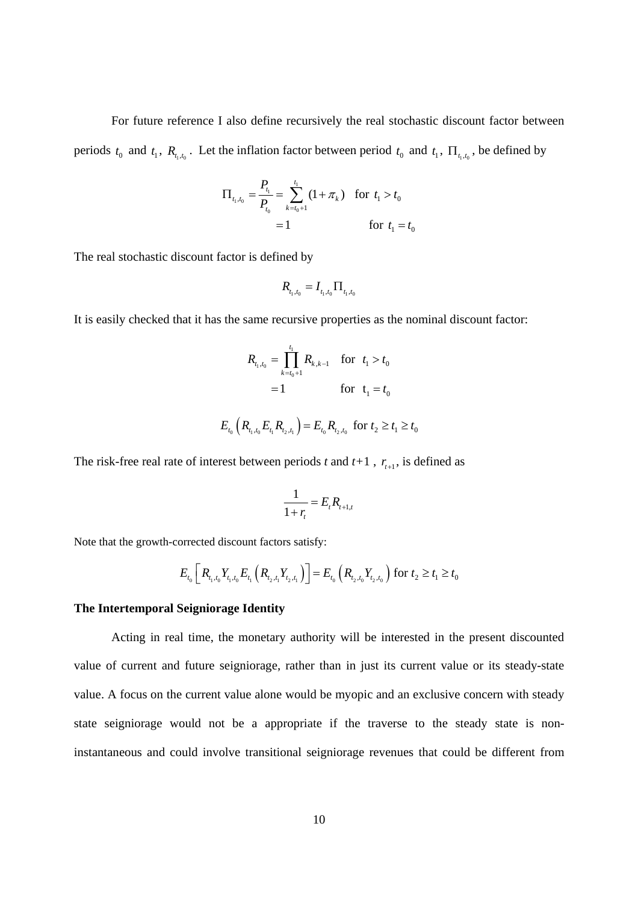For future reference I also define recursively the real stochastic discount factor between periods $t_0$ and $t_1$, $R_{t_1,t_0}$. Let the inflation factor between period $t_0$ and $t_1$, $\Pi_{t_1,t_0}$, be defined by

$$\Pi_{t_1,t_0} = \frac{P_{t_1}}{P_{t_0}} = \sum_{k=t_0+1}^{t_1}(1+\pi_k) \quad \text{for } t_1 > t_0$$
$$= 1 \qquad \text{for } t_1 = t_0$$

The real stochastic discount factor is defined by

$$R_{t_1,t_0} = I_{t_1,t_0}\Pi_{t_1,t_0}$$

It is easily checked that it has the same recursive properties as the nominal discount factor:

$$R_{t_1,t_0} = \prod_{k=t_0+1}^{t_1} R_{k,k-1} \quad \text{for } t_1 > t_0$$
$$= 1 \qquad \text{for } t_1 = t_0$$

$$E_{t_0}\left(R_{t_1,t_0}E_{t_1}R_{t_2,t_1}\right) = E_{t_0}R_{t_2,t_0} \text{ for } t_2 \geq t_1 \geq t_0$$

The risk-free real rate of interest between periods *t* and *t*+1 , $r_{t+1}$, is defined as

$$\frac{1}{1+r_t} = E_t R_{t+1,t}$$

Note that the growth-corrected discount factors satisfy:

$$E_{t_0}\left[R_{t_1,t_0}Y_{t_1,t_0}E_{t_1}\left(R_{t_2,t_1}Y_{t_2,t_1}\right)\right] = E_{t_0}\left(R_{t_2,t_0}Y_{t_2,t_0}\right) \text{ for } t_2 \geq t_1 \geq t_0$$

**The Intertemporal Seigniorage Identity**

Acting in real time, the monetary authority will be interested in the present discounted value of current and future seigniorage, rather than in just its current value or its steady-state value. A focus on the current value alone would be myopic and an exclusive concern with steady state seigniorage would not be a appropriate if the traverse to the steady state is non-instantaneous and could involve transitional seigniorage revenues that could be different from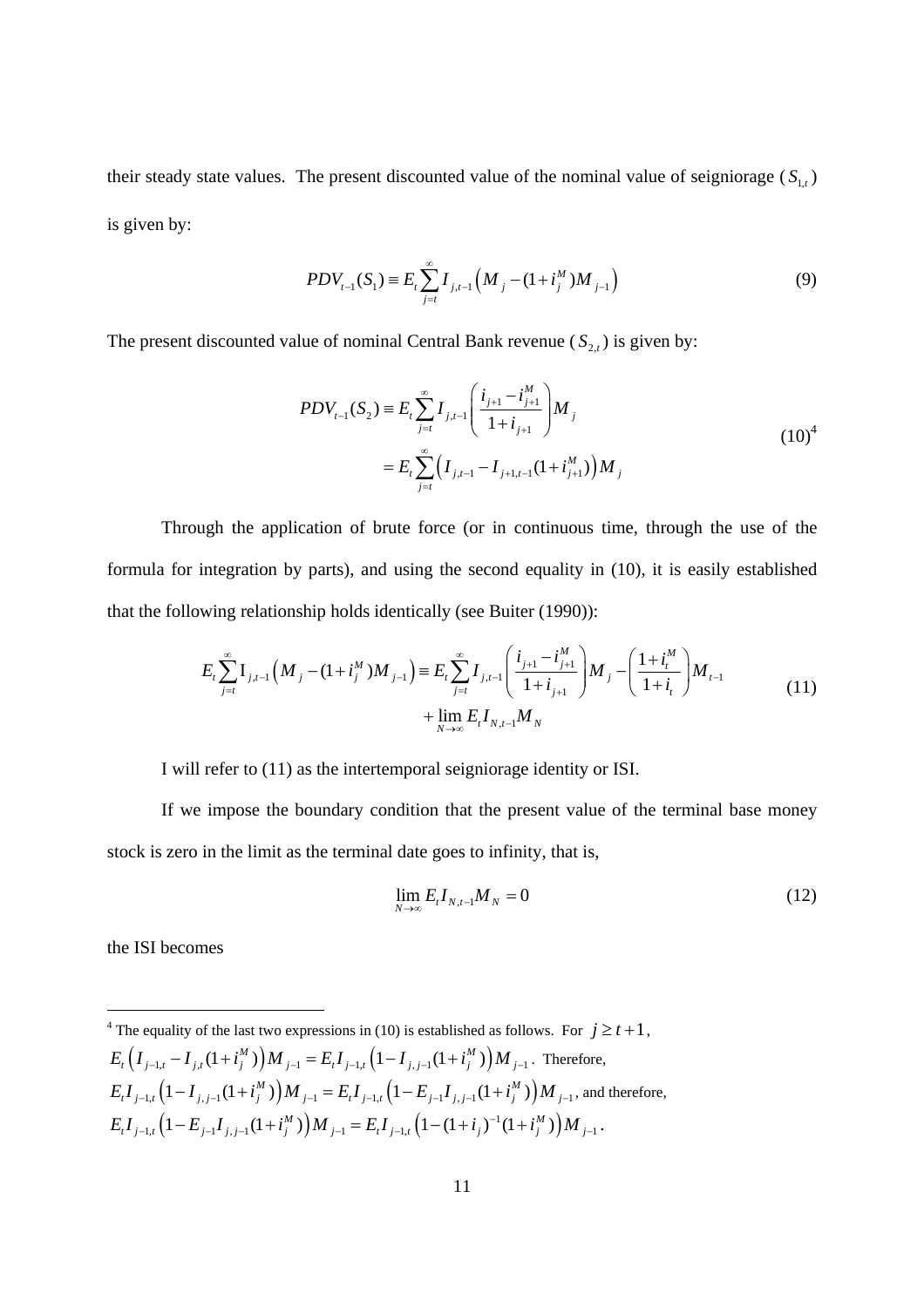their steady state values. The present discounted value of the nominal value of seigniorage ($S_{1,t}$) is given by:

$$PDV_{t-1}(S_1) \equiv E_t \sum_{j=t}^{\infty} I_{j,t-1}\left(M_j - (1+i_j^M)M_{j-1}\right) \tag{9}$$

The present discounted value of nominal Central Bank revenue ($S_{2,t}$) is given by:

$$\begin{aligned} PDV_{t-1}(S_2) &\equiv E_t \sum_{j=t}^{\infty} I_{j,t-1}\left(\frac{i_{j+1}-i_{j+1}^M}{1+i_{j+1}}\right)M_j \\ &= E_t \sum_{j=t}^{\infty}\left(I_{j,t-1} - I_{j+1,t-1}(1+i_{j+1}^M)\right)M_j \end{aligned} \tag{10}$$

[4]

Through the application of brute force (or in continuous time, through the use of the formula for integration by parts), and using the second equality in (10), it is easily established that the following relationship holds identically (see Buiter (1990)):

$$\begin{aligned} E_t \sum_{j=t}^{\infty} \mathrm{I}_{j,t-1}\left(M_j - (1+i_j^M)M_{j-1}\right) &\equiv E_t \sum_{j=t}^{\infty} I_{j,t-1}\left(\frac{i_{j+1}-i_{j+1}^M}{1+i_{j+1}}\right)M_j - \left(\frac{1+i_t^M}{1+i_t}\right)M_{t-1} \\ &\quad + \lim_{N\to\infty} E_t I_{N,t-1}M_N \end{aligned} \tag{11}$$

I will refer to (11) as the intertemporal seigniorage identity or ISI.

If we impose the boundary condition that the present value of the terminal base money stock is zero in the limit as the terminal date goes to infinity, that is,

$$\lim_{N\to\infty} E_t I_{N,t-1}M_N = 0 \tag{12}$$

the ISI becomes

---

[4] The equality of the last two expressions in (10) is established as follows. For $j \geq t+1$, $E_t\left(I_{j-1,t} - I_{j,t}(1+i_j^M)\right)M_{j-1} = E_t I_{j-1,t}\left(1 - I_{j,j-1}(1+i_j^M)\right)M_{j-1}$. Therefore, $E_t I_{j-1,t}\left(1 - I_{j,j-1}(1+i_j^M)\right)M_{j-1} = E_t I_{j-1,t}\left(1 - E_{j-1}I_{j,j-1}(1+i_j^M)\right)M_{j-1}$, and therefore, $E_t I_{j-1,t}\left(1 - E_{j-1}I_{j,j-1}(1+i_j^M)\right)M_{j-1} = E_t I_{j-1,t}\left(1 - (1+i_j)^{-1}(1+i_j^M)\right)M_{j-1}$.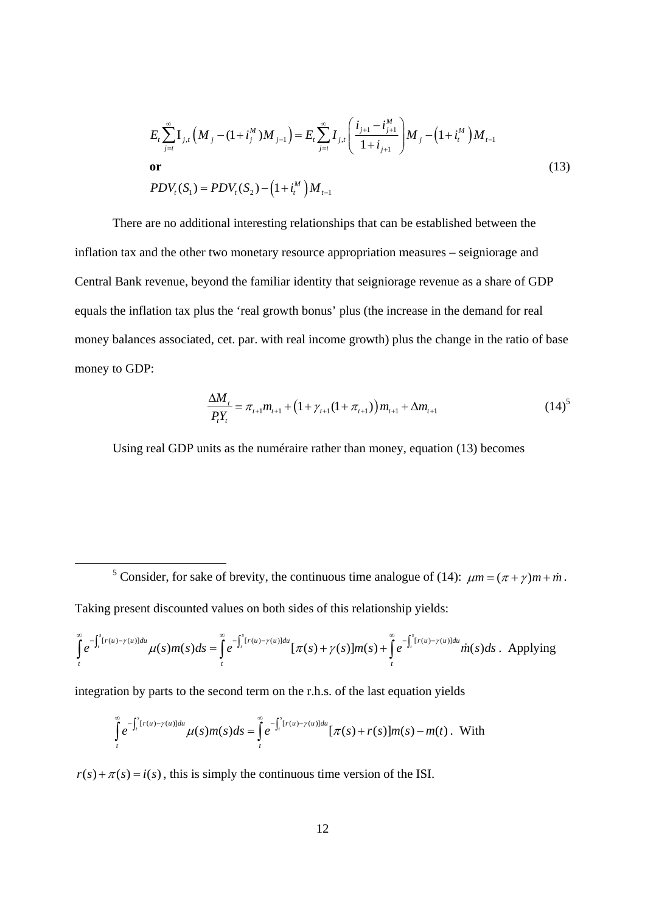$$E_t \sum_{j=t}^{\infty} \mathrm{I}_{j,t} \left( M_j - (1+i_j^M) M_{j-1} \right) = E_t \sum_{j=t}^{\infty} I_{j,t} \left( \frac{i_{j+1} - i_{j+1}^M}{1+i_{j+1}} \right) M_j - \left(1+i_t^M\right) M_{t-1}$$

**or** (13)

$$PDV_t(S_1) = PDV_t(S_2) - \left(1+i_t^M\right) M_{t-1}$$

There are no additional interesting relationships that can be established between the inflation tax and the other two monetary resource appropriation measures – seigniorage and Central Bank revenue, beyond the familiar identity that seigniorage revenue as a share of GDP equals the inflation tax plus the 'real growth bonus' plus (the increase in the demand for real money balances associated, cet. par. with real income growth) plus the change in the ratio of base money to GDP:

$$\frac{\Delta M_t}{P_t Y_t} = \pi_{t+1} m_{t+1} + \left(1+\gamma_{t+1}(1+\pi_{t+1})\right) m_{t+1} + \Delta m_{t+1} \qquad (14)^5$$

Using real GDP units as the numéraire rather than money, equation (13) becomes

---

[5] Consider, for sake of brevity, the continuous time analogue of (14): $\mu m = (\pi + \gamma) m + \dot{m}$. Taking present discounted values on both sides of this relationship yields:

$\int_t^{\infty} e^{-\int_t^s [r(u)-\gamma(u)]du} \mu(s) m(s) ds = \int_t^{\infty} e^{-\int_t^s [r(u)-\gamma(u)]du} [\pi(s)+\gamma(s)] m(s) + \int_t^{\infty} e^{-\int_t^s [r(u)-\gamma(u)]du} \dot{m}(s) ds$. Applying integration by parts to the second term on the r.h.s. of the last equation yields

$$\int_t^{\infty} e^{-\int_t^s [r(u)-\gamma(u)]du} \mu(s) m(s) ds = \int_t^{\infty} e^{-\int_t^s [r(u)-\gamma(u)]du} [\pi(s)+r(s)] m(s) - m(t).$$ With

$r(s) + \pi(s) = i(s)$, this is simply the continuous time version of the ISI.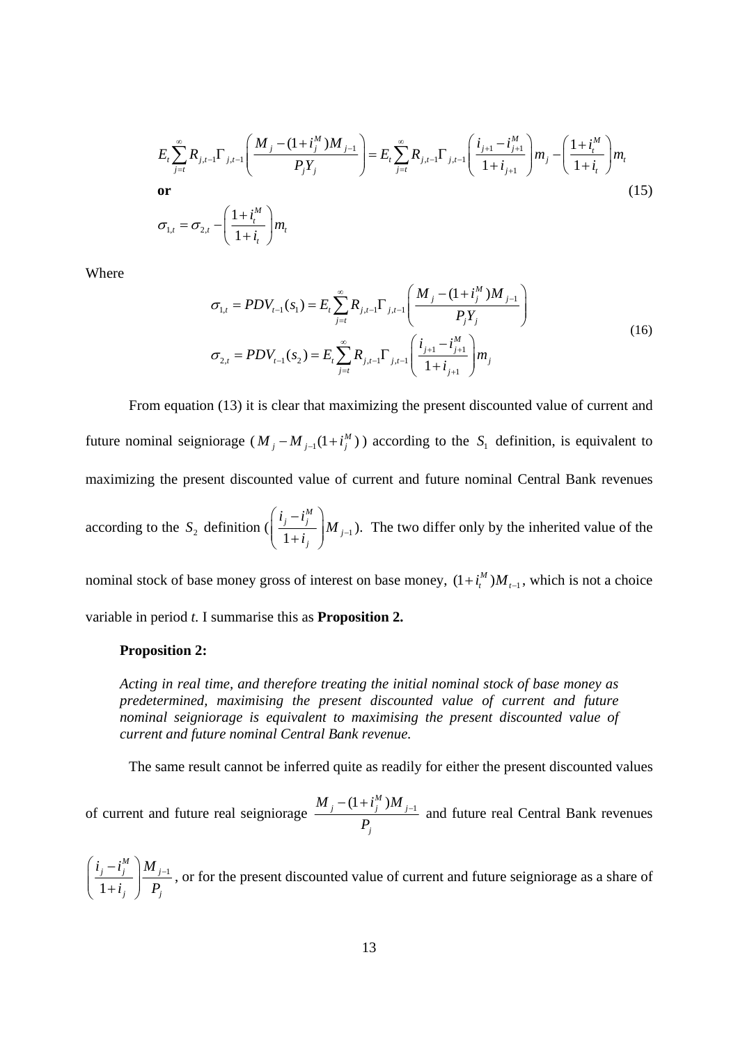$$E_t \sum_{j=t}^{\infty} R_{j,t-1}\Gamma_{j,t-1}\left(\frac{M_j-(1+i_j^M)M_{j-1}}{P_jY_j}\right)=E_t \sum_{j=t}^{\infty} R_{j,t-1}\Gamma_{j,t-1}\left(\frac{i_{j+1}-i_{j+1}^M}{1+i_{j+1}}\right)m_j-\left(\frac{1+i_t^M}{1+i_t}\right)m_t$$

**or** (15)

$$\sigma_{1,t}=\sigma_{2,t}-\left(\frac{1+i_t^M}{1+i_t}\right)m_t$$

Where

$$\begin{aligned}\sigma_{1,t}&=PDV_{t-1}(s_1)=E_t \sum_{j=t}^{\infty} R_{j,t-1}\Gamma_{j,t-1}\left(\frac{M_j-(1+i_j^M)M_{j-1}}{P_jY_j}\right)\\ \sigma_{2,t}&=PDV_{t-1}(s_2)=E_t \sum_{j=t}^{\infty} R_{j,t-1}\Gamma_{j,t-1}\left(\frac{i_{j+1}-i_{j+1}^M}{1+i_{j+1}}\right)m_j\end{aligned} \tag{16}$$

From equation (13) it is clear that maximizing the present discounted value of current and future nominal seigniorage ($M_j - M_{j-1}(1+i_j^M)$) according to the $S_1$ definition, is equivalent to maximizing the present discounted value of current and future nominal Central Bank revenues according to the $S_2$ definition ($\left(\frac{i_j-i_j^M}{1+i_j}\right)M_{j-1}$). The two differ only by the inherited value of the nominal stock of base money gross of interest on base money, $(1+i_t^M)M_{t-1}$, which is not a choice variable in period *t*. I summarise this as **Proposition 2.**

**Proposition 2:**

*Acting in real time, and therefore treating the initial nominal stock of base money as predetermined, maximising the present discounted value of current and future nominal seigniorage is equivalent to maximising the present discounted value of current and future nominal Central Bank revenue.*

The same result cannot be inferred quite as readily for either the present discounted values of current and future real seigniorage $\frac{M_j-(1+i_j^M)M_{j-1}}{P_j}$ and future real Central Bank revenues $\left(\frac{i_j-i_j^M}{1+i_j}\right)\frac{M_{j-1}}{P_j}$, or for the present discounted value of current and future seigniorage as a share of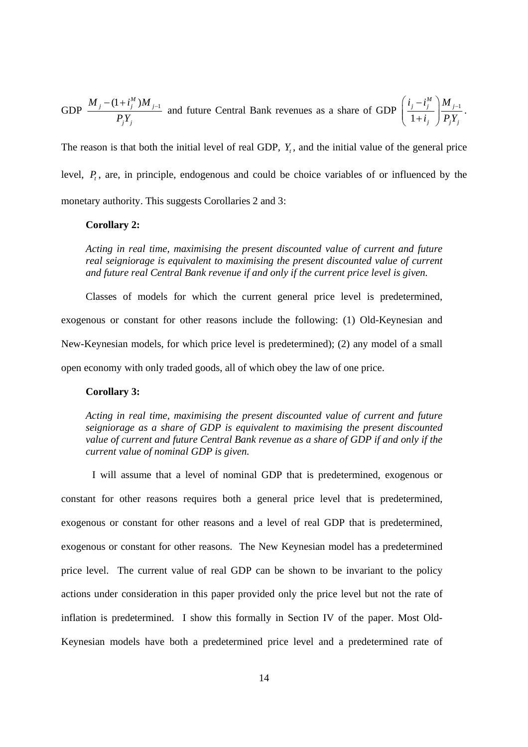GDP $\frac{M_j - (1+i_j^M)M_{j-1}}{P_j Y_j}$ and future Central Bank revenues as a share of GDP $\left(\frac{i_j - i_j^M}{1+i_j}\right)\frac{M_{j-1}}{P_j Y_j}$.

The reason is that both the initial level of real GDP, $Y_t$, and the initial value of the general price level, $P_t$, are, in principle, endogenous and could be choice variables of or influenced by the monetary authority. This suggests Corollaries 2 and 3:

**Corollary 2:**

*Acting in real time, maximising the present discounted value of current and future real seigniorage is equivalent to maximising the present discounted value of current and future real Central Bank revenue if and only if the current price level is given.*

Classes of models for which the current general price level is predetermined, exogenous or constant for other reasons include the following: (1) Old-Keynesian and New-Keynesian models, for which price level is predetermined); (2) any model of a small open economy with only traded goods, all of which obey the law of one price.

**Corollary 3:**

*Acting in real time, maximising the present discounted value of current and future seigniorage as a share of GDP is equivalent to maximising the present discounted value of current and future Central Bank revenue as a share of GDP if and only if the current value of nominal GDP is given.*

I will assume that a level of nominal GDP that is predetermined, exogenous or constant for other reasons requires both a general price level that is predetermined, exogenous or constant for other reasons and a level of real GDP that is predetermined, exogenous or constant for other reasons. The New Keynesian model has a predetermined price level. The current value of real GDP can be shown to be invariant to the policy actions under consideration in this paper provided only the price level but not the rate of inflation is predetermined. I show this formally in Section IV of the paper. Most Old-Keynesian models have both a predetermined price level and a predetermined rate of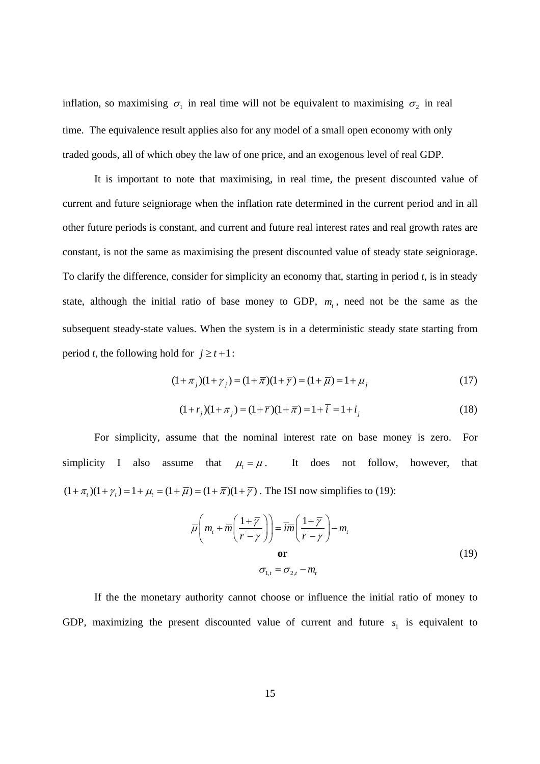inflation, so maximising $\sigma_1$ in real time will not be equivalent to maximising $\sigma_2$ in real time. The equivalence result applies also for any model of a small open economy with only traded goods, all of which obey the law of one price, and an exogenous level of real GDP.

It is important to note that maximising, in real time, the present discounted value of current and future seigniorage when the inflation rate determined in the current period and in all other future periods is constant, and current and future real interest rates and real growth rates are constant, is not the same as maximising the present discounted value of steady state seigniorage. To clarify the difference, consider for simplicity an economy that, starting in period *t*, is in steady state, although the initial ratio of base money to GDP, $m_t$, need not be the same as the subsequent steady-state values. When the system is in a deterministic steady state starting from period *t*, the following hold for $j \geq t+1$:

$$(1+\pi_j)(1+\gamma_j) = (1+\overline{\pi})(1+\overline{\gamma}) = (1+\overline{\mu}) = 1+\mu_j \tag{17}$$

$$(1+r_j)(1+\pi_j) = (1+\overline{r})(1+\overline{\pi}) = 1+\overline{i} = 1+i_j \tag{18}$$

For simplicity, assume that the nominal interest rate on base money is zero. For simplicity I also assume that $\mu_t = \mu$. It does not follow, however, that $(1+\pi_t)(1+\gamma_t) = 1+\mu_t = (1+\overline{\mu}) = (1+\overline{\pi})(1+\overline{\gamma})$. The ISI now simplifies to (19):

$$\overline{\mu}\left(m_t + \overline{m}\left(\frac{1+\overline{\gamma}}{\overline{r}-\overline{\gamma}}\right)\right) = \overline{i}\overline{m}\left(\frac{1+\overline{\gamma}}{\overline{r}-\overline{\gamma}}\right) - m_t$$
$$\textbf{or} \tag{19}$$
$$\sigma_{1,t} = \sigma_{2,t} - m_t$$

If the the monetary authority cannot choose or influence the initial ratio of money to GDP, maximizing the present discounted value of current and future $s_1$ is equivalent to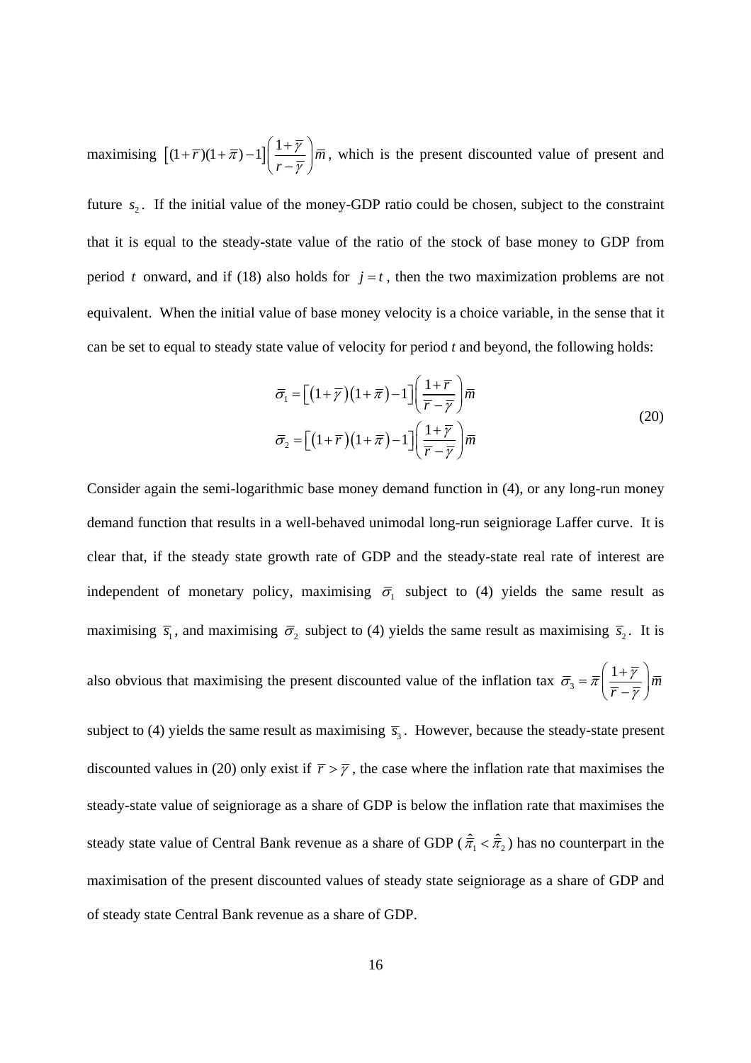maximising $\left[(1+\bar{r})(1+\bar{\pi})-1\right]\left(\frac{1+\bar{\gamma}}{r-\bar{\gamma}}\right)\bar{m}$, which is the present discounted value of present and future $s_2$. If the initial value of the money-GDP ratio could be chosen, subject to the constraint that it is equal to the steady-state value of the ratio of the stock of base money to GDP from period $t$ onward, and if (18) also holds for $j = t$, then the two maximization problems are not equivalent. When the initial value of base money velocity is a choice variable, in the sense that it can be set to equal to steady state value of velocity for period *t* and beyond, the following holds:

$$
\begin{aligned}
\bar{\sigma}_1 &= \left[\left(1+\bar{\gamma}\right)\left(1+\bar{\pi}\right)-1\right]\left(\frac{1+\bar{r}}{\bar{r}-\bar{\gamma}}\right)\bar{m} \\
\bar{\sigma}_2 &= \left[\left(1+\bar{r}\right)\left(1+\bar{\pi}\right)-1\right]\left(\frac{1+\bar{\gamma}}{\bar{r}-\bar{\gamma}}\right)\bar{m}
\end{aligned}
\tag{20}
$$

Consider again the semi-logarithmic base money demand function in (4), or any long-run money demand function that results in a well-behaved unimodal long-run seigniorage Laffer curve. It is clear that, if the steady state growth rate of GDP and the steady-state real rate of interest are independent of monetary policy, maximising $\bar{\sigma}_1$ subject to (4) yields the same result as maximising $\bar{s}_1$, and maximising $\bar{\sigma}_2$ subject to (4) yields the same result as maximising $\bar{s}_2$. It is also obvious that maximising the present discounted value of the inflation tax $\bar{\sigma}_3 = \bar{\pi}\left(\frac{1+\bar{\gamma}}{\bar{r}-\bar{\gamma}}\right)\bar{m}$ subject to (4) yields the same result as maximising $\bar{s}_3$. However, because the steady-state present discounted values in (20) only exist if $\bar{r} > \bar{\gamma}$, the case where the inflation rate that maximises the steady-state value of seigniorage as a share of GDP is below the inflation rate that maximises the steady state value of Central Bank revenue as a share of GDP ($\hat{\bar{\pi}}_1 < \hat{\bar{\pi}}_2$) has no counterpart in the maximisation of the present discounted values of steady state seigniorage as a share of GDP and of steady state Central Bank revenue as a share of GDP.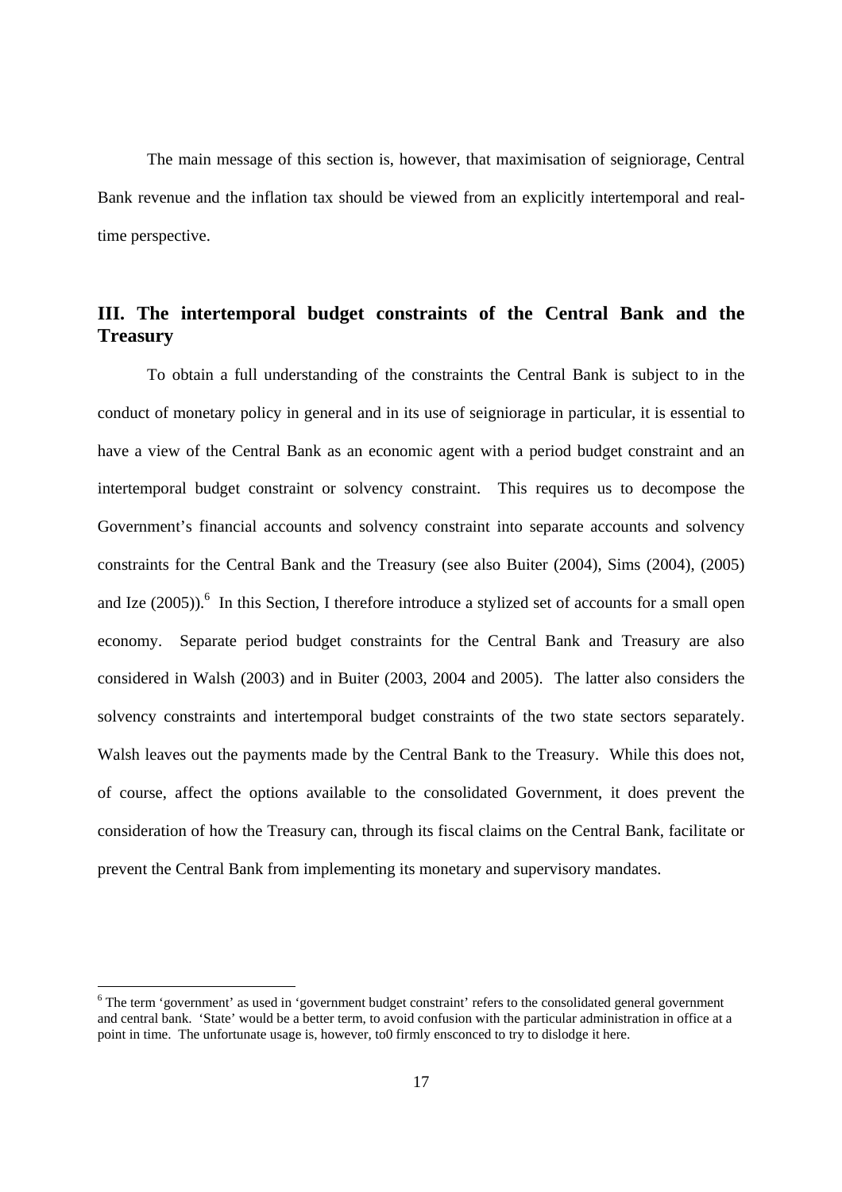The main message of this section is, however, that maximisation of seigniorage, Central Bank revenue and the inflation tax should be viewed from an explicitly intertemporal and real-time perspective.

## III. The intertemporal budget constraints of the Central Bank and the Treasury

To obtain a full understanding of the constraints the Central Bank is subject to in the conduct of monetary policy in general and in its use of seigniorage in particular, it is essential to have a view of the Central Bank as an economic agent with a period budget constraint and an intertemporal budget constraint or solvency constraint. This requires us to decompose the Government's financial accounts and solvency constraint into separate accounts and solvency constraints for the Central Bank and the Treasury (see also Buiter (2004), Sims (2004), (2005) and Ize (2005)).[6] In this Section, I therefore introduce a stylized set of accounts for a small open economy. Separate period budget constraints for the Central Bank and Treasury are also considered in Walsh (2003) and in Buiter (2003, 2004 and 2005). The latter also considers the solvency constraints and intertemporal budget constraints of the two state sectors separately. Walsh leaves out the payments made by the Central Bank to the Treasury. While this does not, of course, affect the options available to the consolidated Government, it does prevent the consideration of how the Treasury can, through its fiscal claims on the Central Bank, facilitate or prevent the Central Bank from implementing its monetary and supervisory mandates.

[6] The term 'government' as used in 'government budget constraint' refers to the consolidated general government and central bank. 'State' would be a better term, to avoid confusion with the particular administration in office at a point in time. The unfortunate usage is, however, to0 firmly ensconced to try to dislodge it here.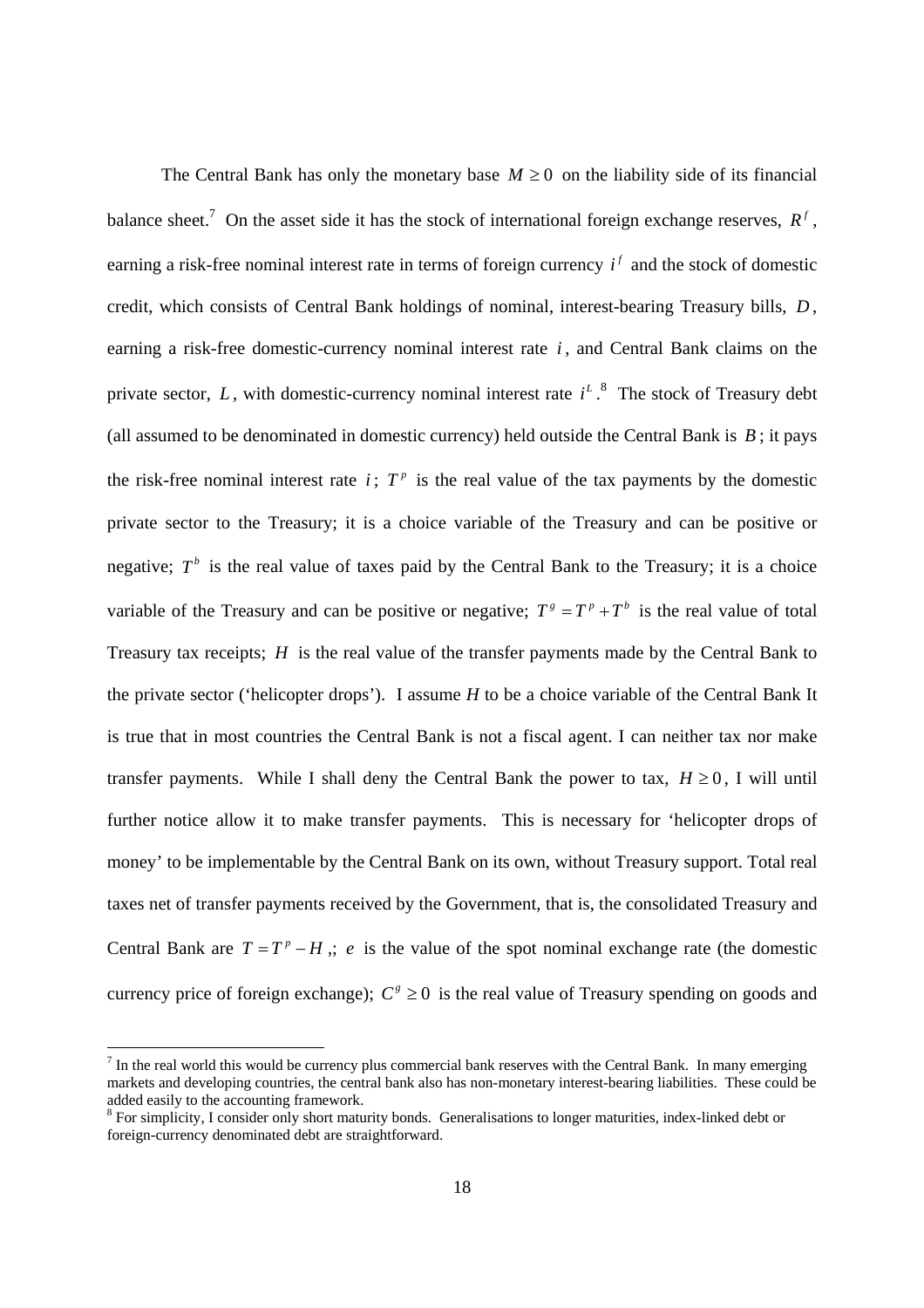The Central Bank has only the monetary base $M \geq 0$ on the liability side of its financial balance sheet.[7] On the asset side it has the stock of international foreign exchange reserves, $R^f$, earning a risk-free nominal interest rate in terms of foreign currency $i^f$ and the stock of domestic credit, which consists of Central Bank holdings of nominal, interest-bearing Treasury bills, $D$, earning a risk-free domestic-currency nominal interest rate $i$, and Central Bank claims on the private sector, $L$, with domestic-currency nominal interest rate $i^L$.[8] The stock of Treasury debt (all assumed to be denominated in domestic currency) held outside the Central Bank is $B$; it pays the risk-free nominal interest rate $i$; $T^p$ is the real value of the tax payments by the domestic private sector to the Treasury; it is a choice variable of the Treasury and can be positive or negative; $T^b$ is the real value of taxes paid by the Central Bank to the Treasury; it is a choice variable of the Treasury and can be positive or negative; $T^g = T^p + T^b$ is the real value of total Treasury tax receipts; $H$ is the real value of the transfer payments made by the Central Bank to the private sector ('helicopter drops'). I assume $H$ to be a choice variable of the Central Bank It is true that in most countries the Central Bank is not a fiscal agent. I can neither tax nor make transfer payments. While I shall deny the Central Bank the power to tax, $H \geq 0$, I will until further notice allow it to make transfer payments. This is necessary for 'helicopter drops of money' to be implementable by the Central Bank on its own, without Treasury support. Total real taxes net of transfer payments received by the Government, that is, the consolidated Treasury and Central Bank are $T = T^p - H$ ,; $e$ is the value of the spot nominal exchange rate (the domestic currency price of foreign exchange); $C^g \geq 0$ is the real value of Treasury spending on goods and

[7] In the real world this would be currency plus commercial bank reserves with the Central Bank. In many emerging markets and developing countries, the central bank also has non-monetary interest-bearing liabilities. These could be added easily to the accounting framework.

[8] For simplicity, I consider only short maturity bonds. Generalisations to longer maturities, index-linked debt or foreign-currency denominated debt are straightforward.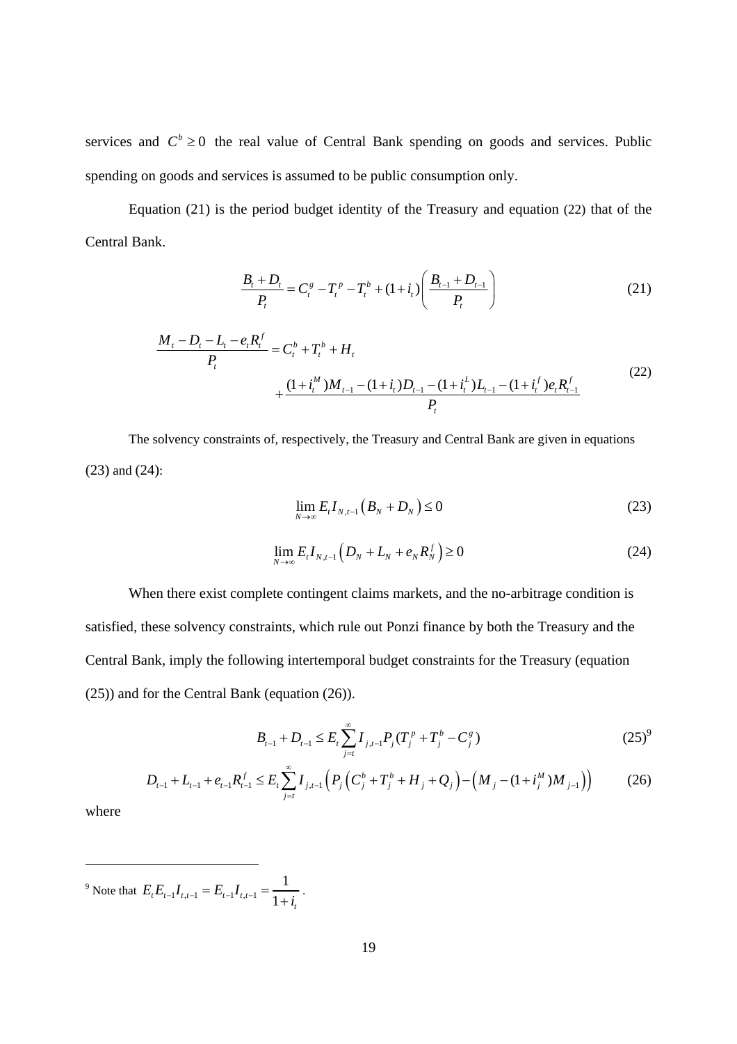services and $C^b \geq 0$ the real value of Central Bank spending on goods and services. Public spending on goods and services is assumed to be public consumption only.

Equation (21) is the period budget identity of the Treasury and equation (22) that of the Central Bank.

$$\frac{B_t + D_t}{P_t} = C_t^g - T_t^p - T_t^b + (1+i_t)\left(\frac{B_{t-1} + D_{t-1}}{P_t}\right) \tag{21}$$

$$\begin{aligned} \frac{M_t - D_t - L_t - e_t R_t^f}{P_t} &= C_t^b + T_t^b + H_t \\ &+ \frac{(1+i_t^M)M_{t-1} - (1+i_t)D_{t-1} - (1+i_t^L)L_{t-1} - (1+i_t^f)e_t R_{t-1}^f}{P_t} \end{aligned} \tag{22}$$

The solvency constraints of, respectively, the Treasury and Central Bank are given in equations (23) and (24):

$$\lim_{N \to \infty} E_t I_{N,t-1}\left(B_N + D_N\right) \leq 0 \tag{23}$$

$$\lim_{N \to \infty} E_t I_{N,t-1}\left(D_N + L_N + e_N R_N^f\right) \geq 0 \tag{24}$$

When there exist complete contingent claims markets, and the no-arbitrage condition is satisfied, these solvency constraints, which rule out Ponzi finance by both the Treasury and the Central Bank, imply the following intertemporal budget constraints for the Treasury (equation (25)) and for the Central Bank (equation (26)).

$$B_{t-1} + D_{t-1} \leq E_t \sum_{j=t}^{\infty} I_{j,t-1} P_j (T_j^p + T_j^b - C_j^g) \tag{25}$$

[9]

$$D_{t-1} + L_{t-1} + e_{t-1}R_{t-1}^f \leq E_t \sum_{j=t}^{\infty} I_{j,t-1}\left(P_j\left(C_j^b + T_j^b + H_j + Q_j\right) - \left(M_j - (1+i_j^M)M_{j-1}\right)\right) \tag{26}$$

where

---

[9] Note that $E_t E_{t-1} I_{t,t-1} = E_{t-1} I_{t,t-1} = \dfrac{1}{1+i_t}$.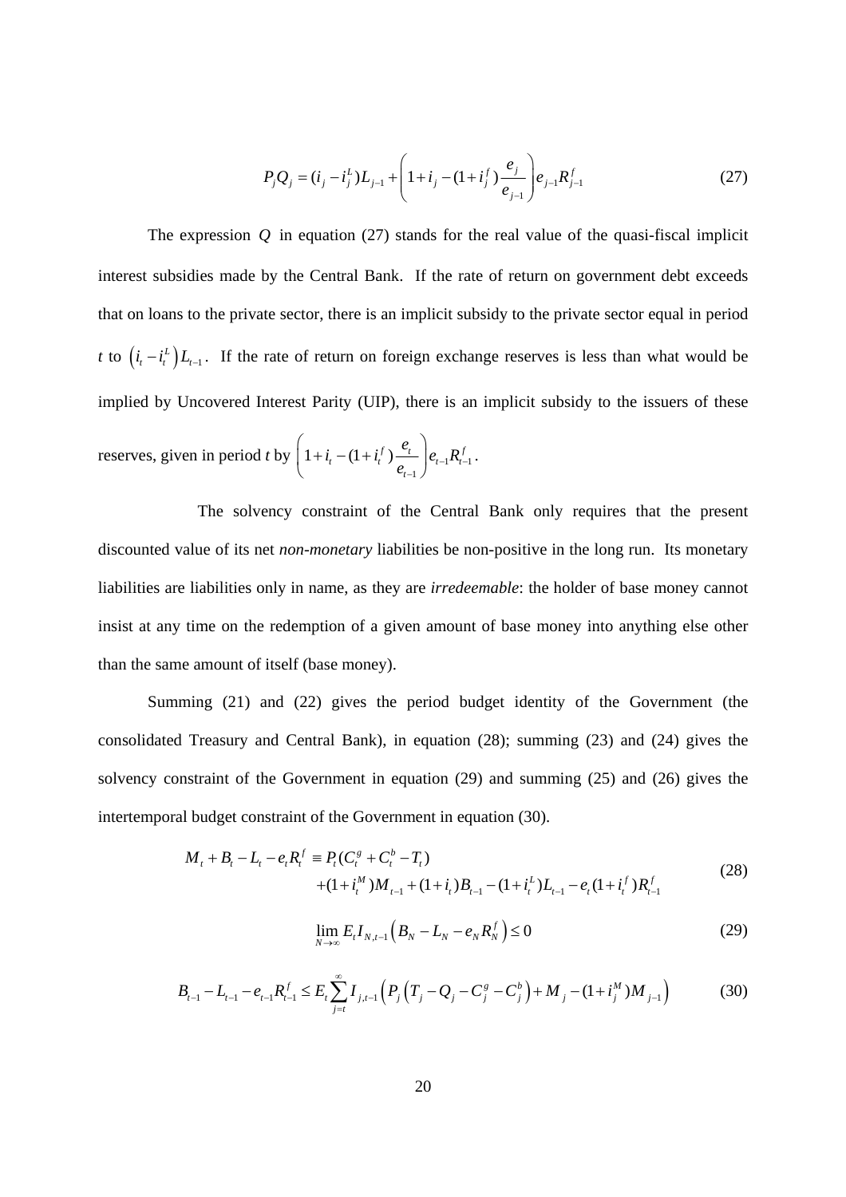$$P_j Q_j = (i_j - i_j^L) L_{j-1} + \left( 1 + i_j - (1+i_j^f) \frac{e_j}{e_{j-1}} \right) e_{j-1} R_{j-1}^f \tag{27}$$

The expression $Q$ in equation (27) stands for the real value of the quasi-fiscal implicit interest subsidies made by the Central Bank. If the rate of return on government debt exceeds that on loans to the private sector, there is an implicit subsidy to the private sector equal in period $t$ to $\left(i_t - i_t^L\right) L_{t-1}$. If the rate of return on foreign exchange reserves is less than what would be implied by Uncovered Interest Parity (UIP), there is an implicit subsidy to the issuers of these reserves, given in period $t$ by $\left( 1 + i_t - (1+i_t^f) \frac{e_t}{e_{t-1}} \right) e_{t-1} R_{t-1}^f$.

The solvency constraint of the Central Bank only requires that the present discounted value of its net *non-monetary* liabilities be non-positive in the long run. Its monetary liabilities are liabilities only in name, as they are *irredeemable*: the holder of base money cannot insist at any time on the redemption of a given amount of base money into anything else other than the same amount of itself (base money).

Summing (21) and (22) gives the period budget identity of the Government (the consolidated Treasury and Central Bank), in equation (28); summing (23) and (24) gives the solvency constraint of the Government in equation (29) and summing (25) and (26) gives the intertemporal budget constraint of the Government in equation (30).

$$\begin{aligned} M_t + B_t - L_t - e_t R_t^f &\equiv P_t (C_t^g + C_t^b - T_t) \\ &+ (1+i_t^M) M_{t-1} + (1+i_t) B_{t-1} - (1+i_t^L) L_{t-1} - e_t (1+i_t^f) R_{t-1}^f \end{aligned} \tag{28}$$

$$\lim_{N \to \infty} E_t I_{N,t-1} \left( B_N - L_N - e_N R_N^f \right) \leq 0 \tag{29}$$

$$B_{t-1} - L_{t-1} - e_{t-1} R_{t-1}^f \leq E_t \sum_{j=t}^{\infty} I_{j,t-1} \left( P_j \left( T_j - Q_j - C_j^g - C_j^b \right) + M_j - (1+i_j^M) M_{j-1} \right) \tag{30}$$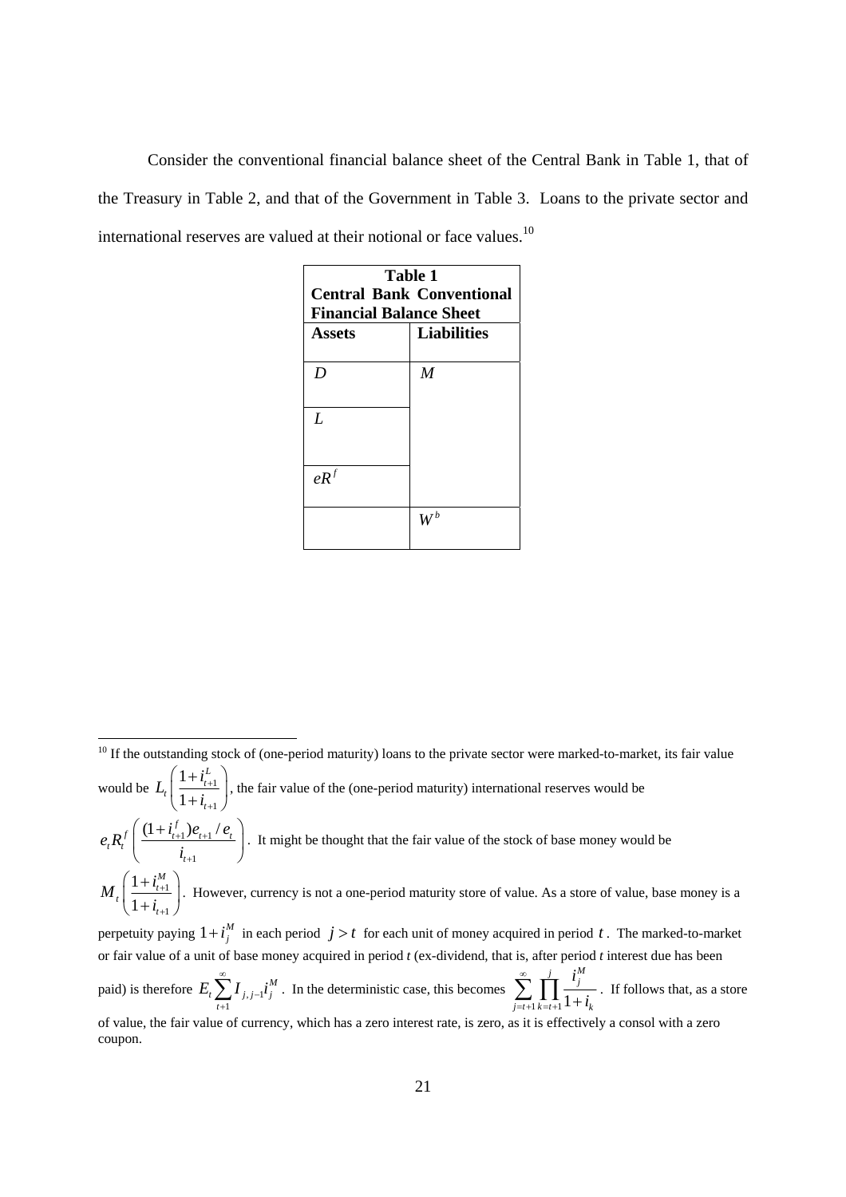Consider the conventional financial balance sheet of the Central Bank in Table 1, that of the Treasury in Table 2, and that of the Government in Table 3. Loans to the private sector and international reserves are valued at their notional or face values.[10]

**Table 1**
**Central Bank Conventional Financial Balance Sheet**

| Assets | Liabilities |
|---|---|
| $D$ | $M$ |
| $L$ | |
| $eR^f$ | |
| | $W^b$ |

[10] If the outstanding stock of (one-period maturity) loans to the private sector were marked-to-market, its fair value would be $L_t\left(\frac{1+i_{t+1}^L}{1+i_{t+1}}\right)$, the fair value of the (one-period maturity) international reserves would be $e_t R_t^f\left(\frac{(1+i_{t+1}^f)e_{t+1}/e_t}{i_{t+1}}\right)$. It might be thought that the fair value of the stock of base money would be $M_t\left(\frac{1+i_{t+1}^M}{1+i_{t+1}}\right)$. However, currency is not a one-period maturity store of value. As a store of value, base money is a perpetuity paying $1+i_j^M$ in each period $j>t$ for each unit of money acquired in period $t$. The marked-to-market or fair value of a unit of base money acquired in period *t* (ex-dividend, that is, after period *t* interest due has been paid) is therefore $E_t\sum_{t+1}^{\infty} I_{j,j-1} i_j^M$. In the deterministic case, this becomes $\sum_{j=t+1}^{\infty}\prod_{k=t+1}^{j}\frac{i_j^M}{1+i_k}$. If follows that, as a store of value, the fair value of currency, which has a zero interest rate, is zero, as it is effectively a consol with a zero coupon.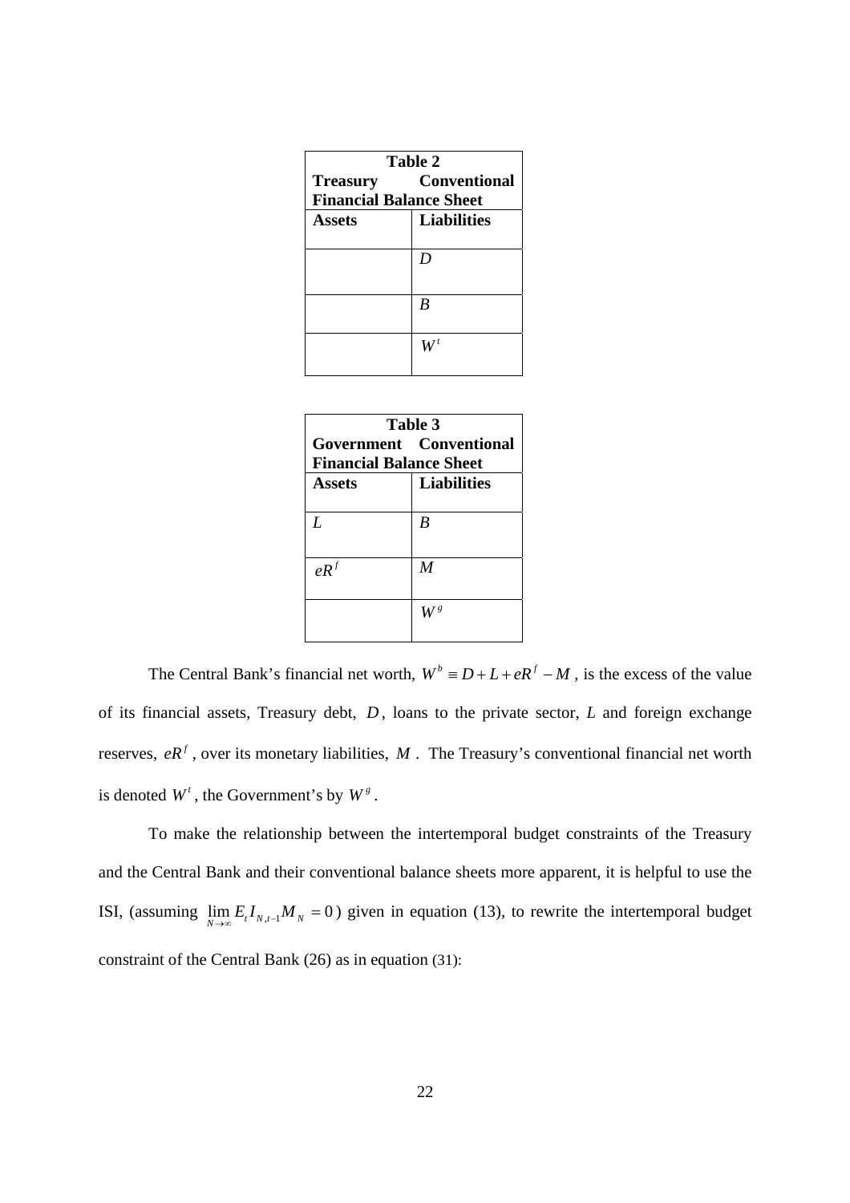| **Table 2** **Treasury Conventional Financial Balance Sheet** | |
| --- | --- |
| **Assets** | **Liabilities** |
| | $D$ |
| | $B$ |
| | $W^t$ |

| **Table 3** **Government Conventional Financial Balance Sheet** | |
| --- | --- |
| **Assets** | **Liabilities** |
| $L$ | $B$ |
| $eR^f$ | $M$ |
| | $W^g$ |

The Central Bank's financial net worth, $W^b \equiv D + L + eR^f - M$, is the excess of the value of its financial assets, Treasury debt, $D$, loans to the private sector, $L$ and foreign exchange reserves, $eR^f$, over its monetary liabilities, $M$. The Treasury's conventional financial net worth is denoted $W^t$, the Government's by $W^g$.

To make the relationship between the intertemporal budget constraints of the Treasury and the Central Bank and their conventional balance sheets more apparent, it is helpful to use the ISI, (assuming $\lim_{N \to \infty} E_t I_{N,t-1} M_N = 0$) given in equation (13), to rewrite the intertemporal budget constraint of the Central Bank (26) as in equation (31):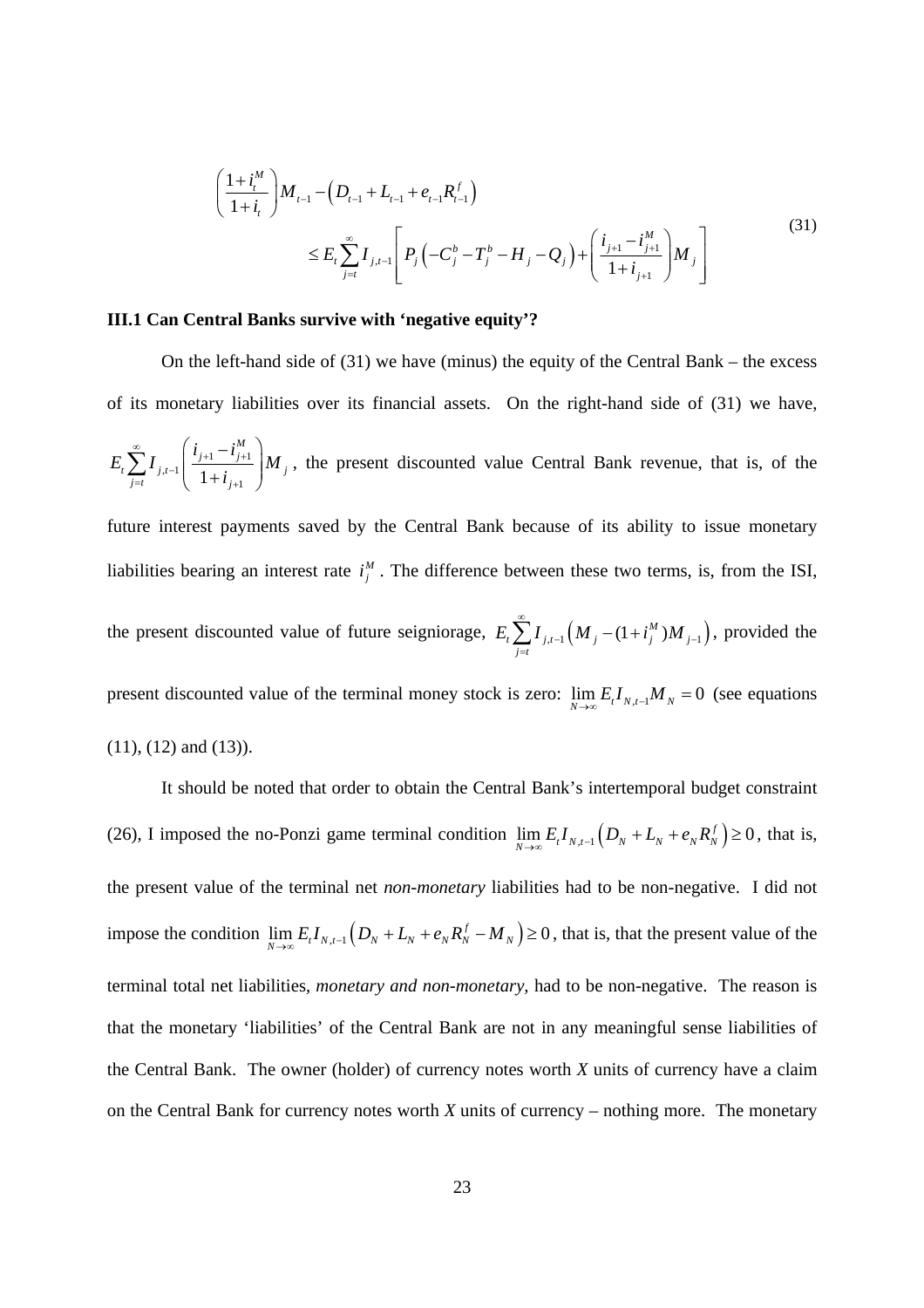$$\left(\frac{1+i_t^M}{1+i_t}\right)M_{t-1} - \left(D_{t-1} + L_{t-1} + e_{t-1}R_{t-1}^f\right)$$
$$\leq E_t \sum_{j=t}^{\infty} I_{j,t-1}\left[P_j\left(-C_j^b - T_j^b - H_j - Q_j\right) + \left(\frac{i_{j+1} - i_{j+1}^M}{1+i_{j+1}}\right)M_j\right] \tag{31}$$

### III.1 Can Central Banks survive with 'negative equity'?

On the left-hand side of (31) we have (minus) the equity of the Central Bank – the excess of its monetary liabilities over its financial assets. On the right-hand side of (31) we have, $E_t \sum_{j=t}^{\infty} I_{j,t-1}\left(\frac{i_{j+1} - i_{j+1}^M}{1+i_{j+1}}\right)M_j$, the present discounted value Central Bank revenue, that is, of the future interest payments saved by the Central Bank because of its ability to issue monetary liabilities bearing an interest rate $i_j^M$. The difference between these two terms, is, from the ISI, the present discounted value of future seigniorage, $E_t \sum_{j=t}^{\infty} I_{j,t-1}\left(M_j - (1+i_j^M)M_{j-1}\right)$, provided the present discounted value of the terminal money stock is zero: $\lim_{N\to\infty} E_t I_{N,t-1} M_N = 0$ (see equations (11), (12) and (13)).

It should be noted that order to obtain the Central Bank's intertemporal budget constraint (26), I imposed the no-Ponzi game terminal condition $\lim_{N\to\infty} E_t I_{N,t-1}\left(D_N + L_N + e_N R_N^f\right) \geq 0$, that is, the present value of the terminal net *non-monetary* liabilities had to be non-negative. I did not impose the condition $\lim_{N\to\infty} E_t I_{N,t-1}\left(D_N + L_N + e_N R_N^f - M_N\right) \geq 0$, that is, that the present value of the terminal total net liabilities, *monetary and non-monetary*, had to be non-negative. The reason is that the monetary 'liabilities' of the Central Bank are not in any meaningful sense liabilities of the Central Bank. The owner (holder) of currency notes worth *X* units of currency have a claim on the Central Bank for currency notes worth *X* units of currency – nothing more. The monetary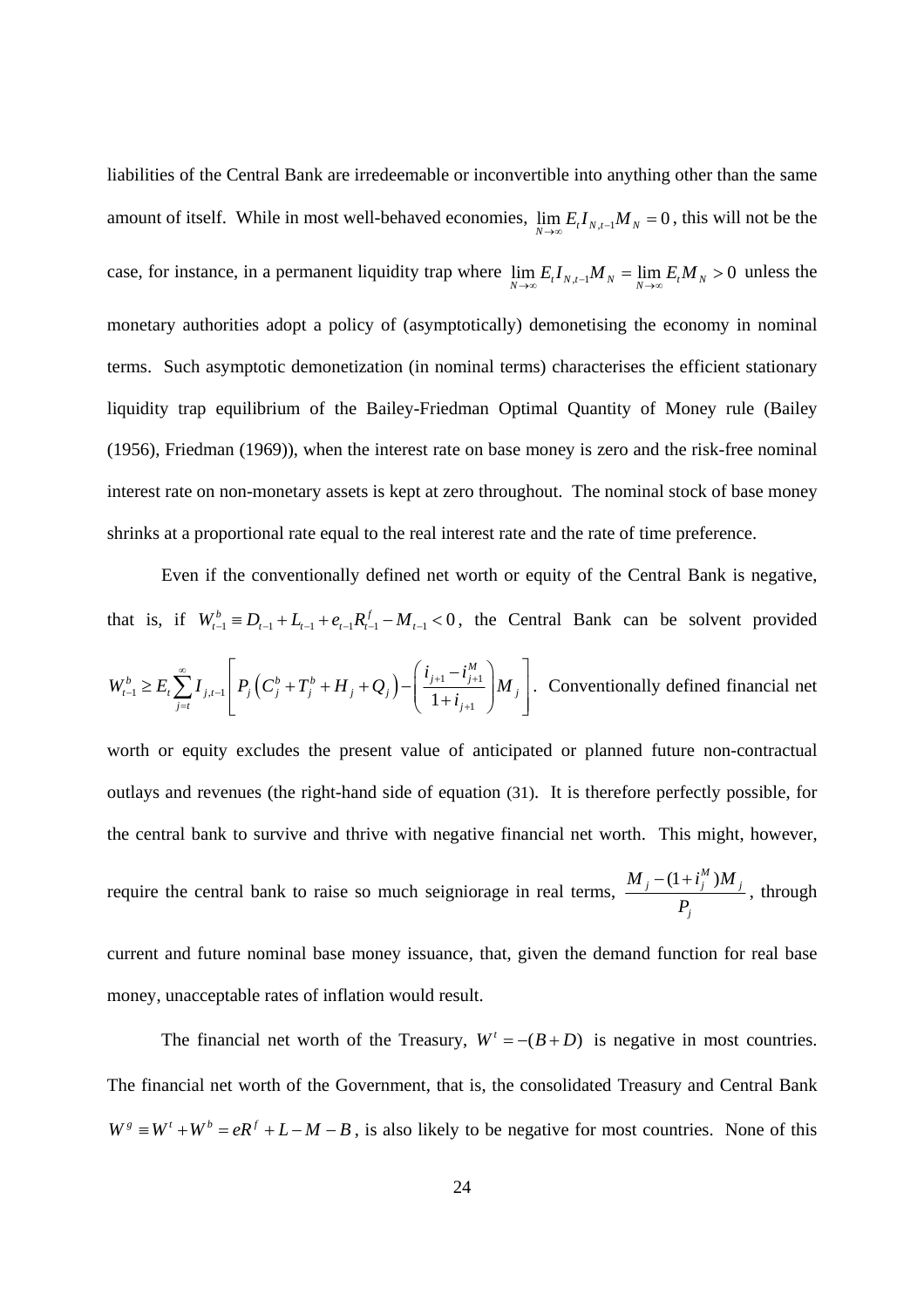liabilities of the Central Bank are irredeemable or inconvertible into anything other than the same amount of itself. While in most well-behaved economies, $\lim_{N\to\infty} E_t I_{N,t-1} M_N = 0$, this will not be the case, for instance, in a permanent liquidity trap where $\lim_{N\to\infty} E_t I_{N,t-1} M_N = \lim_{N\to\infty} E_t M_N > 0$ unless the monetary authorities adopt a policy of (asymptotically) demonetising the economy in nominal terms. Such asymptotic demonetization (in nominal terms) characterises the efficient stationary liquidity trap equilibrium of the Bailey-Friedman Optimal Quantity of Money rule (Bailey (1956), Friedman (1969)), when the interest rate on base money is zero and the risk-free nominal interest rate on non-monetary assets is kept at zero throughout. The nominal stock of base money shrinks at a proportional rate equal to the real interest rate and the rate of time preference.

Even if the conventionally defined net worth or equity of the Central Bank is negative, that is, if $W_{t-1}^b \equiv D_{t-1} + L_{t-1} + e_{t-1} R_{t-1}^f - M_{t-1} < 0$, the Central Bank can be solvent provided $W_{t-1}^b \geq E_t \sum_{j=t}^{\infty} I_{j,t-1} \left[ P_j \left( C_j^b + T_j^b + H_j + Q_j \right) - \left( \frac{i_{j+1} - i_{j+1}^M}{1 + i_{j+1}} \right) M_j \right]$. Conventionally defined financial net worth or equity excludes the present value of anticipated or planned future non-contractual outlays and revenues (the right-hand side of equation (31). It is therefore perfectly possible, for the central bank to survive and thrive with negative financial net worth. This might, however, require the central bank to raise so much seigniorage in real terms, $\frac{M_j - (1 + i_j^M) M_j}{P_j}$, through current and future nominal base money issuance, that, given the demand function for real base money, unacceptable rates of inflation would result.

The financial net worth of the Treasury, $W^t = -(B + D)$ is negative in most countries. The financial net worth of the Government, that is, the consolidated Treasury and Central Bank $W^g \equiv W^t + W^b = eR^f + L - M - B$, is also likely to be negative for most countries. None of this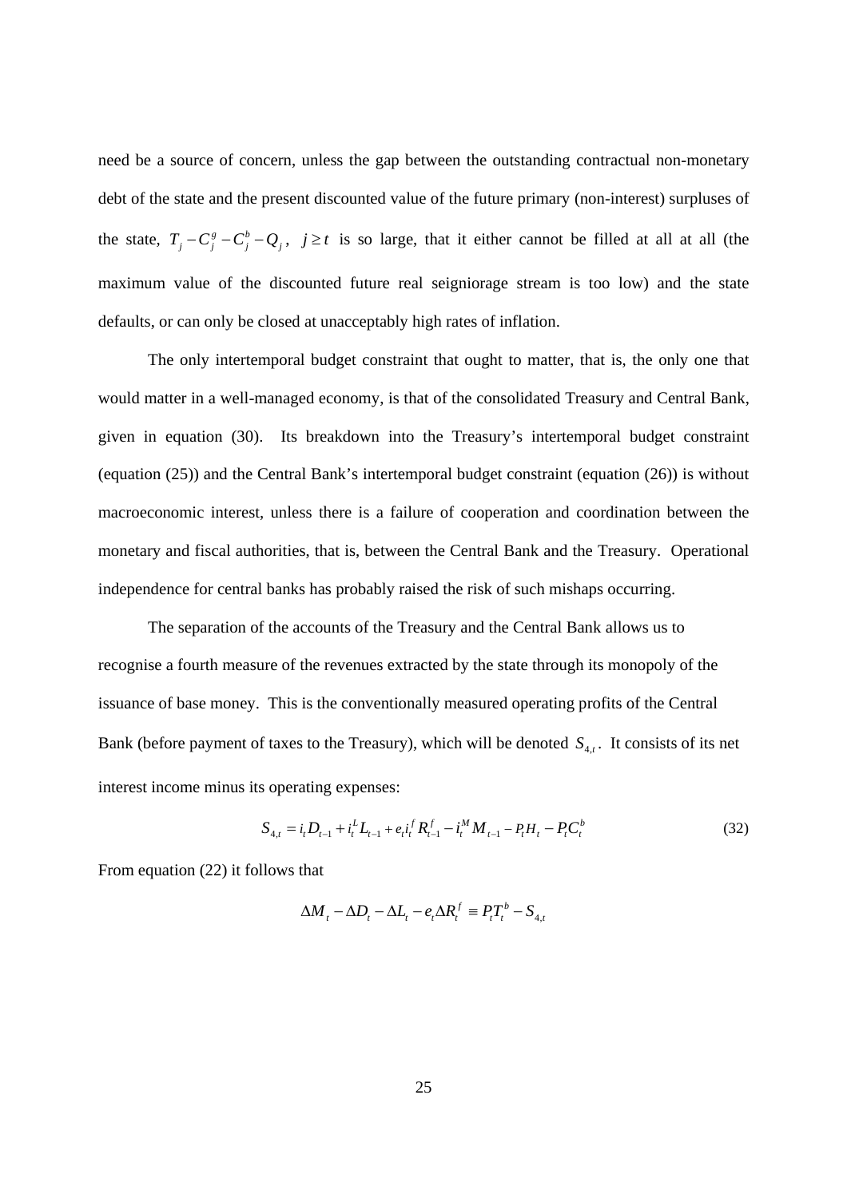need be a source of concern, unless the gap between the outstanding contractual non-monetary debt of the state and the present discounted value of the future primary (non-interest) surpluses of the state, $T_j - C_j^g - C_j^b - Q_j$, $j \geq t$ is so large, that it either cannot be filled at all at all (the maximum value of the discounted future real seigniorage stream is too low) and the state defaults, or can only be closed at unacceptably high rates of inflation.

The only intertemporal budget constraint that ought to matter, that is, the only one that would matter in a well-managed economy, is that of the consolidated Treasury and Central Bank, given in equation (30). Its breakdown into the Treasury's intertemporal budget constraint (equation (25)) and the Central Bank's intertemporal budget constraint (equation (26)) is without macroeconomic interest, unless there is a failure of cooperation and coordination between the monetary and fiscal authorities, that is, between the Central Bank and the Treasury. Operational independence for central banks has probably raised the risk of such mishaps occurring.

The separation of the accounts of the Treasury and the Central Bank allows us to recognise a fourth measure of the revenues extracted by the state through its monopoly of the issuance of base money. This is the conventionally measured operating profits of the Central Bank (before payment of taxes to the Treasury), which will be denoted $S_{4,t}$. It consists of its net interest income minus its operating expenses:

$$S_{4,t} = i_t D_{t-1} + i_t^L L_{t-1} + e_t i_t^f R_{t-1}^f - i_t^M M_{t-1} - P_t H_t - P_t C_t^b \tag{32}$$

From equation (22) it follows that

$$\Delta M_t - \Delta D_t - \Delta L_t - e_t \Delta R_t^f \equiv P_t T_t^b - S_{4,t}$$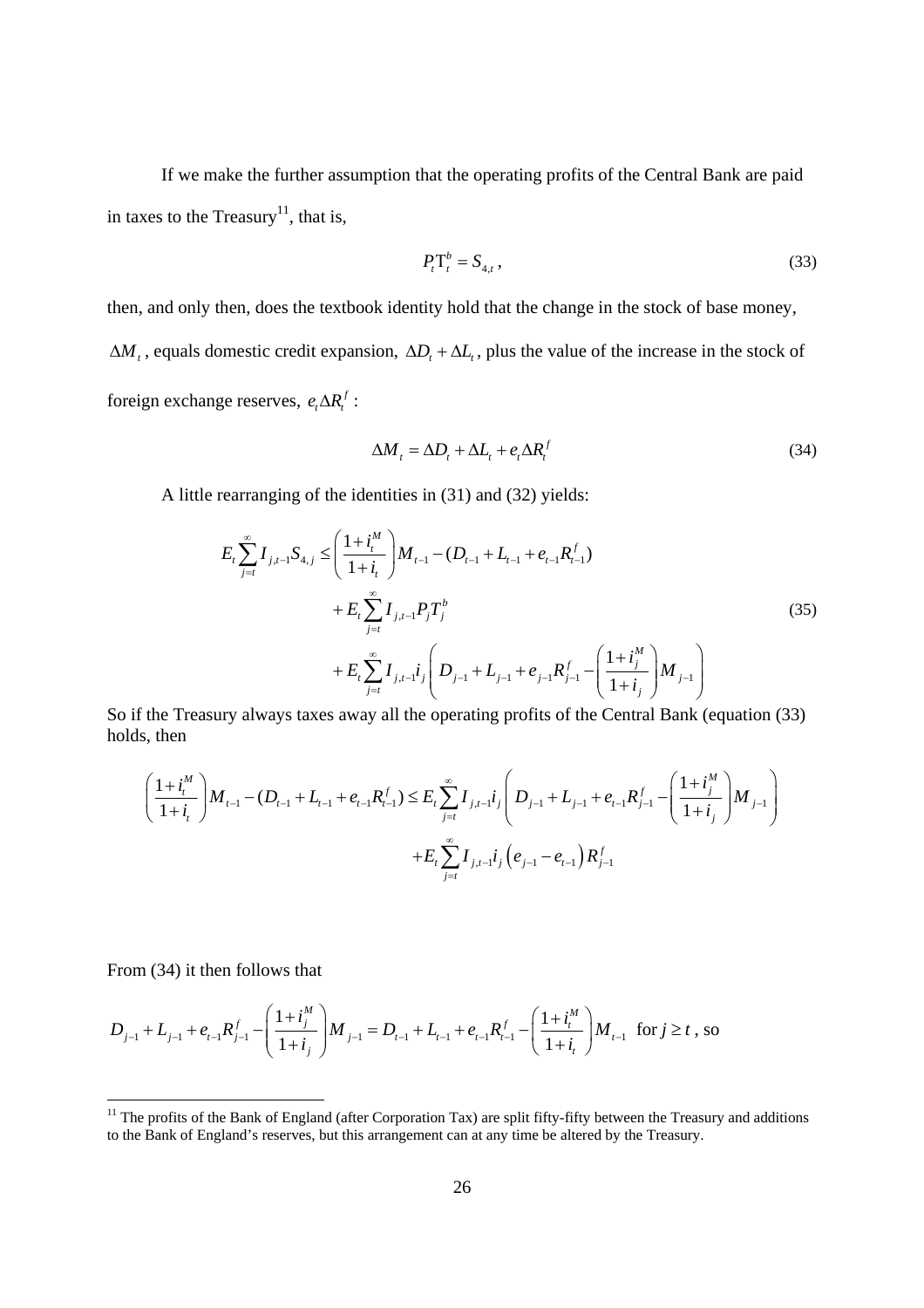If we make the further assumption that the operating profits of the Central Bank are paid in taxes to the Treasury[11], that is,

$$P_t \mathrm{T}_t^b = S_{4,t}, \tag{33}$$

then, and only then, does the textbook identity hold that the change in the stock of base money, $\Delta M_t$, equals domestic credit expansion, $\Delta D_t + \Delta L_t$, plus the value of the increase in the stock of foreign exchange reserves, $e_t \Delta R_t^f$ :

$$\Delta M_t = \Delta D_t + \Delta L_t + e_t \Delta R_t^f \tag{34}$$

A little rearranging of the identities in (31) and (32) yields:

$$\begin{aligned} E_t \sum_{j=t}^{\infty} I_{j,t-1} S_{4,j} \leq & \left( \frac{1+i_t^M}{1+i_t} \right) M_{t-1} - (D_{t-1} + L_{t-1} + e_{t-1} R_{t-1}^f) \\ & + E_t \sum_{j=t}^{\infty} I_{j,t-1} P_j T_j^b \\ & + E_t \sum_{j=t}^{\infty} I_{j,t-1} i_j \left( D_{j-1} + L_{j-1} + e_{j-1} R_{j-1}^f - \left( \frac{1+i_j^M}{1+i_j} \right) M_{j-1} \right) \end{aligned} \tag{35}$$

So if the Treasury always taxes away all the operating profits of the Central Bank (equation (33) holds, then

$$\begin{aligned} \left( \frac{1+i_t^M}{1+i_t} \right) M_{t-1} - (D_{t-1} + L_{t-1} + e_{t-1} R_{t-1}^f) \leq & E_t \sum_{j=t}^{\infty} I_{j,t-1} i_j \left( D_{j-1} + L_{j-1} + e_{t-1} R_{j-1}^f - \left( \frac{1+i_j^M}{1+i_j} \right) M_{j-1} \right) \\ & + E_t \sum_{j=t}^{\infty} I_{j,t-1} i_j \left( e_{j-1} - e_{t-1} \right) R_{j-1}^f \end{aligned}$$

From (34) it then follows that

$$D_{j-1} + L_{j-1} + e_{t-1} R_{j-1}^f - \left( \frac{1+i_j^M}{1+i_j} \right) M_{j-1} = D_{t-1} + L_{t-1} + e_{t-1} R_{t-1}^f - \left( \frac{1+i_t^M}{1+i_t} \right) M_{t-1} \text{ for } j \geq t \text{, so}$$

[11] The profits of the Bank of England (after Corporation Tax) are split fifty-fifty between the Treasury and additions to the Bank of England's reserves, but this arrangement can at any time be altered by the Treasury.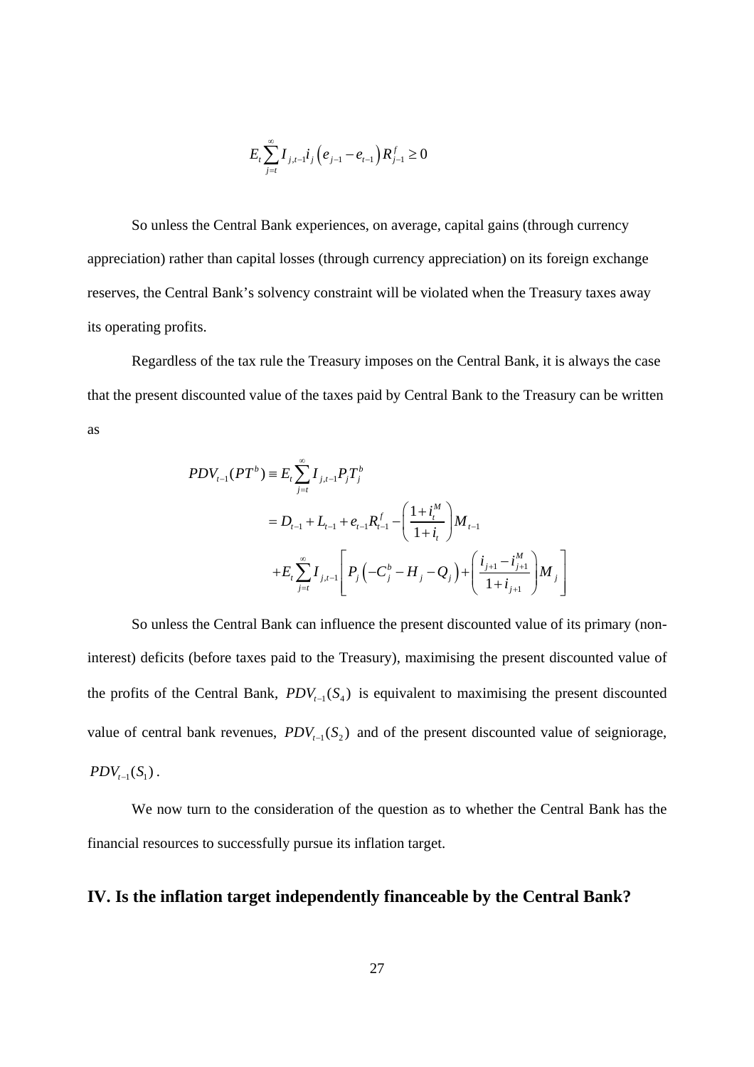$$E_t \sum_{j=t}^{\infty} I_{j,t-1} i_j \left( e_{j-1} - e_{t-1} \right) R_{j-1}^f \geq 0$$

So unless the Central Bank experiences, on average, capital gains (through currency appreciation) rather than capital losses (through currency appreciation) on its foreign exchange reserves, the Central Bank's solvency constraint will be violated when the Treasury taxes away its operating profits.

Regardless of the tax rule the Treasury imposes on the Central Bank, it is always the case that the present discounted value of the taxes paid by Central Bank to the Treasury can be written as

$$\begin{aligned} PDV_{t-1}(PT^b) &\equiv E_t \sum_{j=t}^{\infty} I_{j,t-1} P_j T_j^b \\ &= D_{t-1} + L_{t-1} + e_{t-1} R_{t-1}^f - \left( \frac{1+i_t^M}{1+i_t} \right) M_{t-1} \\ &\quad + E_t \sum_{j=t}^{\infty} I_{j,t-1} \left[ P_j \left( -C_j^b - H_j - Q_j \right) + \left( \frac{i_{j+1} - i_{j+1}^M}{1+i_{j+1}} \right) M_j \right] \end{aligned}$$

So unless the Central Bank can influence the present discounted value of its primary (non-interest) deficits (before taxes paid to the Treasury), maximising the present discounted value of the profits of the Central Bank, $PDV_{t-1}(S_4)$ is equivalent to maximising the present discounted value of central bank revenues, $PDV_{t-1}(S_2)$ and of the present discounted value of seigniorage, $PDV_{t-1}(S_1)$.

We now turn to the consideration of the question as to whether the Central Bank has the financial resources to successfully pursue its inflation target.

## IV. Is the inflation target independently financeable by the Central Bank?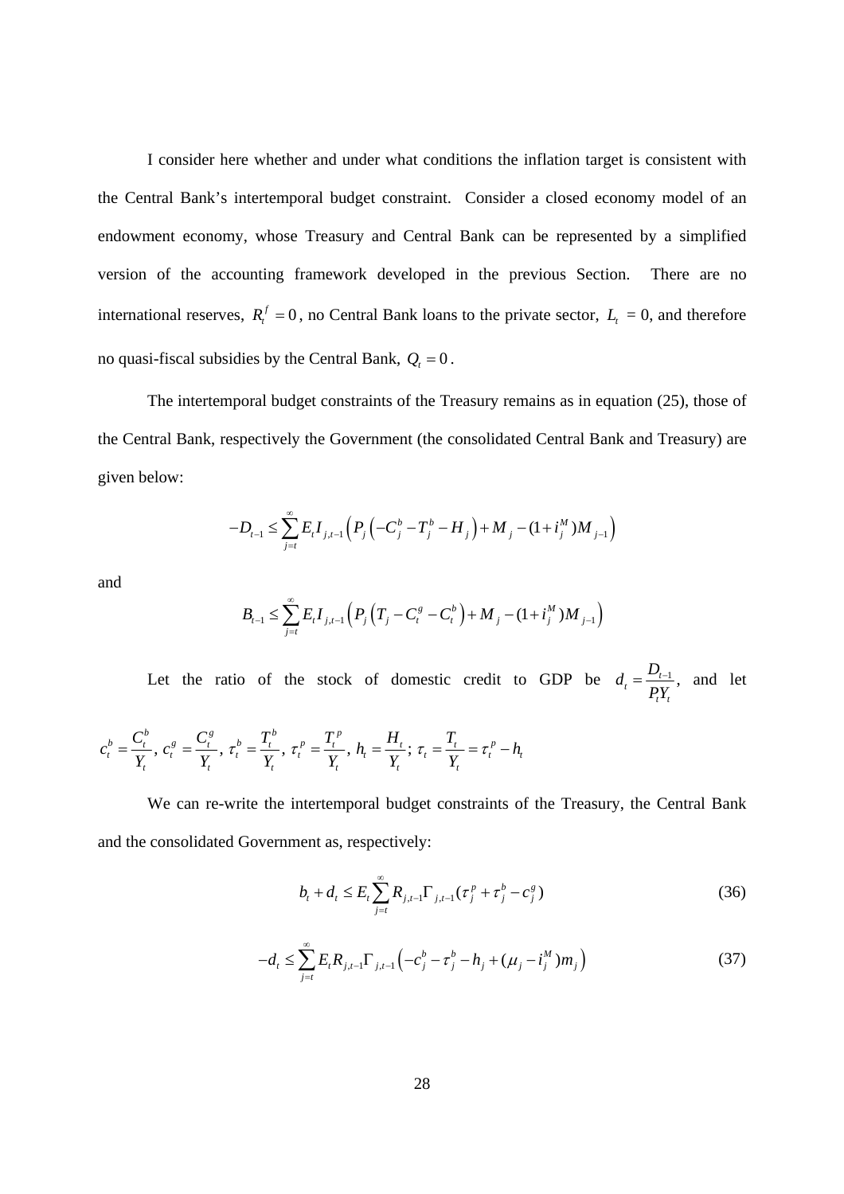I consider here whether and under what conditions the inflation target is consistent with the Central Bank's intertemporal budget constraint. Consider a closed economy model of an endowment economy, whose Treasury and Central Bank can be represented by a simplified version of the accounting framework developed in the previous Section. There are no international reserves, $R_t^f = 0$, no Central Bank loans to the private sector, $L_t = 0$, and therefore no quasi-fiscal subsidies by the Central Bank, $Q_t = 0$.

The intertemporal budget constraints of the Treasury remains as in equation (25), those of the Central Bank, respectively the Government (the consolidated Central Bank and Treasury) are given below:

$$-D_{t-1} \leq \sum_{j=t}^{\infty} E_t I_{j,t-1} \left( P_j \left( -C_j^b - T_j^b - H_j \right) + M_j - (1+i_j^M) M_{j-1} \right)$$

and

$$B_{t-1} \leq \sum_{j=t}^{\infty} E_t I_{j,t-1} \left( P_j \left( T_j - C_t^g - C_t^b \right) + M_j - (1+i_j^M) M_{j-1} \right)$$

Let the ratio of the stock of domestic credit to GDP be $d_t = \frac{D_{t-1}}{P_t Y_t}$, and let

$$c_t^b = \frac{C_t^b}{Y_t},\ c_t^g = \frac{C_t^g}{Y_t},\ \tau_t^b = \frac{T_t^b}{Y_t},\ \tau_t^p = \frac{T_t^p}{Y_t},\ h_t = \frac{H_t}{Y_t};\ \tau_t = \frac{T_t}{Y_t} = \tau_t^p - h_t$$

We can re-write the intertemporal budget constraints of the Treasury, the Central Bank and the consolidated Government as, respectively:

$$b_t + d_t \leq E_t \sum_{j=t}^{\infty} R_{j,t-1} \Gamma_{j,t-1} (\tau_j^p + \tau_j^b - c_j^g) \tag{36}$$

$$-d_t \leq \sum_{j=t}^{\infty} E_t R_{j,t-1} \Gamma_{j,t-1} \left( -c_j^b - \tau_j^b - h_j + (\mu_j - i_j^M) m_j \right) \tag{37}$$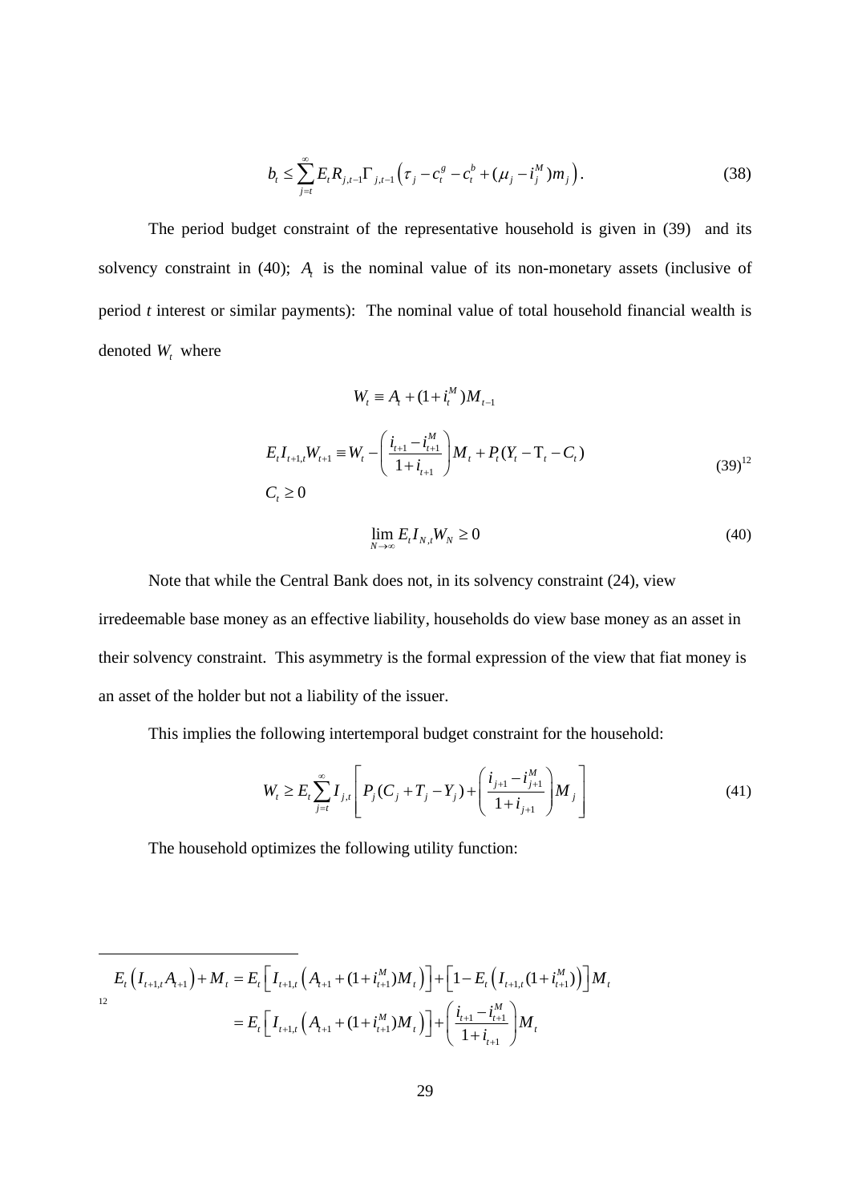$$b_t \leq \sum_{j=t}^{\infty} E_t R_{j,t-1} \Gamma_{j,t-1} \left( \tau_j - c_t^g - c_t^b + (\mu_j - i_j^M) m_j \right). \tag{38}$$

The period budget constraint of the representative household is given in (39) and its solvency constraint in (40); $A_t$ is the nominal value of its non-monetary assets (inclusive of period *t* interest or similar payments): The nominal value of total household financial wealth is denoted $W_t$ where

$$W_t \equiv A_t + (1 + i_t^M) M_{t-1}$$

$$E_t I_{t+1,t} W_{t+1} \equiv W_t - \left( \frac{i_{t+1} - i_{t+1}^M}{1 + i_{t+1}} \right) M_t + P_t (Y_t - \mathrm{T}_t - C_t)$$

$$C_t \geq 0 \tag{39}$$

[12]

$$\lim_{N \to \infty} E_t I_{N,t} W_N \geq 0 \tag{40}$$

Note that while the Central Bank does not, in its solvency constraint (24), view irredeemable base money as an effective liability, households do view base money as an asset in their solvency constraint. This asymmetry is the formal expression of the view that fiat money is an asset of the holder but not a liability of the issuer.

This implies the following intertemporal budget constraint for the household:

$$W_t \geq E_t \sum_{j=t}^{\infty} I_{j,t} \left[ P_j (C_j + T_j - Y_j) + \left( \frac{i_{j+1} - i_{j+1}^M}{1 + i_{j+1}} \right) M_j \right] \tag{41}$$

The household optimizes the following utility function:

---

[12]

$$\begin{aligned} E_t \left( I_{t+1,t} A_{t+1} \right) + M_t &= E_t \left[ I_{t+1,t} \left( A_{t+1} + (1 + i_{t+1}^M) M_t \right) \right] + \left[ 1 - E_t \left( I_{t+1,t} (1 + i_{t+1}^M) \right) \right] M_t \\ &= E_t \left[ I_{t+1,t} \left( A_{t+1} + (1 + i_{t+1}^M) M_t \right) \right] + \left( \frac{i_{t+1} - i_{t+1}^M}{1 + i_{t+1}} \right) M_t \end{aligned}$$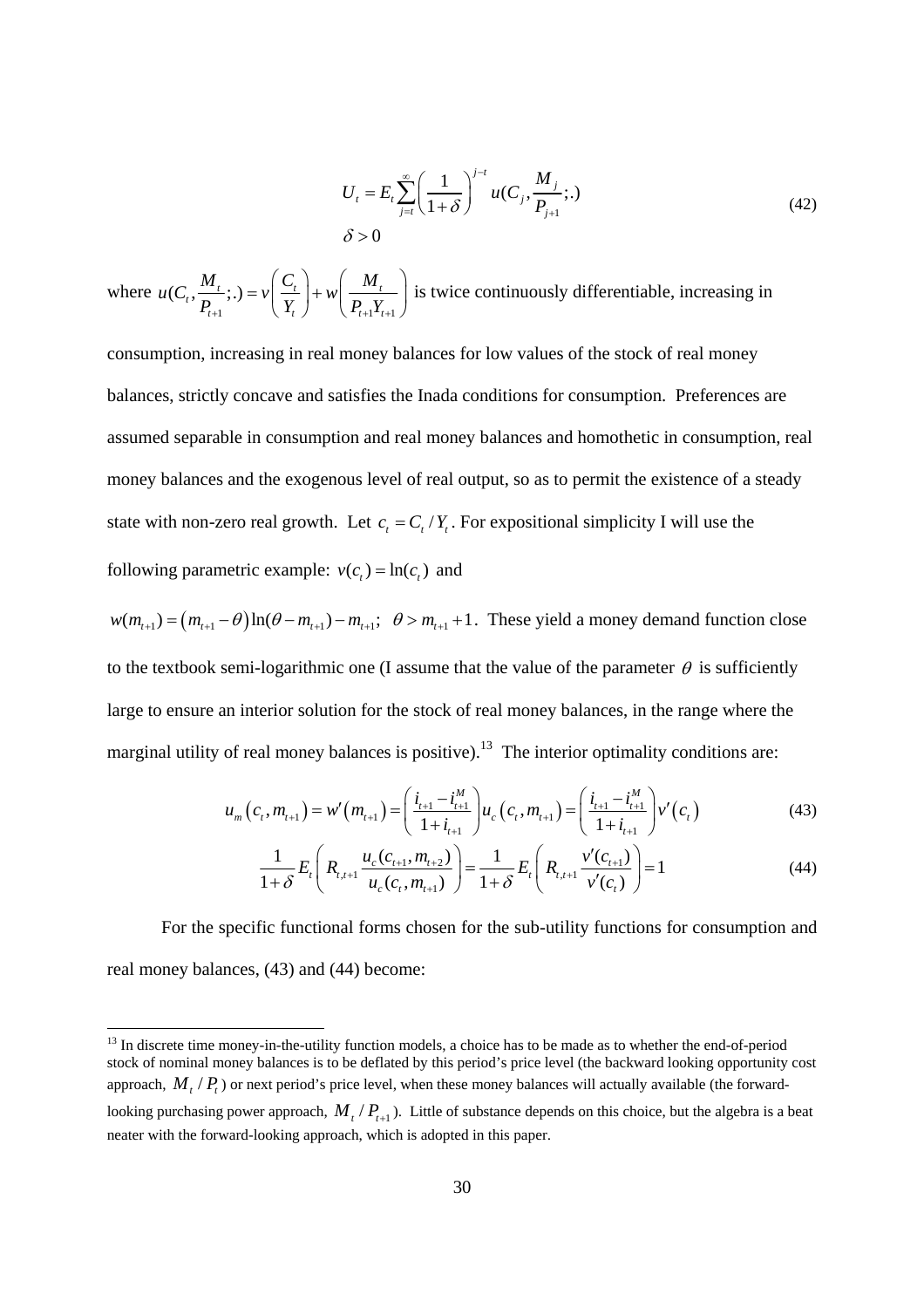$$U_t = E_t \sum_{j=t}^{\infty} \left( \frac{1}{1+\delta} \right)^{j-t} u(C_j, \frac{M_j}{P_{j+1}};.)$$
$$\delta > 0 \tag{42}$$

where $u(C_t, \frac{M_t}{P_{t+1}};.) = v\left(\frac{C_t}{Y_t}\right) + w\left(\frac{M_t}{P_{t+1}Y_{t+1}}\right)$ is twice continuously differentiable, increasing in consumption, increasing in real money balances for low values of the stock of real money balances, strictly concave and satisfies the Inada conditions for consumption. Preferences are assumed separable in consumption and real money balances and homothetic in consumption, real money balances and the exogenous level of real output, so as to permit the existence of a steady state with non-zero real growth. Let $c_t = C_t / Y_t$. For expositional simplicity I will use the following parametric example: $v(c_t) = \ln(c_t)$ and

$w(m_{t+1}) = (m_{t+1} - \theta)\ln(\theta - m_{t+1}) - m_{t+1}; \;\; \theta > m_{t+1} + 1$. These yield a money demand function close to the textbook semi-logarithmic one (I assume that the value of the parameter $\theta$ is sufficiently large to ensure an interior solution for the stock of real money balances, in the range where the marginal utility of real money balances is positive).[13] The interior optimality conditions are:

$$u_m(c_t, m_{t+1}) = w'(m_{t+1}) = \left( \frac{i_{t+1} - i_{t+1}^M}{1 + i_{t+1}} \right) u_c(c_t, m_{t+1}) = \left( \frac{i_{t+1} - i_{t+1}^M}{1 + i_{t+1}} \right) v'(c_t) \tag{43}$$

$$\frac{1}{1+\delta} E_t \left( R_{t,t+1} \frac{u_c(c_{t+1}, m_{t+2})}{u_c(c_t, m_{t+1})} \right) = \frac{1}{1+\delta} E_t \left( R_{t,t+1} \frac{v'(c_{t+1})}{v'(c_t)} \right) = 1 \tag{44}$$

For the specific functional forms chosen for the sub-utility functions for consumption and real money balances, (43) and (44) become:

[13] In discrete time money-in-the-utility function models, a choice has to be made as to whether the end-of-period stock of nominal money balances is to be deflated by this period's price level (the backward looking opportunity cost approach, $M_t / P_t$) or next period's price level, when these money balances will actually available (the forward-looking purchasing power approach, $M_t / P_{t+1}$). Little of substance depends on this choice, but the algebra is a beat neater with the forward-looking approach, which is adopted in this paper.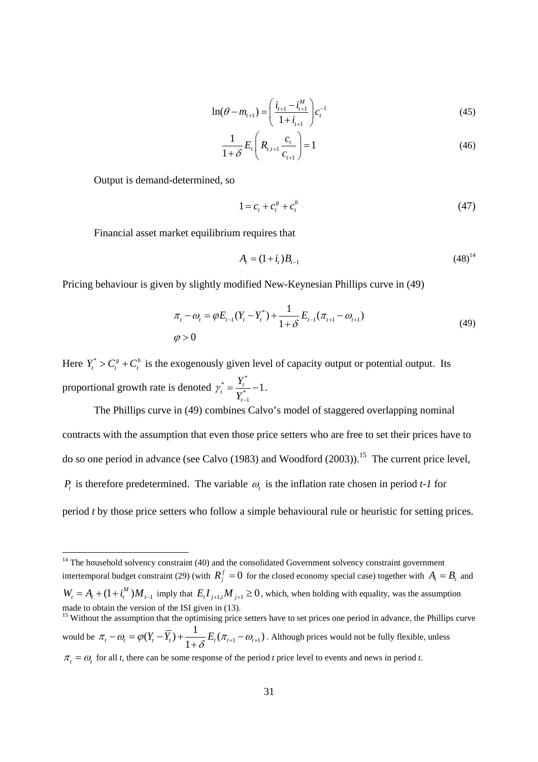$$\ln(\theta - m_{t+1}) = \left( \frac{i_{t+1} - i_{t+1}^M}{1 + i_{t+1}} \right) c_t^{-1} \tag{45}$$

$$\frac{1}{1+\delta} E_t \left( R_{t,t+1} \frac{c_t}{c_{t+1}} \right) = 1 \tag{46}$$

Output is demand-determined, so

$$1 = c_t + c_t^g + c_t^b \tag{47}$$

Financial asset market equilibrium requires that

$$A_t = (1 + i_t) B_{t-1} \tag{48}$$

[14]

Pricing behaviour is given by slightly modified New-Keynesian Phillips curve in (49)

$$\begin{aligned} &\pi_t - \omega_t = \varphi E_{t-1}(Y_t - Y_t^*) + \frac{1}{1+\delta} E_{t-1}(\pi_{t+1} - \omega_{t+1}) \\ &\varphi > 0 \end{aligned} \tag{49}$$

Here $Y_t^* > C_t^g + C_t^b$ is the exogenously given level of capacity output or potential output. Its proportional growth rate is denoted $\gamma_t^* = \frac{Y_t^*}{Y_{t-1}^*} - 1$.

The Phillips curve in (49) combines Calvo's model of staggered overlapping nominal contracts with the assumption that even those price setters who are free to set their prices have to do so one period in advance (see Calvo (1983) and Woodford (2003)).[15] The current price level, $P_t$ is therefore predetermined. The variable $\omega_t$ is the inflation rate chosen in period *t-1* for period *t* by those price setters who follow a simple behavioural rule or heuristic for setting prices.

---

[14] The household solvency constraint (40) and the consolidated Government solvency constraint government intertemporal budget constraint (29) (with $R_j^f = 0$ for the closed economy special case) together with $A_t = B_t$ and $W_t = A_t + (1 + i_t^M) M_{t-1}$ imply that $E_t I_{j+1,t} M_{j+1} \geq 0$, which, when holding with equality, was the assumption made to obtain the version of the ISI given in (13).

[15] Without the assumption that the optimising price setters have to set prices one period in advance, the Phillips curve would be $\pi_t - \omega_t = \varphi(Y_t - \overline{Y}_t) + \frac{1}{1+\delta} E_t(\pi_{t+1} - \omega_{t+1})$. Although prices would not be fully flexible, unless $\pi_t = \omega_t$ for all *t*, there can be some response of the period *t* price level to events and news in period *t*.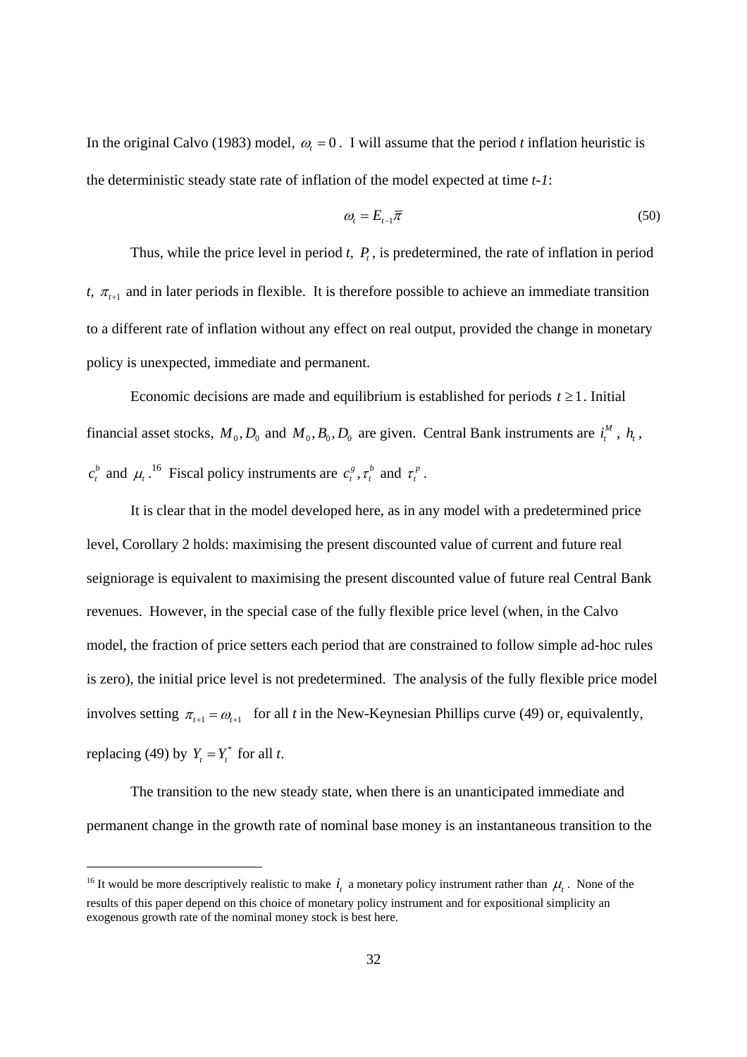In the original Calvo (1983) model, $\omega_t = 0$. I will assume that the period *t* inflation heuristic is the deterministic steady state rate of inflation of the model expected at time *t-1*:

$$\omega_t = E_{t-1}\overline{\pi} \tag{50}$$

Thus, while the price level in period *t*, $P_t$, is predetermined, the rate of inflation in period *t*, $\pi_{t+1}$ and in later periods in flexible. It is therefore possible to achieve an immediate transition to a different rate of inflation without any effect on real output, provided the change in monetary policy is unexpected, immediate and permanent.

Economic decisions are made and equilibrium is established for periods $t \geq 1$. Initial financial asset stocks, $M_0, D_0$ and $M_0, B_0, D_0$ are given. Central Bank instruments are $i_t^M$, $h_t$, $c_t^b$ and $\mu_t$.[16] Fiscal policy instruments are $c_t^g, \tau_t^b$ and $\tau_t^p$.

It is clear that in the model developed here, as in any model with a predetermined price level, Corollary 2 holds: maximising the present discounted value of current and future real seigniorage is equivalent to maximising the present discounted value of future real Central Bank revenues. However, in the special case of the fully flexible price level (when, in the Calvo model, the fraction of price setters each period that are constrained to follow simple ad-hoc rules is zero), the initial price level is not predetermined. The analysis of the fully flexible price model involves setting $\pi_{t+1} = \omega_{t+1}$ for all *t* in the New-Keynesian Phillips curve (49) or, equivalently, replacing (49) by $Y_t = Y_t^*$ for all *t*.

The transition to the new steady state, when there is an unanticipated immediate and permanent change in the growth rate of nominal base money is an instantaneous transition to the

[16] It would be more descriptively realistic to make $i_t$ a monetary policy instrument rather than $\mu_t$. None of the results of this paper depend on this choice of monetary policy instrument and for expositional simplicity an exogenous growth rate of the nominal money stock is best here.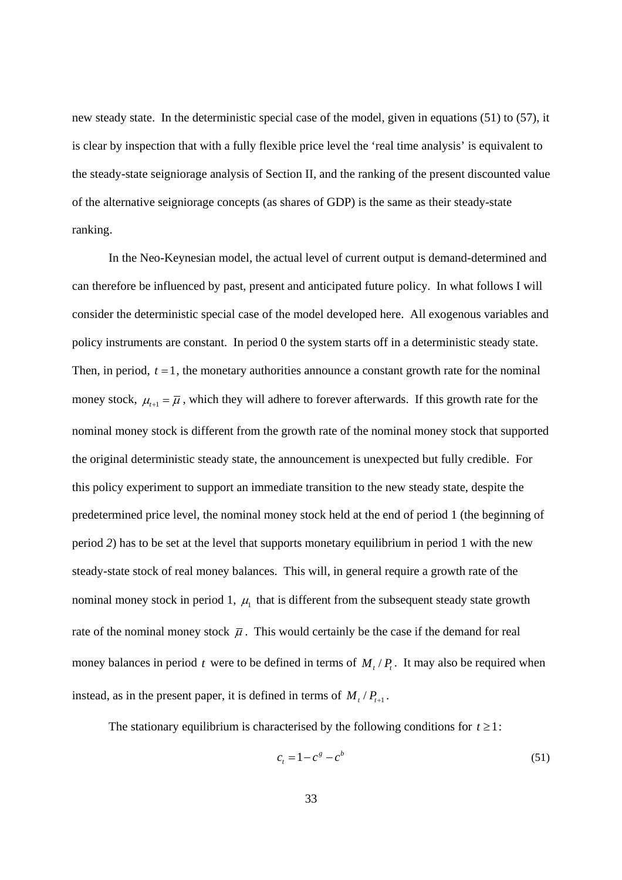new steady state. In the deterministic special case of the model, given in equations (51) to (57), it is clear by inspection that with a fully flexible price level the 'real time analysis' is equivalent to the steady-state seigniorage analysis of Section II, and the ranking of the present discounted value of the alternative seigniorage concepts (as shares of GDP) is the same as their steady-state ranking.

In the Neo-Keynesian model, the actual level of current output is demand-determined and can therefore be influenced by past, present and anticipated future policy. In what follows I will consider the deterministic special case of the model developed here. All exogenous variables and policy instruments are constant. In period 0 the system starts off in a deterministic steady state. Then, in period, $t = 1$, the monetary authorities announce a constant growth rate for the nominal money stock, $\mu_{t+1} = \bar{\mu}$, which they will adhere to forever afterwards. If this growth rate for the nominal money stock is different from the growth rate of the nominal money stock that supported the original deterministic steady state, the announcement is unexpected but fully credible. For this policy experiment to support an immediate transition to the new steady state, despite the predetermined price level, the nominal money stock held at the end of period 1 (the beginning of period *2*) has to be set at the level that supports monetary equilibrium in period 1 with the new steady-state stock of real money balances. This will, in general require a growth rate of the nominal money stock in period 1, $\mu_1$ that is different from the subsequent steady state growth rate of the nominal money stock $\bar{\mu}$. This would certainly be the case if the demand for real money balances in period $t$ were to be defined in terms of $M_t / P_t$. It may also be required when instead, as in the present paper, it is defined in terms of $M_t / P_{t+1}$.

The stationary equilibrium is characterised by the following conditions for $t \geq 1$:

$$c_t = 1 - c^g - c^b \tag{51}$$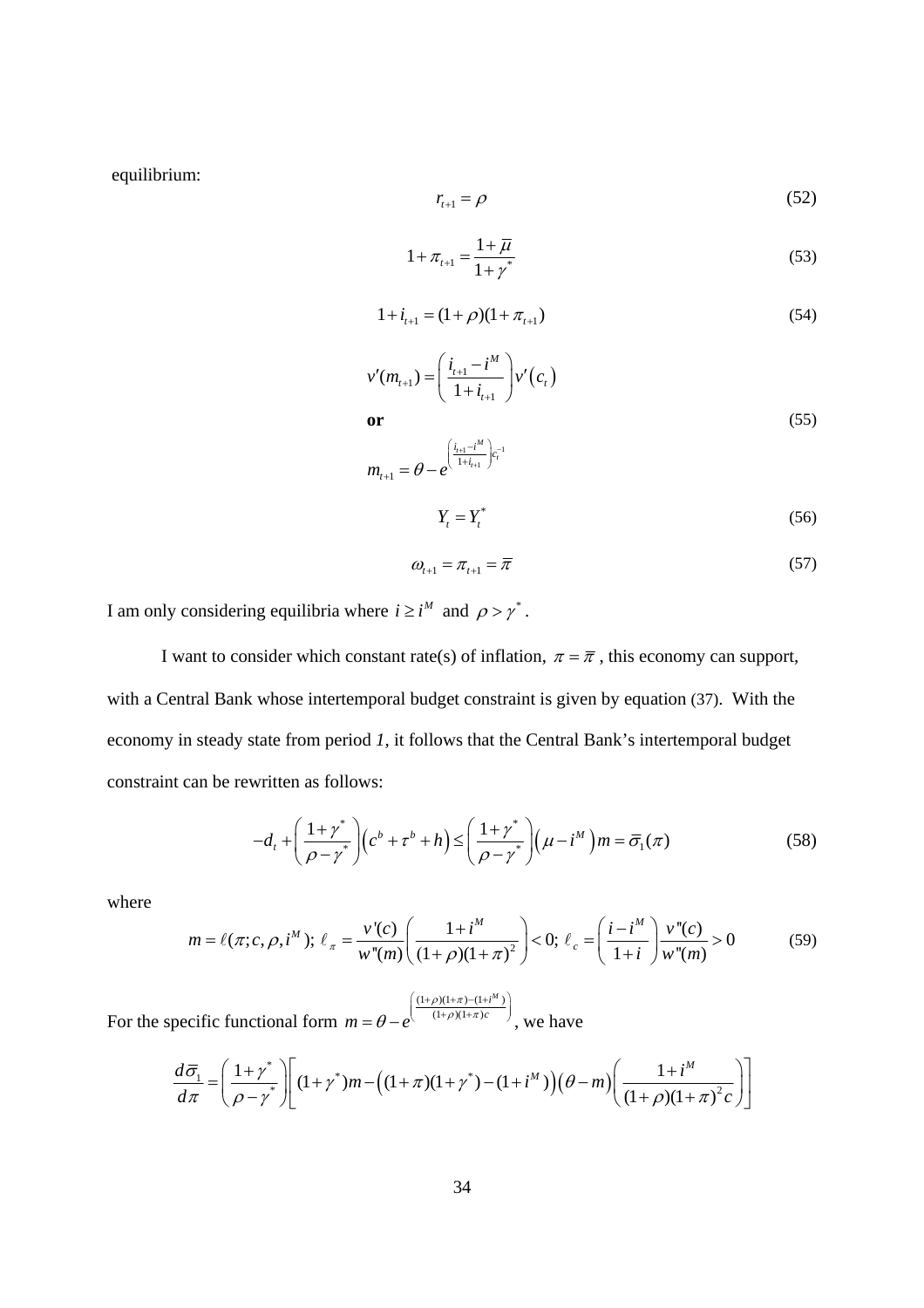equilibrium:

$$r_{t+1} = \rho \tag{52}$$

$$1+\pi_{t+1} = \frac{1+\bar{\mu}}{1+\gamma^*} \tag{53}$$

$$1+i_{t+1} = (1+\rho)(1+\pi_{t+1}) \tag{54}$$

$$v'(m_{t+1}) = \left(\frac{i_{t+1}-i^M}{1+i_{t+1}}\right) v'\left(c_t\right)$$

**or** (55)

$$m_{t+1} = \theta - e^{\left(\frac{i_{t+1}-i^M}{1+i_{t+1}}\right)c_t^{-1}}$$

$$Y_t = Y_t^* \tag{56}$$

$$\omega_{t+1} = \pi_{t+1} = \bar{\pi} \tag{57}$$

I am only considering equilibria where $i \geq i^M$ and $\rho > \gamma^*$.

I want to consider which constant rate(s) of inflation, $\pi = \bar{\pi}$, this economy can support, with a Central Bank whose intertemporal budget constraint is given by equation (37). With the economy in steady state from period *1*, it follows that the Central Bank's intertemporal budget constraint can be rewritten as follows:

$$-d_t + \left(\frac{1+\gamma^*}{\rho-\gamma^*}\right)\left(c^b+\tau^b+h\right) \leq \left(\frac{1+\gamma^*}{\rho-\gamma^*}\right)\left(\mu - i^M\right)m = \bar{\sigma}_1(\pi) \tag{58}$$

where

$$m = \ell(\pi; c, \rho, i^M);\ \ell_\pi = \frac{v'(c)}{w''(m)}\left(\frac{1+i^M}{(1+\rho)(1+\pi)^2}\right) < 0;\ \ell_c = \left(\frac{i-i^M}{1+i}\right)\frac{v''(c)}{w''(m)} > 0 \tag{59}$$

For the specific functional form $m = \theta - e^{\left(\frac{(1+\rho)(1+\pi)-(1+i^M)}{(1+\rho)(1+\pi)c}\right)}$, we have

$$\frac{d\bar{\sigma}_1}{d\pi} = \left(\frac{1+\gamma^*}{\rho-\gamma^*}\right)\left[(1+\gamma^*)m - \left((1+\pi)(1+\gamma^*)-(1+i^M)\right)\left(\theta - m\right)\left(\frac{1+i^M}{(1+\rho)(1+\pi)^2 c}\right)\right]$$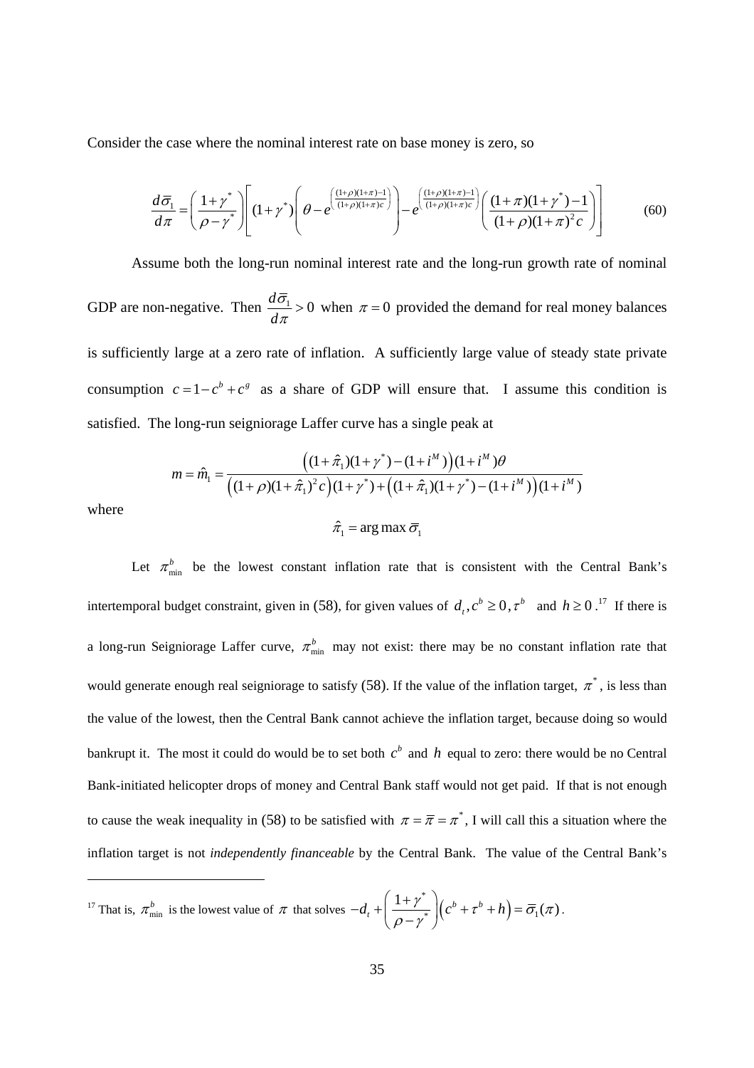Consider the case where the nominal interest rate on base money is zero, so

$$\frac{d\bar{\sigma}_1}{d\pi} = \left(\frac{1+\gamma^*}{\rho-\gamma^*}\right)\left[(1+\gamma^*)\left(\theta - e^{\left(\frac{(1+\rho)(1+\pi)-1}{(1+\rho)(1+\pi)c}\right)}\right) - e^{\left(\frac{(1+\rho)(1+\pi)-1}{(1+\rho)(1+\pi)c}\right)}\left(\frac{(1+\pi)(1+\gamma^*)-1}{(1+\rho)(1+\pi)^2 c}\right)\right] \tag{60}$$

Assume both the long-run nominal interest rate and the long-run growth rate of nominal GDP are non-negative. Then $\frac{d\bar{\sigma}_1}{d\pi} > 0$ when $\pi = 0$ provided the demand for real money balances is sufficiently large at a zero rate of inflation. A sufficiently large value of steady state private consumption $c = 1 - c^b + c^g$ as a share of GDP will ensure that. I assume this condition is satisfied. The long-run seigniorage Laffer curve has a single peak at

$$m = \hat{m}_1 = \frac{\left((1+\hat{\pi}_1)(1+\gamma^*) - (1+i^M)\right)(1+i^M)\theta}{\left((1+\rho)(1+\hat{\pi}_1)^2 c\right)(1+\gamma^*) + \left((1+\hat{\pi}_1)(1+\gamma^*) - (1+i^M)\right)(1+i^M)}$$

where

$$\hat{\pi}_1 = \arg\max \bar{\sigma}_1$$

Let $\pi^b_{\min}$ be the lowest constant inflation rate that is consistent with the Central Bank's intertemporal budget constraint, given in (58), for given values of $d_t, c^b \geq 0, \tau^b$ and $h \geq 0$.[17] If there is a long-run Seigniorage Laffer curve, $\pi^b_{\min}$ may not exist: there may be no constant inflation rate that would generate enough real seigniorage to satisfy (58). If the value of the inflation target, $\pi^*$, is less than the value of the lowest, then the Central Bank cannot achieve the inflation target, because doing so would bankrupt it. The most it could do would be to set both $c^b$ and $h$ equal to zero: there would be no Central Bank-initiated helicopter drops of money and Central Bank staff would not get paid. If that is not enough to cause the weak inequality in (58) to be satisfied with $\pi = \bar{\pi} = \pi^*$, I will call this a situation where the inflation target is not *independently financeable* by the Central Bank. The value of the Central Bank's

[17] That is, $\pi^b_{\min}$ is the lowest value of $\pi$ that solves $-d_t + \left(\frac{1+\gamma^*}{\rho-\gamma^*}\right)\left(c^b + \tau^b + h\right) = \bar{\sigma}_1(\pi)$.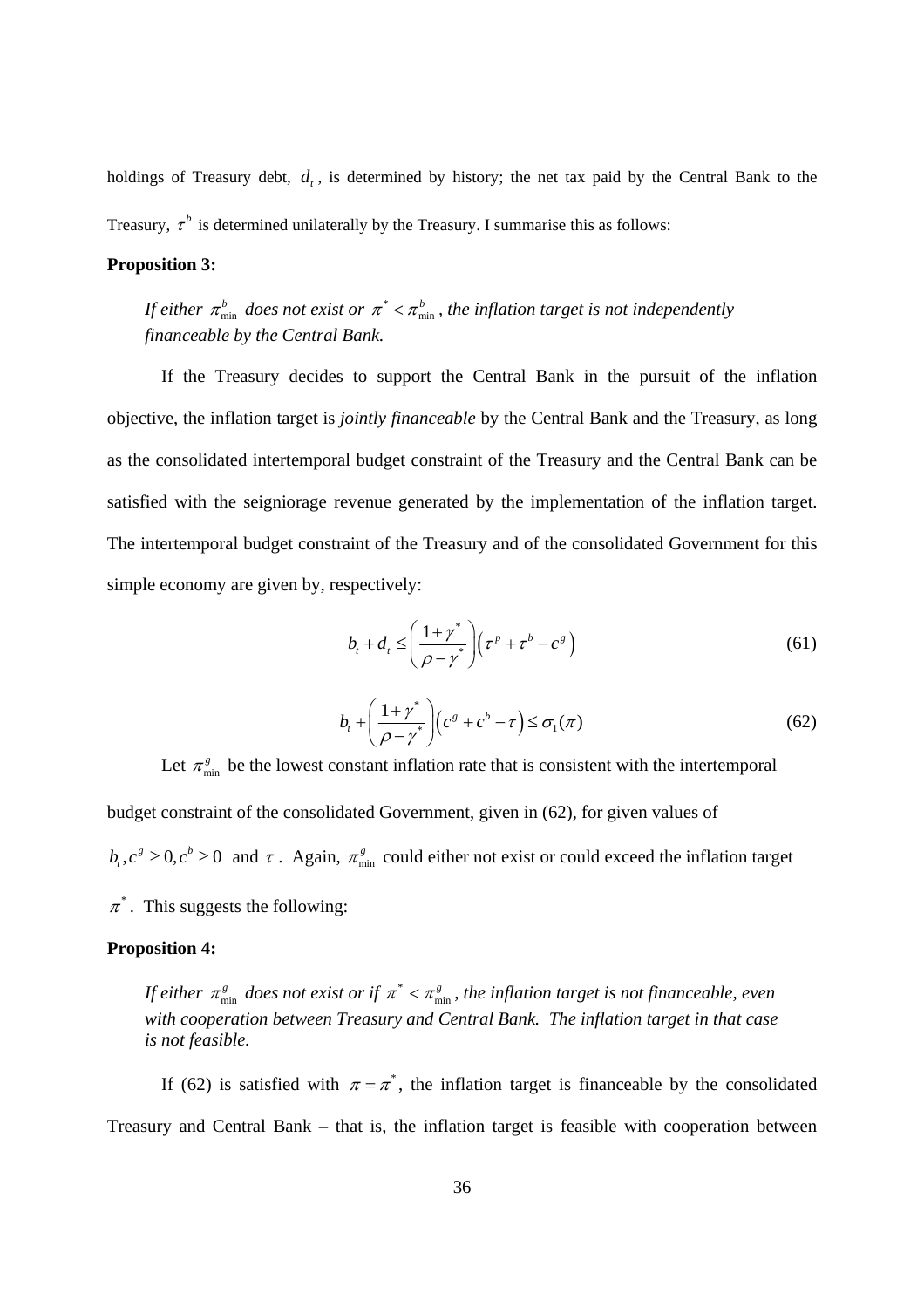holdings of Treasury debt, $d_t$, is determined by history; the net tax paid by the Central Bank to the Treasury, $\tau^b$ is determined unilaterally by the Treasury. I summarise this as follows:

**Proposition 3:**

*If either $\pi^b_{\min}$ does not exist or $\pi^* < \pi^b_{\min}$, the inflation target is not independently financeable by the Central Bank.*

If the Treasury decides to support the Central Bank in the pursuit of the inflation objective, the inflation target is *jointly financeable* by the Central Bank and the Treasury, as long as the consolidated intertemporal budget constraint of the Treasury and the Central Bank can be satisfied with the seigniorage revenue generated by the implementation of the inflation target. The intertemporal budget constraint of the Treasury and of the consolidated Government for this simple economy are given by, respectively:

$$b_t + d_t \leq \left(\frac{1+\gamma^*}{\rho-\gamma^*}\right)\left(\tau^p + \tau^b - c^g\right) \tag{61}$$

$$b_t + \left(\frac{1+\gamma^*}{\rho-\gamma^*}\right)\left(c^g + c^b - \tau\right) \leq \sigma_1(\pi) \tag{62}$$

Let $\pi^g_{\min}$ be the lowest constant inflation rate that is consistent with the intertemporal budget constraint of the consolidated Government, given in (62), for given values of $b_t, c^g \geq 0, c^b \geq 0$ and $\tau$. Again, $\pi^g_{\min}$ could either not exist or could exceed the inflation target $\pi^*$. This suggests the following:

**Proposition 4:**

*If either $\pi^g_{\min}$ does not exist or if $\pi^* < \pi^g_{\min}$, the inflation target is not financeable, even with cooperation between Treasury and Central Bank. The inflation target in that case is not feasible.*

If (62) is satisfied with $\pi = \pi^*$, the inflation target is financeable by the consolidated Treasury and Central Bank – that is, the inflation target is feasible with cooperation between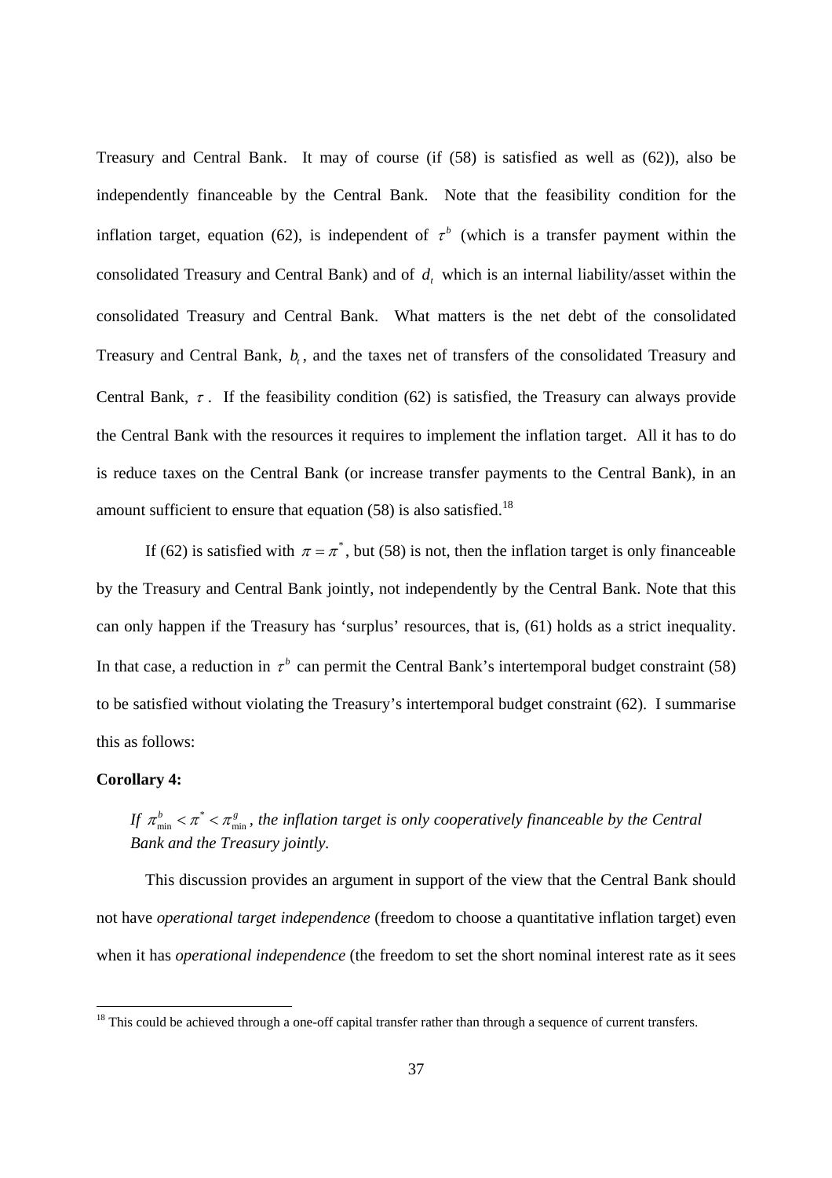Treasury and Central Bank. It may of course (if (58) is satisfied as well as (62)), also be independently financeable by the Central Bank. Note that the feasibility condition for the inflation target, equation (62), is independent of $\tau^b$ (which is a transfer payment within the consolidated Treasury and Central Bank) and of $d_t$ which is an internal liability/asset within the consolidated Treasury and Central Bank. What matters is the net debt of the consolidated Treasury and Central Bank, $b_t$, and the taxes net of transfers of the consolidated Treasury and Central Bank, $\tau$. If the feasibility condition (62) is satisfied, the Treasury can always provide the Central Bank with the resources it requires to implement the inflation target. All it has to do is reduce taxes on the Central Bank (or increase transfer payments to the Central Bank), in an amount sufficient to ensure that equation (58) is also satisfied.[18]

If (62) is satisfied with $\pi = \pi^*$, but (58) is not, then the inflation target is only financeable by the Treasury and Central Bank jointly, not independently by the Central Bank. Note that this can only happen if the Treasury has 'surplus' resources, that is, (61) holds as a strict inequality. In that case, a reduction in $\tau^b$ can permit the Central Bank's intertemporal budget constraint (58) to be satisfied without violating the Treasury's intertemporal budget constraint (62). I summarise this as follows:

**Corollary 4:**

*If $\pi^b_{\min} < \pi^* < \pi^g_{\min}$, the inflation target is only cooperatively financeable by the Central Bank and the Treasury jointly.*

This discussion provides an argument in support of the view that the Central Bank should not have *operational target independence* (freedom to choose a quantitative inflation target) even when it has *operational independence* (the freedom to set the short nominal interest rate as it sees

[18] This could be achieved through a one-off capital transfer rather than through a sequence of current transfers.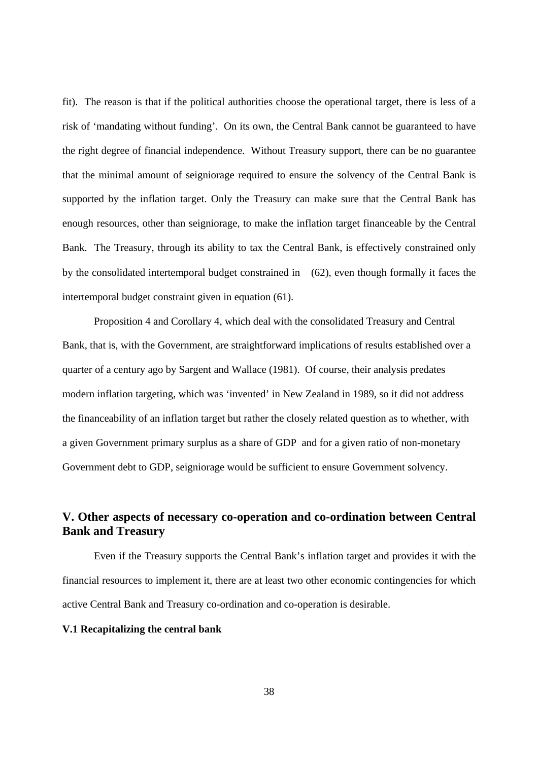fit). The reason is that if the political authorities choose the operational target, there is less of a risk of 'mandating without funding'. On its own, the Central Bank cannot be guaranteed to have the right degree of financial independence. Without Treasury support, there can be no guarantee that the minimal amount of seigniorage required to ensure the solvency of the Central Bank is supported by the inflation target. Only the Treasury can make sure that the Central Bank has enough resources, other than seigniorage, to make the inflation target financeable by the Central Bank. The Treasury, through its ability to tax the Central Bank, is effectively constrained only by the consolidated intertemporal budget constrained in (62), even though formally it faces the intertemporal budget constraint given in equation (61).

Proposition 4 and Corollary 4, which deal with the consolidated Treasury and Central Bank, that is, with the Government, are straightforward implications of results established over a quarter of a century ago by Sargent and Wallace (1981). Of course, their analysis predates modern inflation targeting, which was 'invented' in New Zealand in 1989, so it did not address the financeability of an inflation target but rather the closely related question as to whether, with a given Government primary surplus as a share of GDP and for a given ratio of non-monetary Government debt to GDP, seigniorage would be sufficient to ensure Government solvency.

## V. Other aspects of necessary co-operation and co-ordination between Central Bank and Treasury

Even if the Treasury supports the Central Bank's inflation target and provides it with the financial resources to implement it, there are at least two other economic contingencies for which active Central Bank and Treasury co-ordination and co-operation is desirable.

### V.1 Recapitalizing the central bank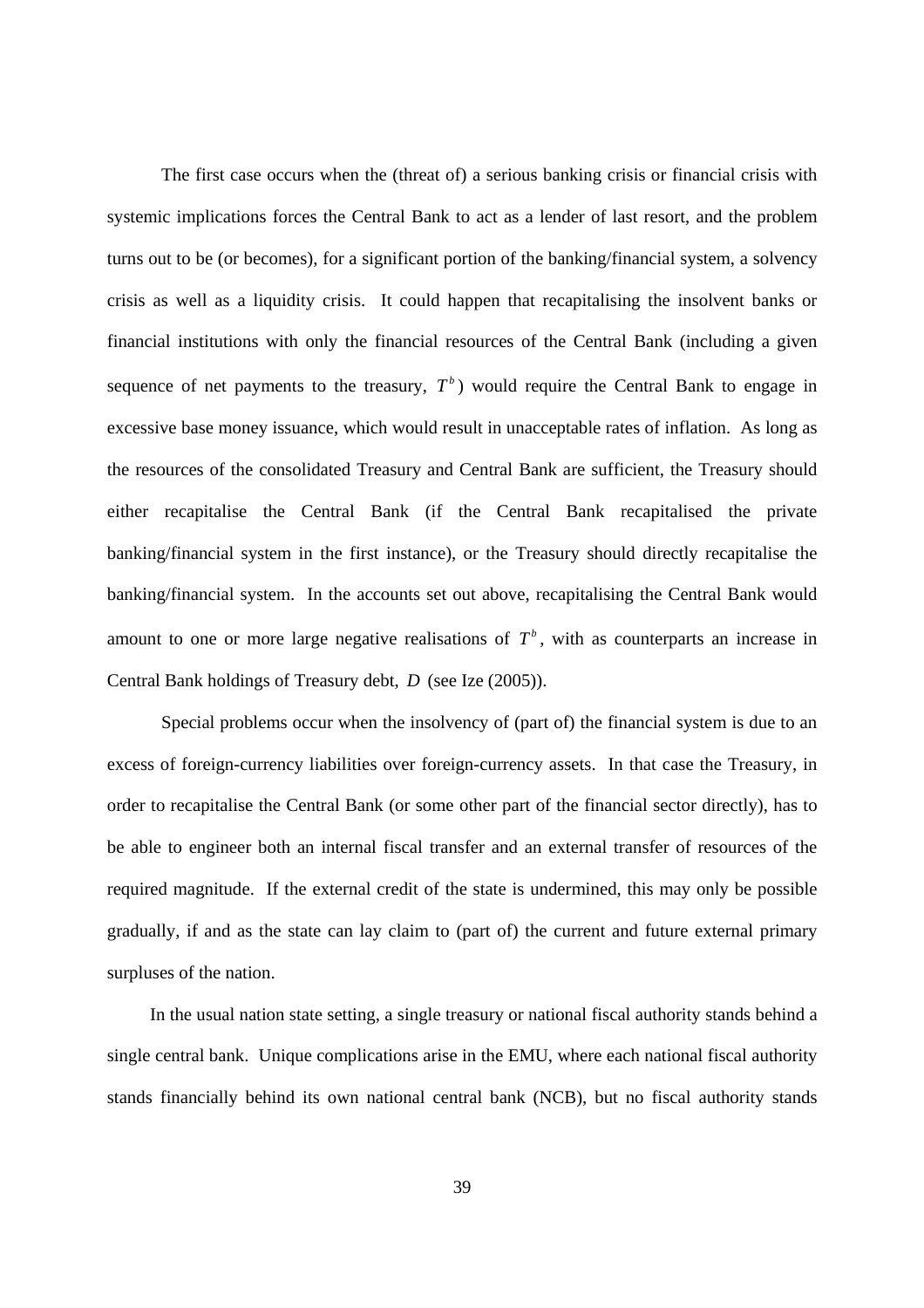The first case occurs when the (threat of) a serious banking crisis or financial crisis with systemic implications forces the Central Bank to act as a lender of last resort, and the problem turns out to be (or becomes), for a significant portion of the banking/financial system, a solvency crisis as well as a liquidity crisis. It could happen that recapitalising the insolvent banks or financial institutions with only the financial resources of the Central Bank (including a given sequence of net payments to the treasury, $T^b$) would require the Central Bank to engage in excessive base money issuance, which would result in unacceptable rates of inflation. As long as the resources of the consolidated Treasury and Central Bank are sufficient, the Treasury should either recapitalise the Central Bank (if the Central Bank recapitalised the private banking/financial system in the first instance), or the Treasury should directly recapitalise the banking/financial system. In the accounts set out above, recapitalising the Central Bank would amount to one or more large negative realisations of $T^b$, with as counterparts an increase in Central Bank holdings of Treasury debt, $D$ (see Ize (2005)).

Special problems occur when the insolvency of (part of) the financial system is due to an excess of foreign-currency liabilities over foreign-currency assets. In that case the Treasury, in order to recapitalise the Central Bank (or some other part of the financial sector directly), has to be able to engineer both an internal fiscal transfer and an external transfer of resources of the required magnitude. If the external credit of the state is undermined, this may only be possible gradually, if and as the state can lay claim to (part of) the current and future external primary surpluses of the nation.

In the usual nation state setting, a single treasury or national fiscal authority stands behind a single central bank. Unique complications arise in the EMU, where each national fiscal authority stands financially behind its own national central bank (NCB), but no fiscal authority stands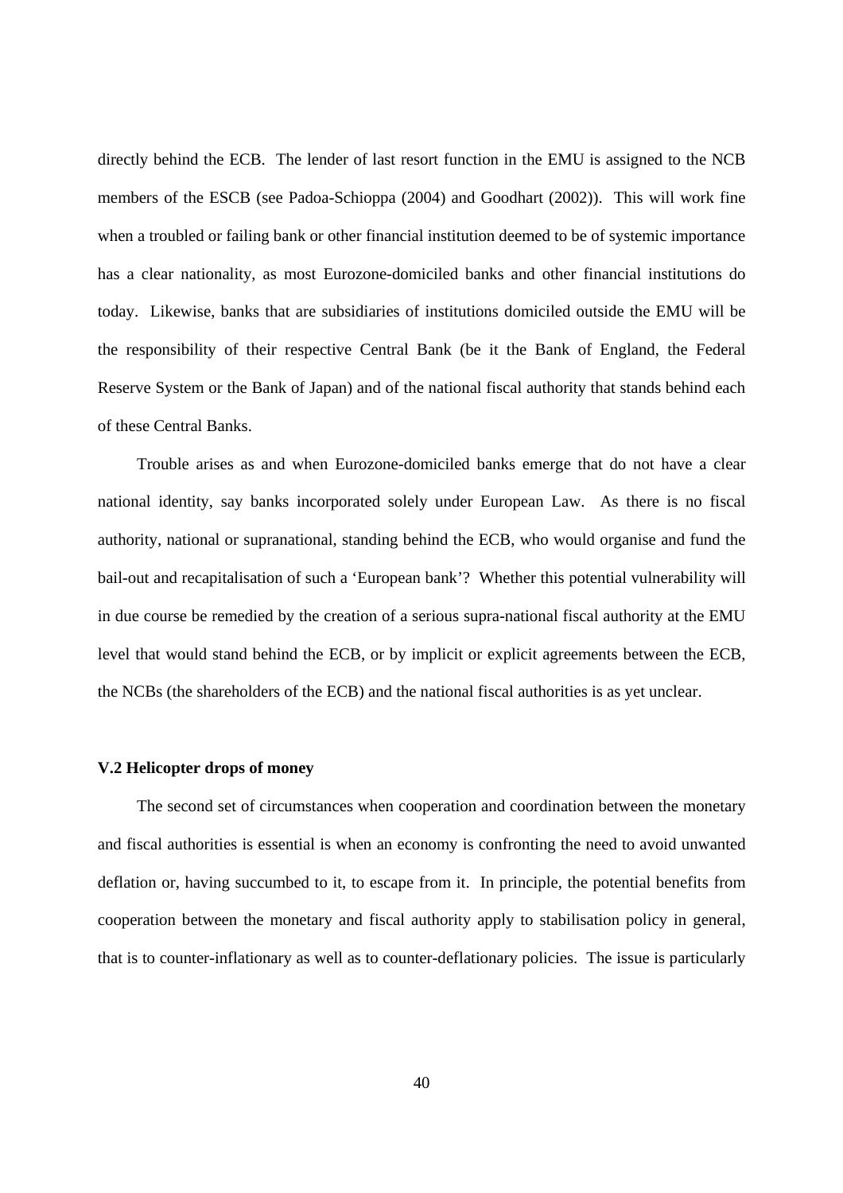directly behind the ECB. The lender of last resort function in the EMU is assigned to the NCB members of the ESCB (see Padoa-Schioppa (2004) and Goodhart (2002)). This will work fine when a troubled or failing bank or other financial institution deemed to be of systemic importance has a clear nationality, as most Eurozone-domiciled banks and other financial institutions do today. Likewise, banks that are subsidiaries of institutions domiciled outside the EMU will be the responsibility of their respective Central Bank (be it the Bank of England, the Federal Reserve System or the Bank of Japan) and of the national fiscal authority that stands behind each of these Central Banks.

Trouble arises as and when Eurozone-domiciled banks emerge that do not have a clear national identity, say banks incorporated solely under European Law. As there is no fiscal authority, national or supranational, standing behind the ECB, who would organise and fund the bail-out and recapitalisation of such a 'European bank'? Whether this potential vulnerability will in due course be remedied by the creation of a serious supra-national fiscal authority at the EMU level that would stand behind the ECB, or by implicit or explicit agreements between the ECB, the NCBs (the shareholders of the ECB) and the national fiscal authorities is as yet unclear.

### V.2 Helicopter drops of money

The second set of circumstances when cooperation and coordination between the monetary and fiscal authorities is essential is when an economy is confronting the need to avoid unwanted deflation or, having succumbed to it, to escape from it. In principle, the potential benefits from cooperation between the monetary and fiscal authority apply to stabilisation policy in general, that is to counter-inflationary as well as to counter-deflationary policies. The issue is particularly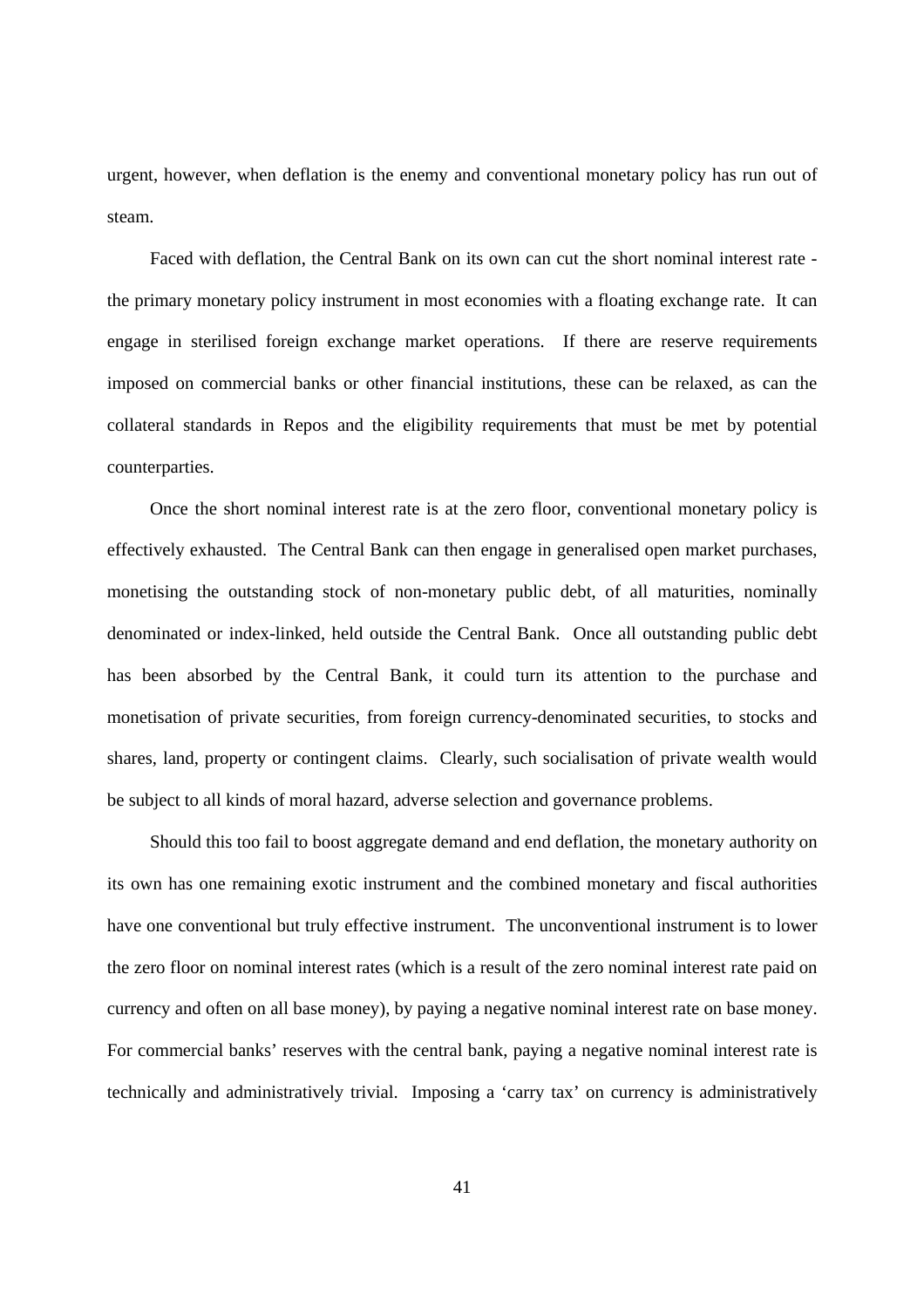urgent, however, when deflation is the enemy and conventional monetary policy has run out of steam.

Faced with deflation, the Central Bank on its own can cut the short nominal interest rate - the primary monetary policy instrument in most economies with a floating exchange rate. It can engage in sterilised foreign exchange market operations. If there are reserve requirements imposed on commercial banks or other financial institutions, these can be relaxed, as can the collateral standards in Repos and the eligibility requirements that must be met by potential counterparties.

Once the short nominal interest rate is at the zero floor, conventional monetary policy is effectively exhausted. The Central Bank can then engage in generalised open market purchases, monetising the outstanding stock of non-monetary public debt, of all maturities, nominally denominated or index-linked, held outside the Central Bank. Once all outstanding public debt has been absorbed by the Central Bank, it could turn its attention to the purchase and monetisation of private securities, from foreign currency-denominated securities, to stocks and shares, land, property or contingent claims. Clearly, such socialisation of private wealth would be subject to all kinds of moral hazard, adverse selection and governance problems.

Should this too fail to boost aggregate demand and end deflation, the monetary authority on its own has one remaining exotic instrument and the combined monetary and fiscal authorities have one conventional but truly effective instrument. The unconventional instrument is to lower the zero floor on nominal interest rates (which is a result of the zero nominal interest rate paid on currency and often on all base money), by paying a negative nominal interest rate on base money. For commercial banks' reserves with the central bank, paying a negative nominal interest rate is technically and administratively trivial. Imposing a 'carry tax' on currency is administratively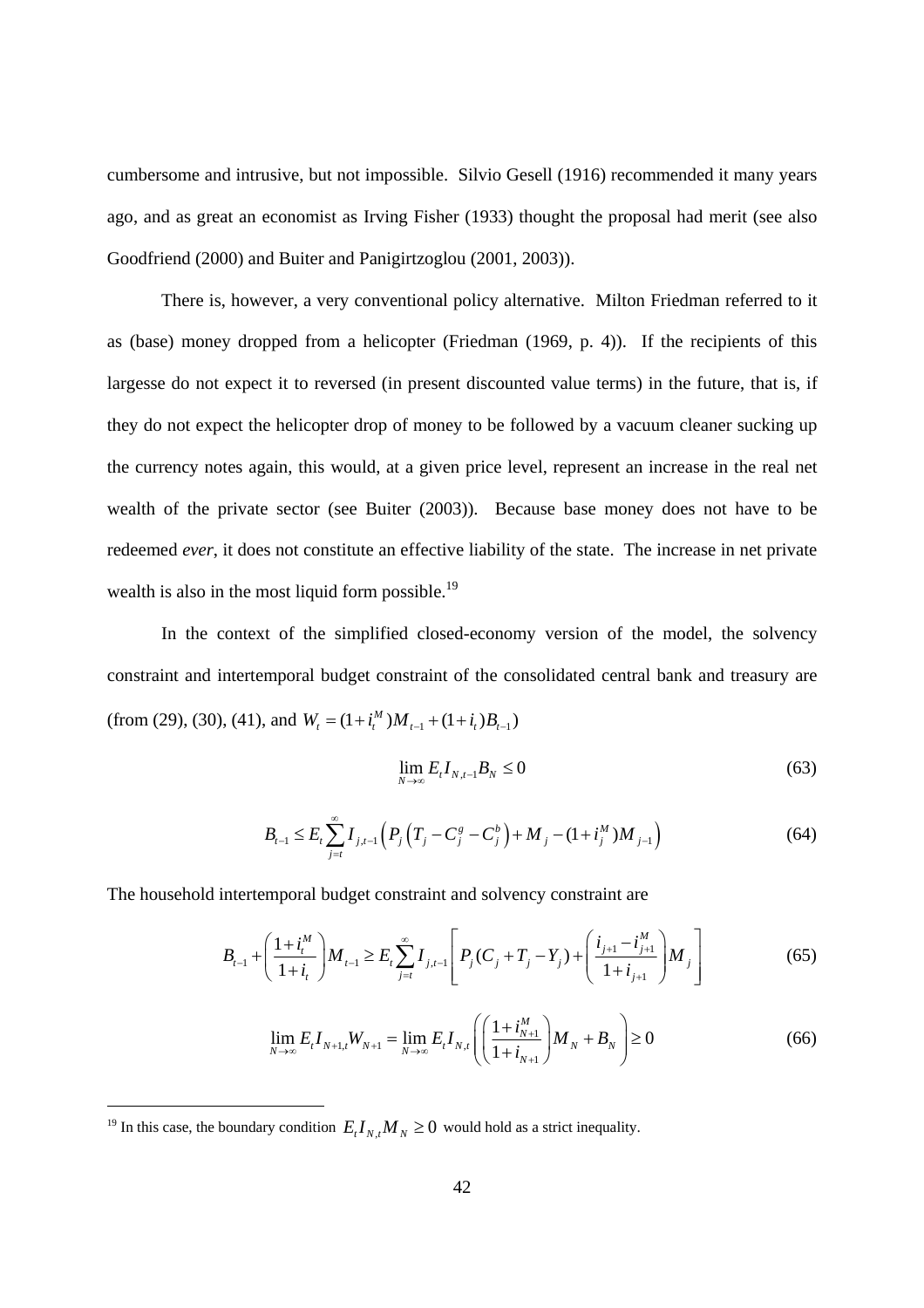cumbersome and intrusive, but not impossible. Silvio Gesell (1916) recommended it many years ago, and as great an economist as Irving Fisher (1933) thought the proposal had merit (see also Goodfriend (2000) and Buiter and Panigirtzoglou (2001, 2003)).

There is, however, a very conventional policy alternative. Milton Friedman referred to it as (base) money dropped from a helicopter (Friedman (1969, p. 4)). If the recipients of this largesse do not expect it to reversed (in present discounted value terms) in the future, that is, if they do not expect the helicopter drop of money to be followed by a vacuum cleaner sucking up the currency notes again, this would, at a given price level, represent an increase in the real net wealth of the private sector (see Buiter (2003)). Because base money does not have to be redeemed *ever*, it does not constitute an effective liability of the state. The increase in net private wealth is also in the most liquid form possible.[19]

In the context of the simplified closed-economy version of the model, the solvency constraint and intertemporal budget constraint of the consolidated central bank and treasury are (from (29), (30), (41), and $W_t = (1+i_t^M)M_{t-1} + (1+i_t)B_{t-1}$)

$$\lim_{N\to\infty} E_t I_{N,t-1} B_N \le 0 \tag{63}$$

$$B_{t-1} \le E_t \sum_{j=t}^{\infty} I_{j,t-1}\left(P_j\left(T_j - C_j^g - C_j^b\right) + M_j - (1+i_j^M)M_{j-1}\right) \tag{64}$$

The household intertemporal budget constraint and solvency constraint are

$$B_{t-1} + \left(\frac{1+i_t^M}{1+i_t}\right)M_{t-1} \ge E_t \sum_{j=t}^{\infty} I_{j,t-1}\left[P_j(C_j + T_j - Y_j) + \left(\frac{i_{j+1} - i_{j+1}^M}{1+i_{j+1}}\right)M_j\right] \tag{65}$$

$$\lim_{N\to\infty} E_t I_{N+1,t} W_{N+1} = \lim_{N\to\infty} E_t I_{N,t}\left(\left(\frac{1+i_{N+1}^M}{1+i_{N+1}}\right)M_N + B_N\right) \ge 0 \tag{66}$$

[19] In this case, the boundary condition $E_t I_{N,t} M_N \ge 0$ would hold as a strict inequality.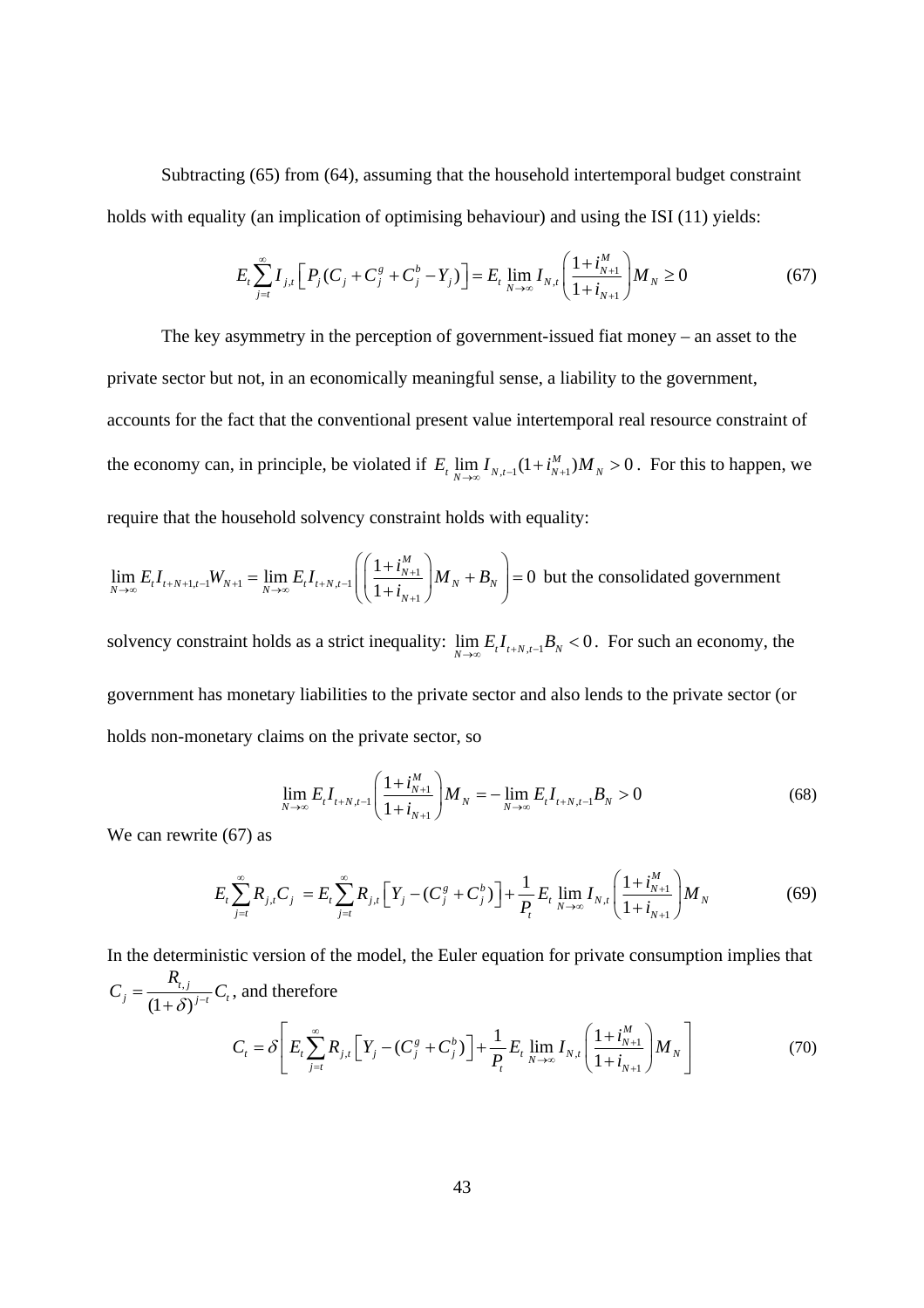Subtracting (65) from (64), assuming that the household intertemporal budget constraint holds with equality (an implication of optimising behaviour) and using the ISI (11) yields:

$$E_t \sum_{j=t}^{\infty} I_{j,t} \left[ P_j (C_j + C_j^g + C_j^b - Y_j) \right] = E_t \lim_{N \to \infty} I_{N,t} \left( \frac{1+i_{N+1}^M}{1+i_{N+1}} \right) M_N \geq 0 \tag{67}$$

The key asymmetry in the perception of government-issued fiat money – an asset to the private sector but not, in an economically meaningful sense, a liability to the government, accounts for the fact that the conventional present value intertemporal real resource constraint of the economy can, in principle, be violated if $E_t \lim_{N \to \infty} I_{N,t-1}(1+i_{N+1}^M) M_N > 0$. For this to happen, we require that the household solvency constraint holds with equality:

$\lim_{N \to \infty} E_t I_{t+N+1,t-1} W_{N+1} = \lim_{N \to \infty} E_t I_{t+N,t-1} \left( \left( \frac{1+i_{N+1}^M}{1+i_{N+1}} \right) M_N + B_N \right) = 0$ but the consolidated government solvency constraint holds as a strict inequality: $\lim_{N \to \infty} E_t I_{t+N,t-1} B_N < 0$. For such an economy, the government has monetary liabilities to the private sector and also lends to the private sector (or holds non-monetary claims on the private sector, so

$$\lim_{N \to \infty} E_t I_{t+N,t-1} \left( \frac{1+i_{N+1}^M}{1+i_{N+1}} \right) M_N = -\lim_{N \to \infty} E_t I_{t+N,t-1} B_N > 0 \tag{68}$$

We can rewrite (67) as

$$E_t \sum_{j=t}^{\infty} R_{j,t} C_j = E_t \sum_{j=t}^{\infty} R_{j,t} \left[ Y_j - (C_j^g + C_j^b) \right] + \frac{1}{P_t} E_t \lim_{N \to \infty} I_{N,t} \left( \frac{1+i_{N+1}^M}{1+i_{N+1}} \right) M_N \tag{69}$$

In the deterministic version of the model, the Euler equation for private consumption implies that $C_j = \frac{R_{t,j}}{(1+\delta)^{j-t}} C_t$, and therefore

$$C_t = \delta \left[ E_t \sum_{j=t}^{\infty} R_{j,t} \left[ Y_j - (C_j^g + C_j^b) \right] + \frac{1}{P_t} E_t \lim_{N \to \infty} I_{N,t} \left( \frac{1+i_{N+1}^M}{1+i_{N+1}} \right) M_N \right] \tag{70}$$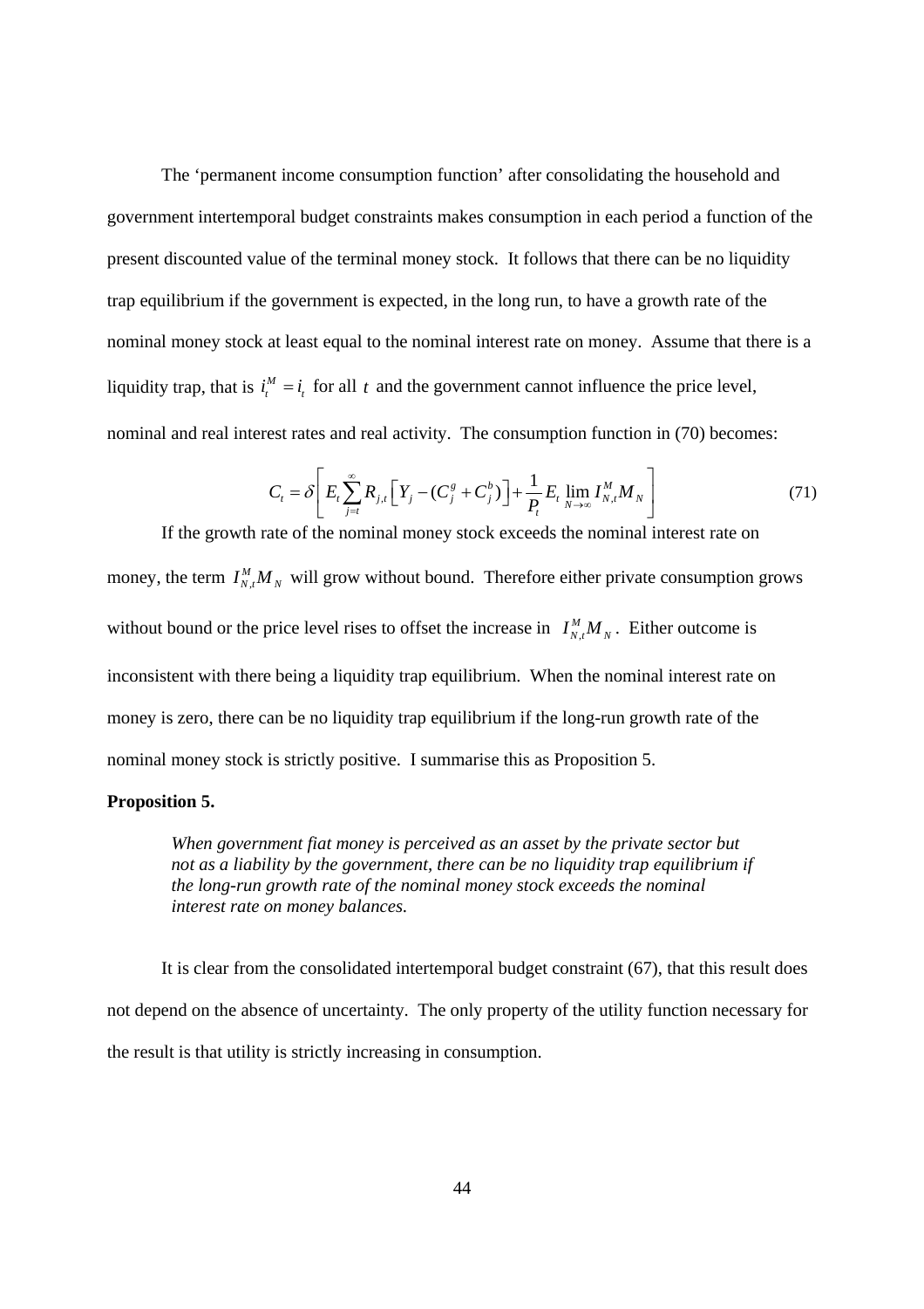The 'permanent income consumption function' after consolidating the household and government intertemporal budget constraints makes consumption in each period a function of the present discounted value of the terminal money stock. It follows that there can be no liquidity trap equilibrium if the government is expected, in the long run, to have a growth rate of the nominal money stock at least equal to the nominal interest rate on money. Assume that there is a liquidity trap, that is $i_t^M = i_t$ for all $t$ and the government cannot influence the price level, nominal and real interest rates and real activity. The consumption function in (70) becomes:

$$C_t = \delta\left[ E_t \sum_{j=t}^{\infty} R_{j,t}\left[ Y_j - (C_j^g + C_j^b)\right] + \frac{1}{P_t} E_t \lim_{N\to\infty} I_{N,t}^M M_N \right] \tag{71}$$

If the growth rate of the nominal money stock exceeds the nominal interest rate on money, the term $I_{N,t}^M M_N$ will grow without bound. Therefore either private consumption grows without bound or the price level rises to offset the increase in $I_{N,t}^M M_N$. Either outcome is inconsistent with there being a liquidity trap equilibrium. When the nominal interest rate on money is zero, there can be no liquidity trap equilibrium if the long-run growth rate of the nominal money stock is strictly positive. I summarise this as Proposition 5.

**Proposition 5.**

> *When government fiat money is perceived as an asset by the private sector but not as a liability by the government, there can be no liquidity trap equilibrium if the long-run growth rate of the nominal money stock exceeds the nominal interest rate on money balances.*

It is clear from the consolidated intertemporal budget constraint (67), that this result does not depend on the absence of uncertainty. The only property of the utility function necessary for the result is that utility is strictly increasing in consumption.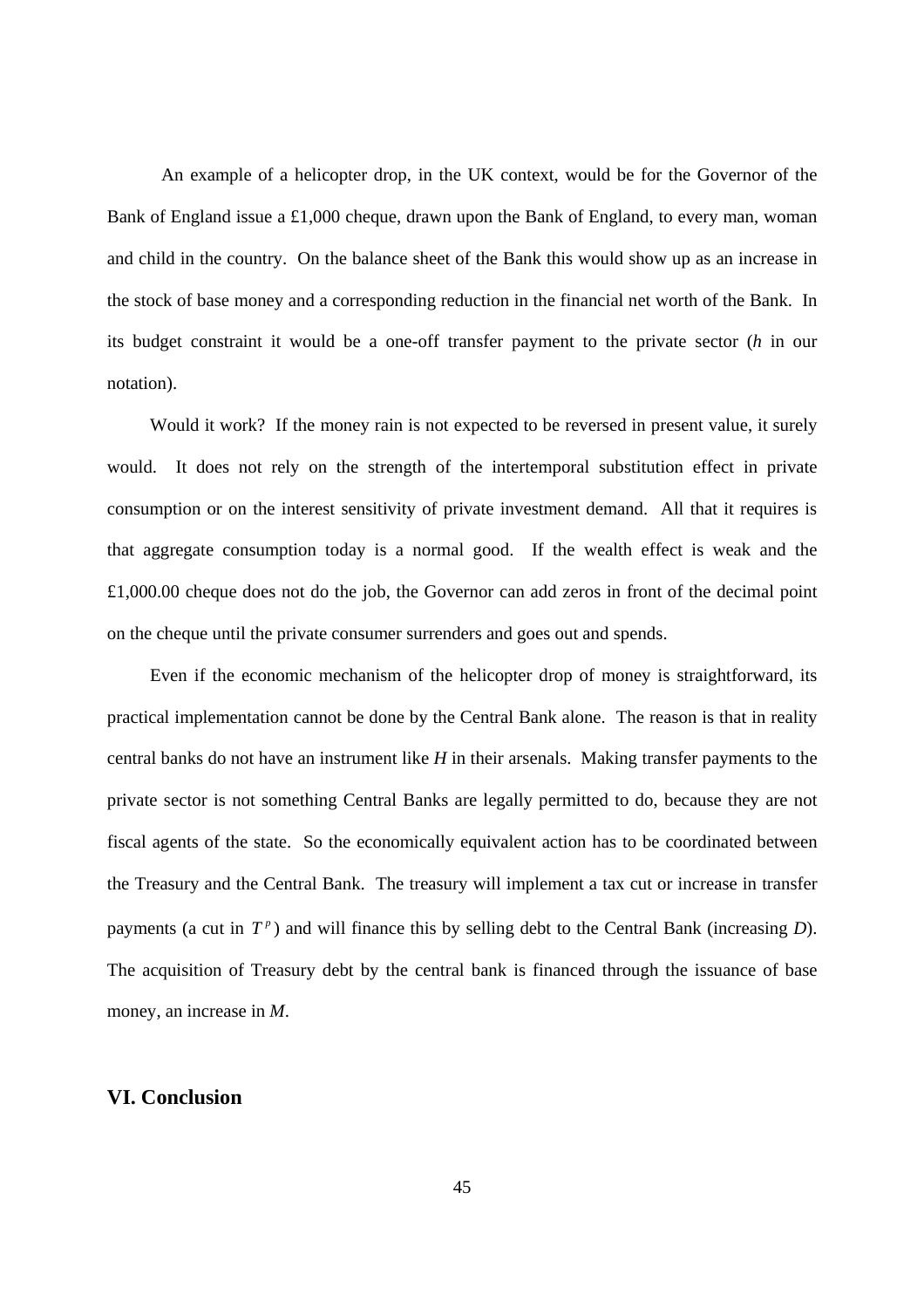An example of a helicopter drop, in the UK context, would be for the Governor of the Bank of England issue a £1,000 cheque, drawn upon the Bank of England, to every man, woman and child in the country. On the balance sheet of the Bank this would show up as an increase in the stock of base money and a corresponding reduction in the financial net worth of the Bank. In its budget constraint it would be a one-off transfer payment to the private sector ($h$ in our notation).

Would it work? If the money rain is not expected to be reversed in present value, it surely would. It does not rely on the strength of the intertemporal substitution effect in private consumption or on the interest sensitivity of private investment demand. All that it requires is that aggregate consumption today is a normal good. If the wealth effect is weak and the £1,000.00 cheque does not do the job, the Governor can add zeros in front of the decimal point on the cheque until the private consumer surrenders and goes out and spends.

Even if the economic mechanism of the helicopter drop of money is straightforward, its practical implementation cannot be done by the Central Bank alone. The reason is that in reality central banks do not have an instrument like $H$ in their arsenals. Making transfer payments to the private sector is not something Central Banks are legally permitted to do, because they are not fiscal agents of the state. So the economically equivalent action has to be coordinated between the Treasury and the Central Bank. The treasury will implement a tax cut or increase in transfer payments (a cut in $T^p$) and will finance this by selling debt to the Central Bank (increasing $D$). The acquisition of Treasury debt by the central bank is financed through the issuance of base money, an increase in $M$.

## VI. Conclusion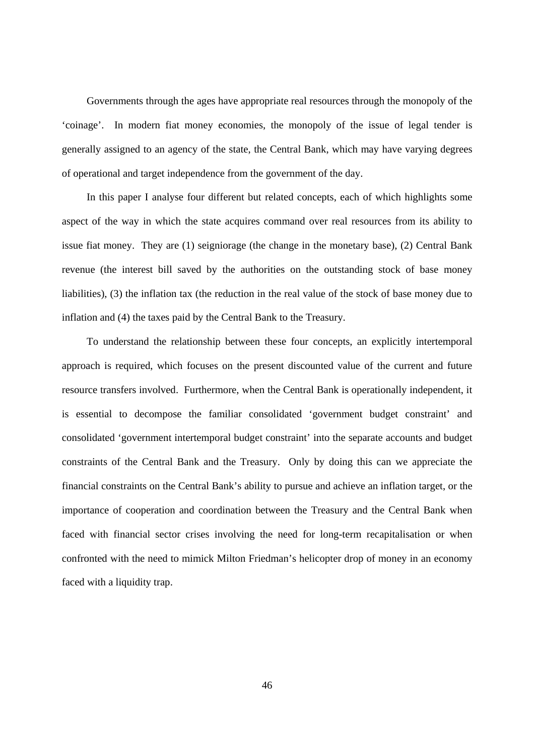Governments through the ages have appropriate real resources through the monopoly of the 'coinage'. In modern fiat money economies, the monopoly of the issue of legal tender is generally assigned to an agency of the state, the Central Bank, which may have varying degrees of operational and target independence from the government of the day.

In this paper I analyse four different but related concepts, each of which highlights some aspect of the way in which the state acquires command over real resources from its ability to issue fiat money. They are (1) seigniorage (the change in the monetary base), (2) Central Bank revenue (the interest bill saved by the authorities on the outstanding stock of base money liabilities), (3) the inflation tax (the reduction in the real value of the stock of base money due to inflation and (4) the taxes paid by the Central Bank to the Treasury.

To understand the relationship between these four concepts, an explicitly intertemporal approach is required, which focuses on the present discounted value of the current and future resource transfers involved. Furthermore, when the Central Bank is operationally independent, it is essential to decompose the familiar consolidated 'government budget constraint' and consolidated 'government intertemporal budget constraint' into the separate accounts and budget constraints of the Central Bank and the Treasury. Only by doing this can we appreciate the financial constraints on the Central Bank's ability to pursue and achieve an inflation target, or the importance of cooperation and coordination between the Treasury and the Central Bank when faced with financial sector crises involving the need for long-term recapitalisation or when confronted with the need to mimick Milton Friedman's helicopter drop of money in an economy faced with a liquidity trap.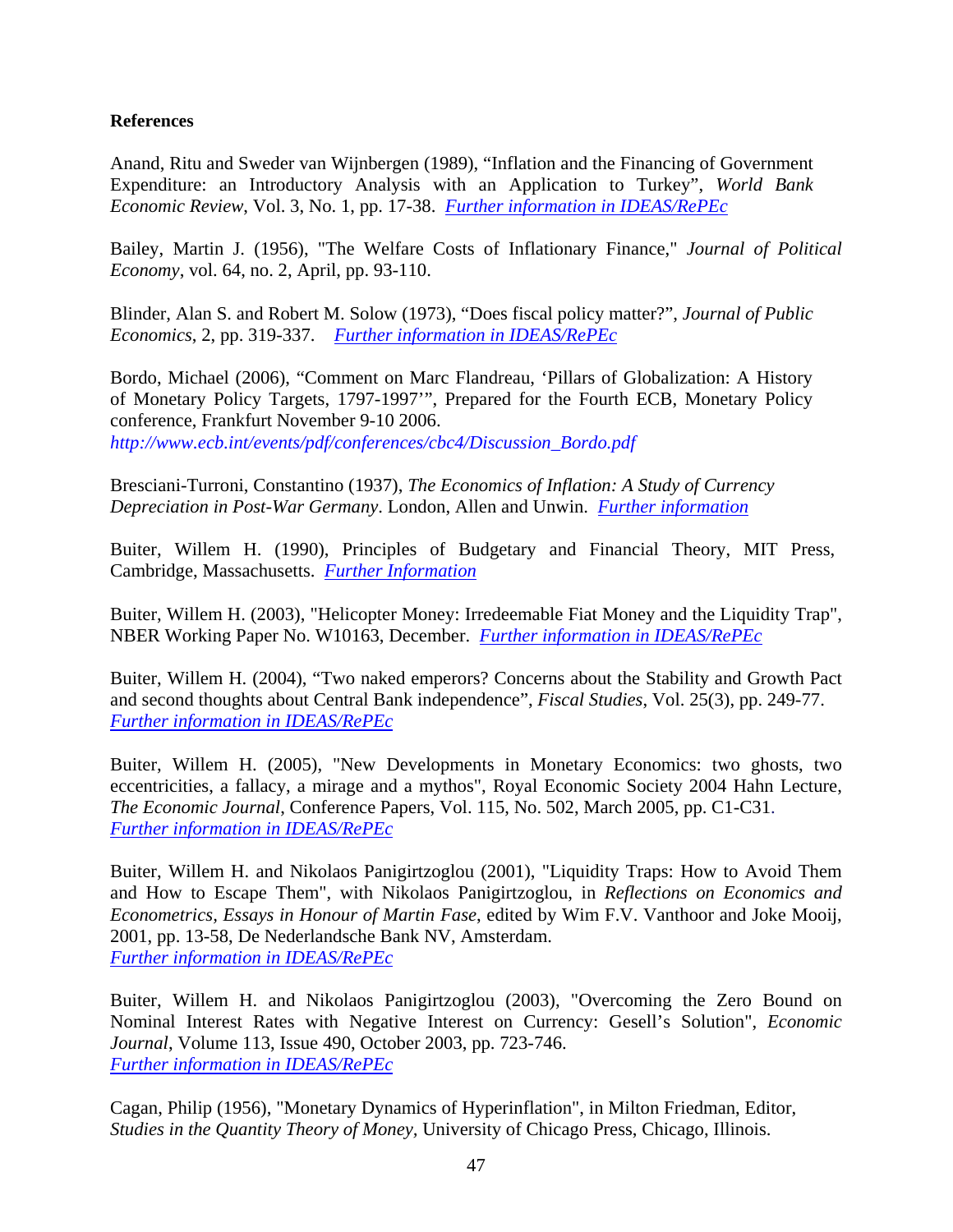**References**

Anand, Ritu and Sweder van Wijnbergen (1989), “Inflation and the Financing of Government Expenditure: an Introductory Analysis with an Application to Turkey”, *World Bank Economic Review*, Vol. 3, No. 1, pp. 17-38. *Further information in IDEAS/RePEc*

Bailey, Martin J. (1956), "The Welfare Costs of Inflationary Finance," *Journal of Political Economy*, vol. 64, no. 2, April, pp. 93-110.

Blinder, Alan S. and Robert M. Solow (1973), “Does fiscal policy matter?”, *Journal of Public Economics*, 2, pp. 319-337. *Further information in IDEAS/RePEc*

Bordo, Michael (2006), “Comment on Marc Flandreau, ‘Pillars of Globalization: A History of Monetary Policy Targets, 1797-1997’”, Prepared for the Fourth ECB, Monetary Policy conference, Frankfurt November 9-10 2006.
*http://www.ecb.int/events/pdf/conferences/cbc4/Discussion_Bordo.pdf*

Bresciani-Turroni, Constantino (1937), *The Economics of Inflation: A Study of Currency Depreciation in Post-War Germany*. London, Allen and Unwin. *Further information*

Buiter, Willem H. (1990), Principles of Budgetary and Financial Theory, MIT Press, Cambridge, Massachusetts. *Further Information*

Buiter, Willem H. (2003), "Helicopter Money: Irredeemable Fiat Money and the Liquidity Trap", NBER Working Paper No. W10163, December. *Further information in IDEAS/RePEc*

Buiter, Willem H. (2004), “Two naked emperors? Concerns about the Stability and Growth Pact and second thoughts about Central Bank independence”, *Fiscal Studies*, Vol. 25(3), pp. 249-77. *Further information in IDEAS/RePEc*

Buiter, Willem H. (2005), "New Developments in Monetary Economics: two ghosts, two eccentricities, a fallacy, a mirage and a mythos", Royal Economic Society 2004 Hahn Lecture, *The Economic Journal*, Conference Papers, Vol. 115, No. 502, March 2005, pp. C1-C31. *Further information in IDEAS/RePEc*

Buiter, Willem H. and Nikolaos Panigirtzoglou (2001), "Liquidity Traps: How to Avoid Them and How to Escape Them", with Nikolaos Panigirtzoglou, in *Reflections on Economics and Econometrics, Essays in Honour of Martin Fase*, edited by Wim F.V. Vanthoor and Joke Mooij, 2001, pp. 13-58, De Nederlandsche Bank NV, Amsterdam.
*Further information in IDEAS/RePEc*

Buiter, Willem H. and Nikolaos Panigirtzoglou (2003), "Overcoming the Zero Bound on Nominal Interest Rates with Negative Interest on Currency: Gesell’s Solution", *Economic Journal*, Volume 113, Issue 490, October 2003, pp. 723-746.
*Further information in IDEAS/RePEc*

Cagan, Philip (1956), "Monetary Dynamics of Hyperinflation", in Milton Friedman, Editor, *Studies in the Quantity Theory of Money*, University of Chicago Press, Chicago, Illinois.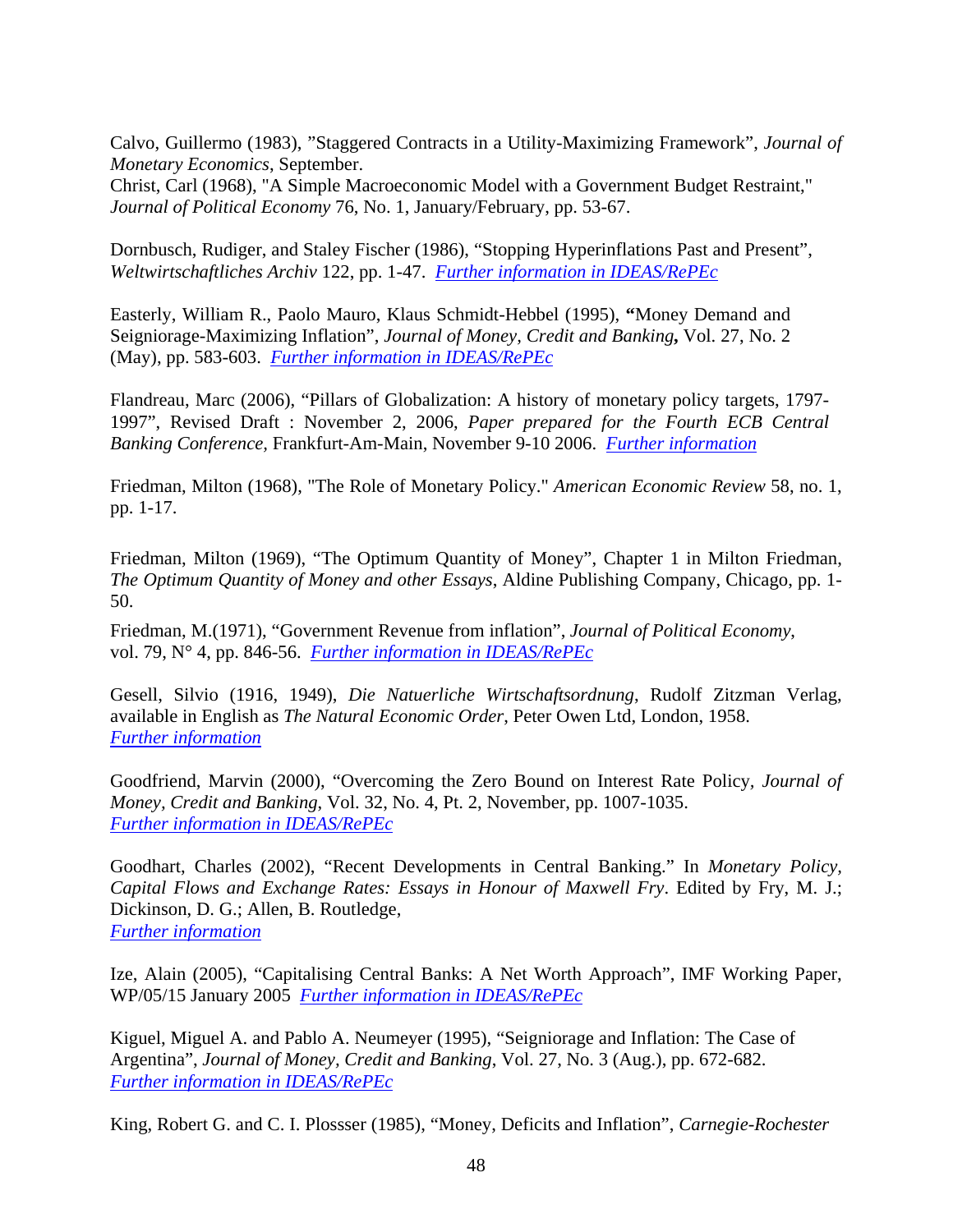Calvo, Guillermo (1983), "Staggered Contracts in a Utility-Maximizing Framework", *Journal of Monetary Economics*, September.
Christ, Carl (1968), "A Simple Macroeconomic Model with a Government Budget Restraint," *Journal of Political Economy* 76, No. 1, January/February, pp. 53-67.

Dornbusch, Rudiger, and Staley Fischer (1986), "Stopping Hyperinflations Past and Present", *Weltwirtschaftliches Archiv* 122, pp. 1-47. *Further information in IDEAS/RePEc*

Easterly, William R., Paolo Mauro, Klaus Schmidt-Hebbel (1995), **"**Money Demand and Seigniorage-Maximizing Inflation", *Journal of Money, Credit and Banking***,** Vol. 27, No. 2 (May), pp. 583-603. *Further information in IDEAS/RePEc*

Flandreau, Marc (2006), "Pillars of Globalization: A history of monetary policy targets, 1797-1997", Revised Draft : November 2, 2006, *Paper prepared for the Fourth ECB Central Banking Conference,* Frankfurt-Am-Main, November 9-10 2006. *Further information*

Friedman, Milton (1968), "The Role of Monetary Policy." *American Economic Review* 58, no. 1, pp. 1-17.

Friedman, Milton (1969), "The Optimum Quantity of Money", Chapter 1 in Milton Friedman, *The Optimum Quantity of Money and other Essays*, Aldine Publishing Company, Chicago, pp. 1-50.

Friedman, M.(1971), "Government Revenue from inflation", *Journal of Political Economy*, vol. 79, N° 4, pp. 846-56. *Further information in IDEAS/RePEc*

Gesell, Silvio (1916, 1949), *Die Natuerliche Wirtschaftsordnung*, Rudolf Zitzman Verlag, available in English as *The Natural Economic Order*, Peter Owen Ltd, London, 1958. *Further information*

Goodfriend, Marvin (2000), "Overcoming the Zero Bound on Interest Rate Policy, *Journal of Money, Credit and Banking*, Vol. 32, No. 4, Pt. 2, November, pp. 1007-1035. *Further information in IDEAS/RePEc*

Goodhart, Charles (2002), "Recent Developments in Central Banking." In *Monetary Policy, Capital Flows and Exchange Rates: Essays in Honour of Maxwell Fry*. Edited by Fry, M. J.; Dickinson, D. G.; Allen, B. Routledge, *Further information*

Ize, Alain (2005), "Capitalising Central Banks: A Net Worth Approach", IMF Working Paper, WP/05/15 January 2005 *Further information in IDEAS/RePEc*

Kiguel, Miguel A. and Pablo A. Neumeyer (1995), "Seigniorage and Inflation: The Case of Argentina", *Journal of Money, Credit and Banking*, Vol. 27, No. 3 (Aug.), pp. 672-682. *Further information in IDEAS/RePEc*

King, Robert G. and C. I. Plossser (1985), "Money, Deficits and Inflation", *Carnegie-Rochester*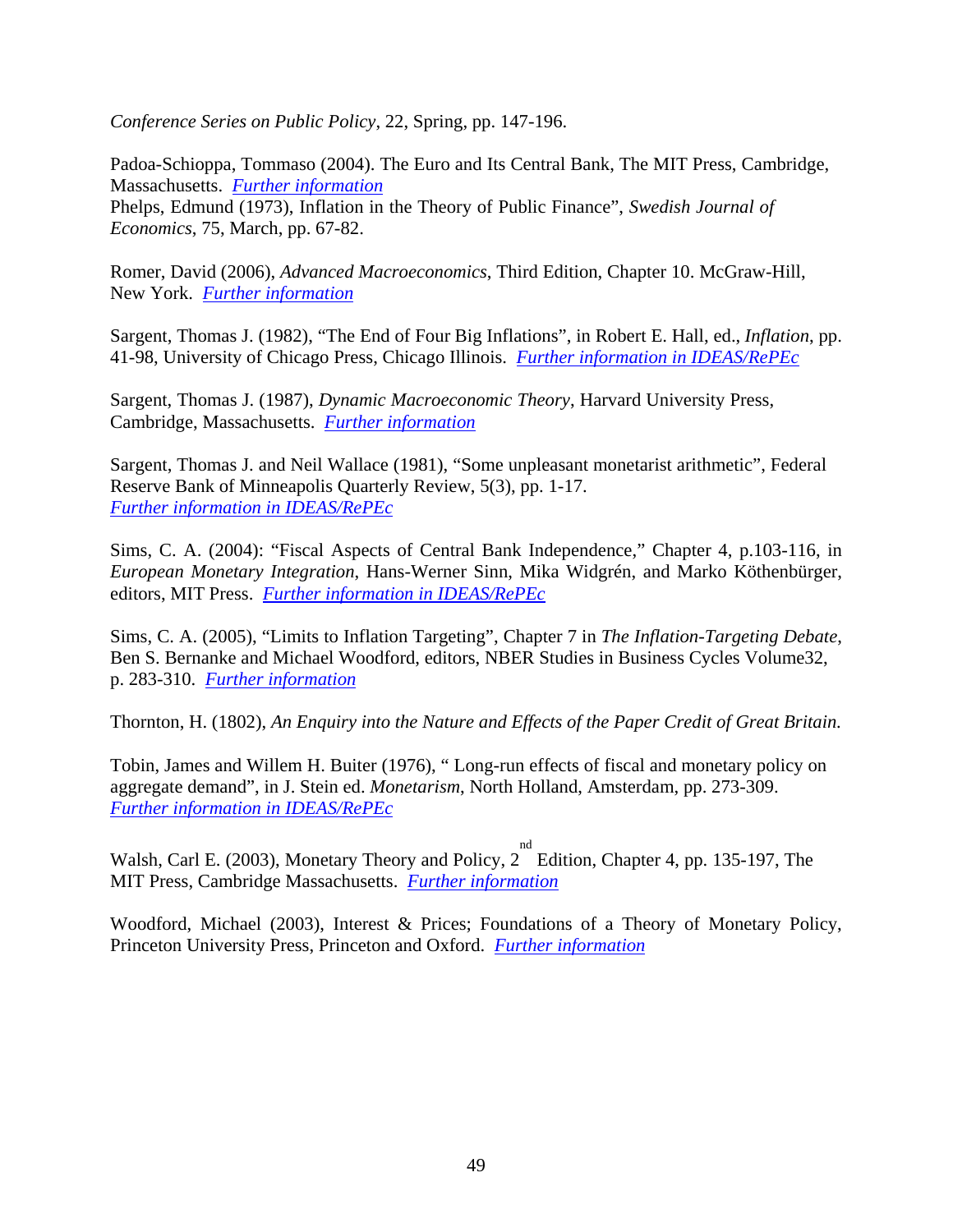*Conference Series on Public Policy*, 22, Spring, pp. 147-196.

Padoa-Schioppa, Tommaso (2004). The Euro and Its Central Bank, The MIT Press, Cambridge, Massachusetts. *Further information*
Phelps, Edmund (1973), Inflation in the Theory of Public Finance", *Swedish Journal of Economics*, 75, March, pp. 67-82.

Romer, David (2006), *Advanced Macroeconomics*, Third Edition, Chapter 10. McGraw-Hill, New York. *Further information*

Sargent, Thomas J. (1982), "The End of Four Big Inflations", in Robert E. Hall, ed., *Inflation*, pp. 41-98, University of Chicago Press, Chicago Illinois. *Further information in IDEAS/RePEc*

Sargent, Thomas J. (1987), *Dynamic Macroeconomic Theory*, Harvard University Press, Cambridge, Massachusetts. *Further information*

Sargent, Thomas J. and Neil Wallace (1981), "Some unpleasant monetarist arithmetic", Federal Reserve Bank of Minneapolis Quarterly Review, 5(3), pp. 1-17.
*Further information in IDEAS/RePEc*

Sims, C. A. (2004): "Fiscal Aspects of Central Bank Independence," Chapter 4, p.103-116, in *European Monetary Integration*, Hans-Werner Sinn, Mika Widgrén, and Marko Köthenbürger, editors, MIT Press. *Further information in IDEAS/RePEc*

Sims, C. A. (2005), "Limits to Inflation Targeting", Chapter 7 in *The Inflation-Targeting Debate*, Ben S. Bernanke and Michael Woodford, editors, NBER Studies in Business Cycles Volume32, p. 283-310. *Further information*

Thornton, H. (1802), *An Enquiry into the Nature and Effects of the Paper Credit of Great Britain.*

Tobin, James and Willem H. Buiter (1976), " Long-run effects of fiscal and monetary policy on aggregate demand", in J. Stein ed. *Monetarism*, North Holland, Amsterdam, pp. 273-309.
*Further information in IDEAS/RePEc*

Walsh, Carl E. (2003), Monetary Theory and Policy, 2nd Edition, Chapter 4, pp. 135-197, The MIT Press, Cambridge Massachusetts. *Further information*

Woodford, Michael (2003), Interest & Prices; Foundations of a Theory of Monetary Policy, Princeton University Press, Princeton and Oxford. *Further information*